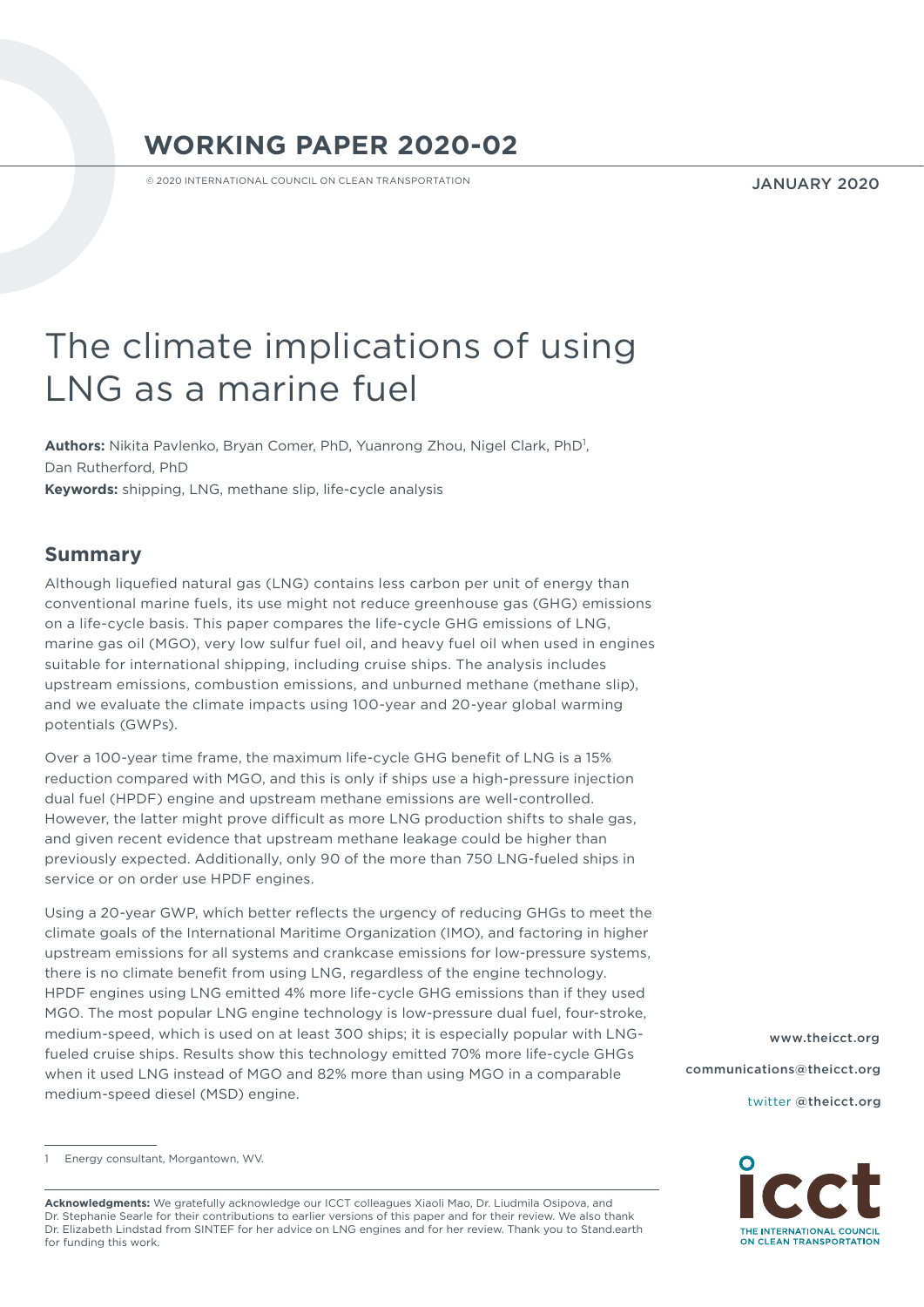# WORKING PAPER 2020-02

© 2020 INTERNATIONAL COUNCIL ON CLEAN TRANSPORTATION

JANUARY 2020

# The climate implications of using LNG as a marine fuel

**Authors:** Nikita Pavlenko, Bryan Comer, PhD, Yuanrong Zhou, Nigel Clark, PhD[1], Dan Rutherford, PhD

**Keywords:** shipping, LNG, methane slip, life-cycle analysis

## Summary

Although liquefied natural gas (LNG) contains less carbon per unit of energy than conventional marine fuels, its use might not reduce greenhouse gas (GHG) emissions on a life-cycle basis. This paper compares the life-cycle GHG emissions of LNG, marine gas oil (MGO), very low sulfur fuel oil, and heavy fuel oil when used in engines suitable for international shipping, including cruise ships. The analysis includes upstream emissions, combustion emissions, and unburned methane (methane slip), and we evaluate the climate impacts using 100-year and 20-year global warming potentials (GWPs).

Over a 100-year time frame, the maximum life-cycle GHG benefit of LNG is a 15% reduction compared with MGO, and this is only if ships use a high-pressure injection dual fuel (HPDF) engine and upstream methane emissions are well-controlled. However, the latter might prove difficult as more LNG production shifts to shale gas, and given recent evidence that upstream methane leakage could be higher than previously expected. Additionally, only 90 of the more than 750 LNG-fueled ships in service or on order use HPDF engines.

Using a 20-year GWP, which better reflects the urgency of reducing GHGs to meet the climate goals of the International Maritime Organization (IMO), and factoring in higher upstream emissions for all systems and crankcase emissions for low-pressure systems, there is no climate benefit from using LNG, regardless of the engine technology. HPDF engines using LNG emitted 4% more life-cycle GHG emissions than if they used MGO. The most popular LNG engine technology is low-pressure dual fuel, four-stroke, medium-speed, which is used on at least 300 ships; it is especially popular with LNG-fueled cruise ships. Results show this technology emitted 70% more life-cycle GHGs when it used LNG instead of MGO and 82% more than using MGO in a comparable medium-speed diesel (MSD) engine.

www.theicct.org

communications@theicct.org

twitter @theicct.org

[1] Energy consultant, Morgantown, WV.

**Acknowledgments:** We gratefully acknowledge our ICCT colleagues Xiaoli Mao, Dr. Liudmila Osipova, and Dr. Stephanie Searle for their contributions to earlier versions of this paper and for their review. We also thank Dr. Elizabeth Lindstad from SINTEF for her advice on LNG engines and for her review. Thank you to Stand.earth for funding this work.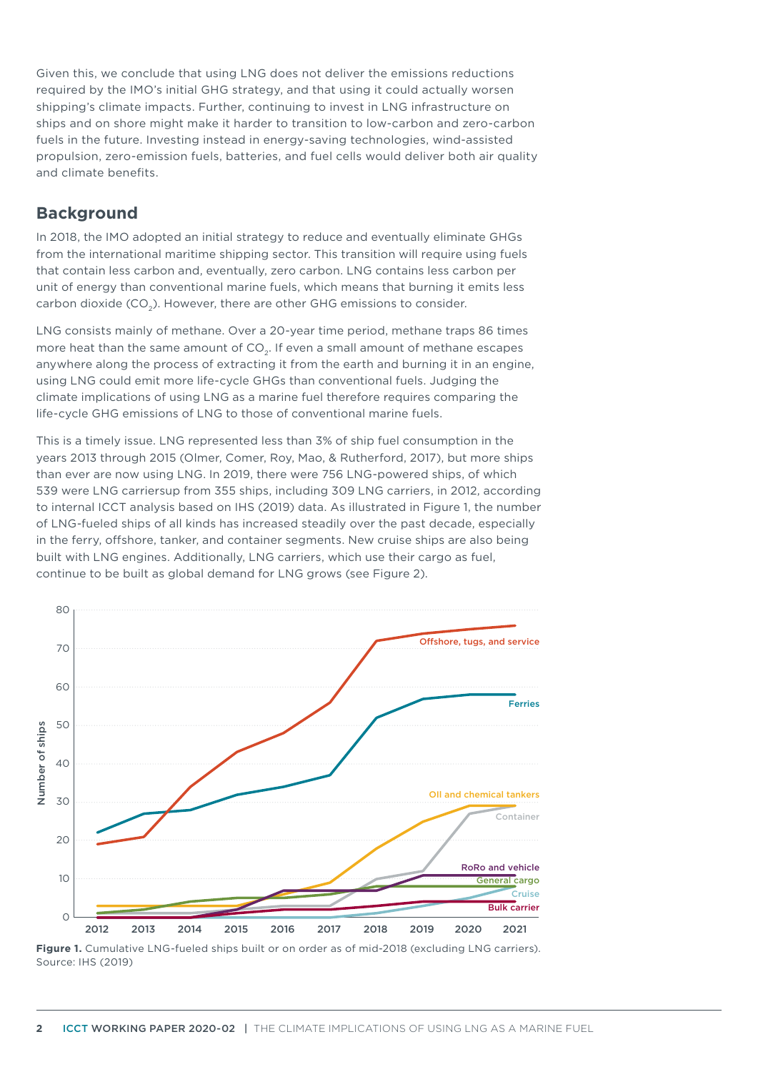Given this, we conclude that using LNG does not deliver the emissions reductions required by the IMO's initial GHG strategy, and that using it could actually worsen shipping's climate impacts. Further, continuing to invest in LNG infrastructure on ships and on shore might make it harder to transition to low-carbon and zero-carbon fuels in the future. Investing instead in energy-saving technologies, wind-assisted propulsion, zero-emission fuels, batteries, and fuel cells would deliver both air quality and climate benefits.

## Background

In 2018, the IMO adopted an initial strategy to reduce and eventually eliminate GHGs from the international maritime shipping sector. This transition will require using fuels that contain less carbon and, eventually, zero carbon. LNG contains less carbon per unit of energy than conventional marine fuels, which means that burning it emits less carbon dioxide ($CO_2$). However, there are other GHG emissions to consider.

LNG consists mainly of methane. Over a 20-year time period, methane traps 86 times more heat than the same amount of $CO_2$. If even a small amount of methane escapes anywhere along the process of extracting it from the earth and burning it in an engine, using LNG could emit more life-cycle GHGs than conventional fuels. Judging the climate implications of using LNG as a marine fuel therefore requires comparing the life-cycle GHG emissions of LNG to those of conventional marine fuels.

This is a timely issue. LNG represented less than 3% of ship fuel consumption in the years 2013 through 2015 (Olmer, Comer, Roy, Mao, & Rutherford, 2017), but more ships than ever are now using LNG. In 2019, there were 756 LNG-powered ships, of which 539 were LNG carriersup from 355 ships, including 309 LNG carriers, in 2012, according to internal ICCT analysis based on IHS (2019) data. As illustrated in Figure 1, the number of LNG-fueled ships of all kinds has increased steadily over the past decade, especially in the ferry, offshore, tanker, and container segments. New cruise ships are also being built with LNG engines. Additionally, LNG carriers, which use their cargo as fuel, continue to be built as global demand for LNG grows (see Figure 2).

**Figure 1.** Cumulative LNG-fueled ships built or on order as of mid-2018 (excluding LNG carriers). Source: IHS (2019)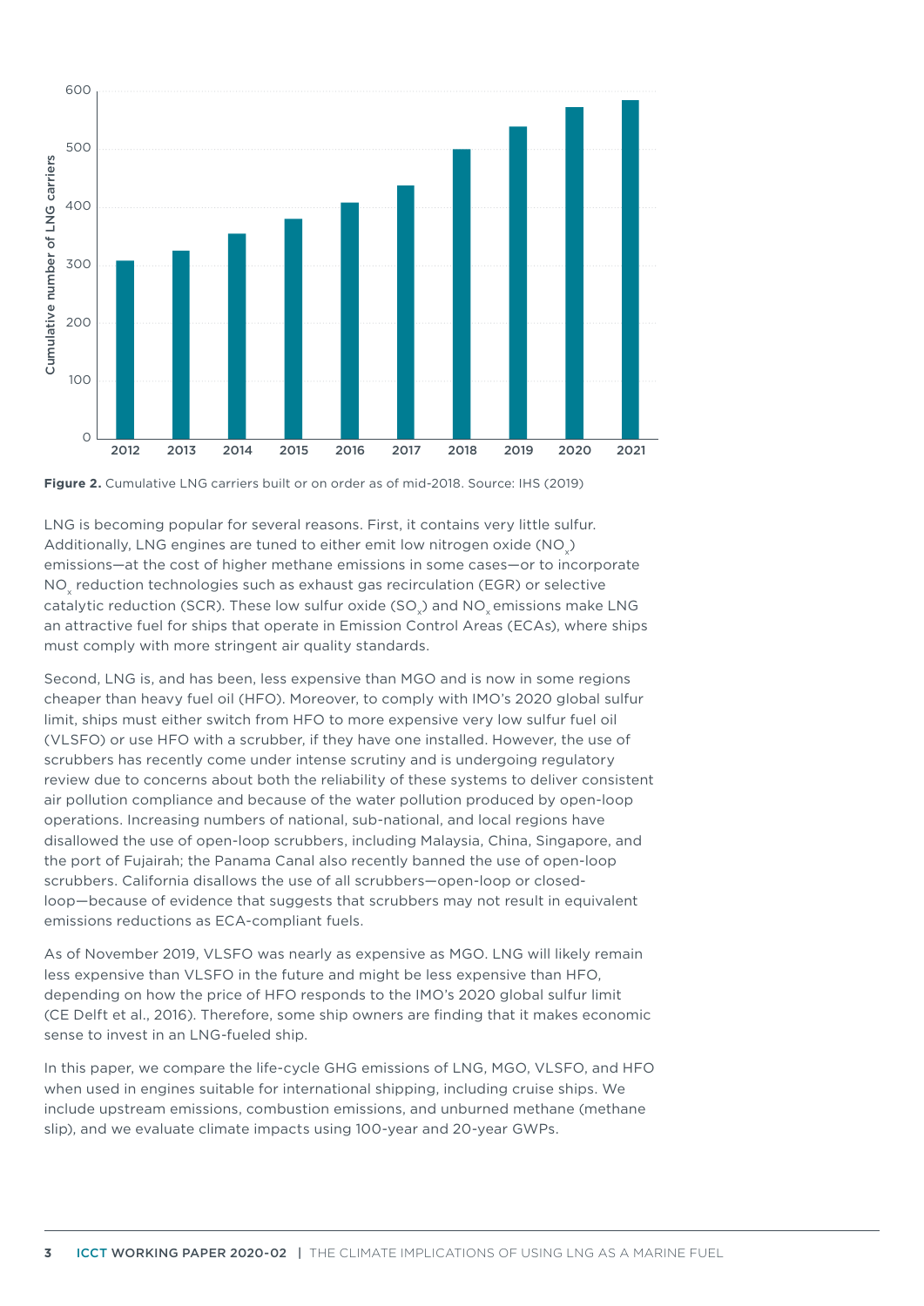**Figure 2.** Cumulative LNG carriers built or on order as of mid-2018. Source: IHS (2019)

LNG is becoming popular for several reasons. First, it contains very little sulfur. Additionally, LNG engines are tuned to either emit low nitrogen oxide ($NO_x$) emissions—at the cost of higher methane emissions in some cases—or to incorporate $NO_x$ reduction technologies such as exhaust gas recirculation (EGR) or selective catalytic reduction (SCR). These low sulfur oxide ($SO_x$) and $NO_x$ emissions make LNG an attractive fuel for ships that operate in Emission Control Areas (ECAs), where ships must comply with more stringent air quality standards.

Second, LNG is, and has been, less expensive than MGO and is now in some regions cheaper than heavy fuel oil (HFO). Moreover, to comply with IMO's 2020 global sulfur limit, ships must either switch from HFO to more expensive very low sulfur fuel oil (VLSFO) or use HFO with a scrubber, if they have one installed. However, the use of scrubbers has recently come under intense scrutiny and is undergoing regulatory review due to concerns about both the reliability of these systems to deliver consistent air pollution compliance and because of the water pollution produced by open-loop operations. Increasing numbers of national, sub-national, and local regions have disallowed the use of open-loop scrubbers, including Malaysia, China, Singapore, and the port of Fujairah; the Panama Canal also recently banned the use of open-loop scrubbers. California disallows the use of all scrubbers—open-loop or closed-loop—because of evidence that suggests that scrubbers may not result in equivalent emissions reductions as ECA-compliant fuels.

As of November 2019, VLSFO was nearly as expensive as MGO. LNG will likely remain less expensive than VLSFO in the future and might be less expensive than HFO, depending on how the price of HFO responds to the IMO's 2020 global sulfur limit (CE Delft et al., 2016). Therefore, some ship owners are finding that it makes economic sense to invest in an LNG-fueled ship.

In this paper, we compare the life-cycle GHG emissions of LNG, MGO, VLSFO, and HFO when used in engines suitable for international shipping, including cruise ships. We include upstream emissions, combustion emissions, and unburned methane (methane slip), and we evaluate climate impacts using 100-year and 20-year GWPs.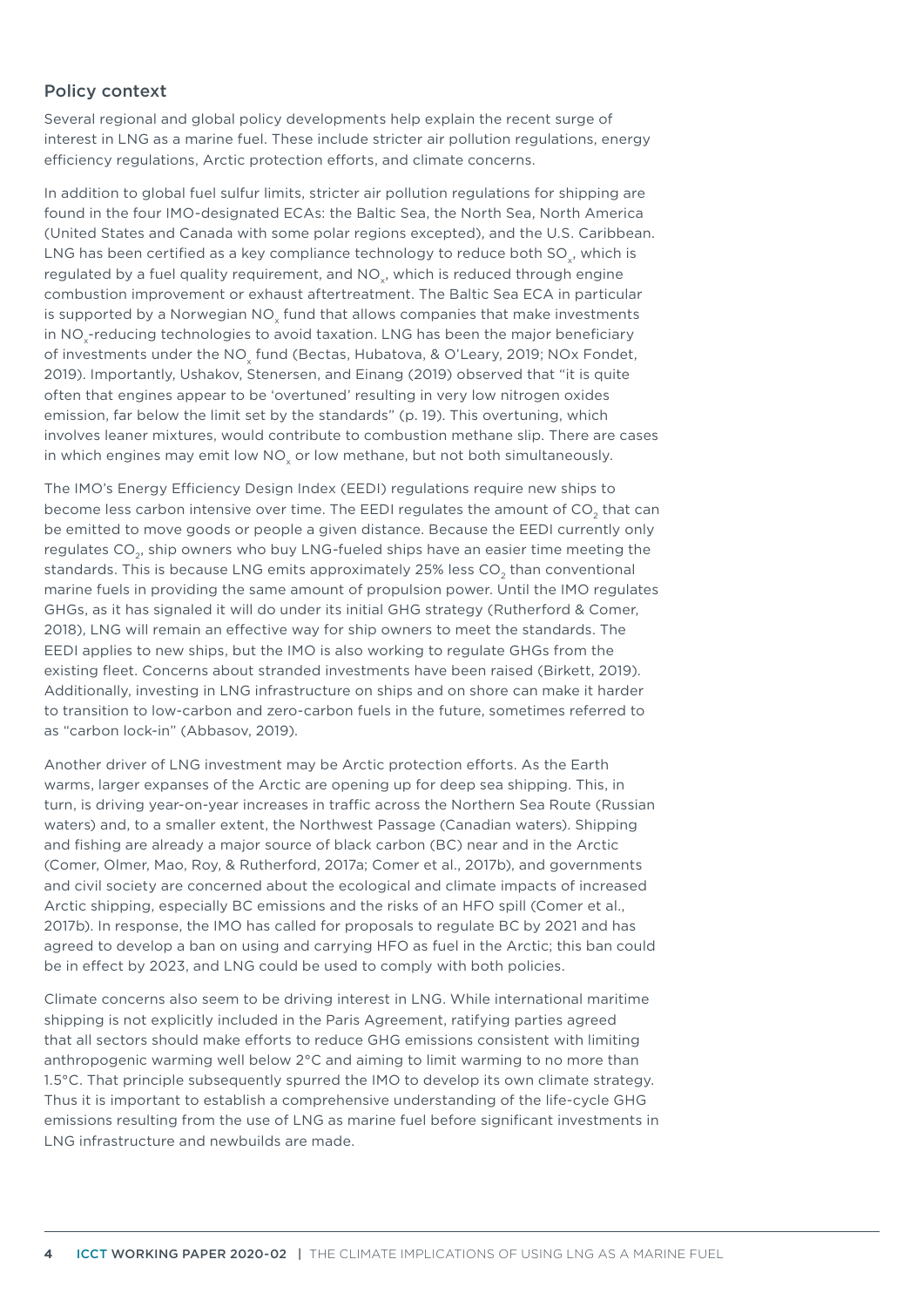## Policy context

Several regional and global policy developments help explain the recent surge of interest in LNG as a marine fuel. These include stricter air pollution regulations, energy efficiency regulations, Arctic protection efforts, and climate concerns.

In addition to global fuel sulfur limits, stricter air pollution regulations for shipping are found in the four IMO-designated ECAs: the Baltic Sea, the North Sea, North America (United States and Canada with some polar regions excepted), and the U.S. Caribbean. LNG has been certified as a key compliance technology to reduce both $SO_x$, which is regulated by a fuel quality requirement, and $NO_x$, which is reduced through engine combustion improvement or exhaust aftertreatment. The Baltic Sea ECA in particular is supported by a Norwegian $NO_x$ fund that allows companies that make investments in $NO_x$-reducing technologies to avoid taxation. LNG has been the major beneficiary of investments under the $NO_x$ fund (Bectas, Hubatova, & O'Leary, 2019; NOx Fondet, 2019). Importantly, Ushakov, Stenersen, and Einang (2019) observed that "it is quite often that engines appear to be 'overtuned' resulting in very low nitrogen oxides emission, far below the limit set by the standards" (p. 19). This overtuning, which involves leaner mixtures, would contribute to combustion methane slip. There are cases in which engines may emit low $NO_x$ or low methane, but not both simultaneously.

The IMO's Energy Efficiency Design Index (EEDI) regulations require new ships to become less carbon intensive over time. The EEDI regulates the amount of $CO_2$ that can be emitted to move goods or people a given distance. Because the EEDI currently only regulates $CO_2$, ship owners who buy LNG-fueled ships have an easier time meeting the standards. This is because LNG emits approximately 25% less $CO_2$ than conventional marine fuels in providing the same amount of propulsion power. Until the IMO regulates GHGs, as it has signaled it will do under its initial GHG strategy (Rutherford & Comer, 2018), LNG will remain an effective way for ship owners to meet the standards. The EEDI applies to new ships, but the IMO is also working to regulate GHGs from the existing fleet. Concerns about stranded investments have been raised (Birkett, 2019). Additionally, investing in LNG infrastructure on ships and on shore can make it harder to transition to low-carbon and zero-carbon fuels in the future, sometimes referred to as "carbon lock-in" (Abbasov, 2019).

Another driver of LNG investment may be Arctic protection efforts. As the Earth warms, larger expanses of the Arctic are opening up for deep sea shipping. This, in turn, is driving year-on-year increases in traffic across the Northern Sea Route (Russian waters) and, to a smaller extent, the Northwest Passage (Canadian waters). Shipping and fishing are already a major source of black carbon (BC) near and in the Arctic (Comer, Olmer, Mao, Roy, & Rutherford, 2017a; Comer et al., 2017b), and governments and civil society are concerned about the ecological and climate impacts of increased Arctic shipping, especially BC emissions and the risks of an HFO spill (Comer et al., 2017b). In response, the IMO has called for proposals to regulate BC by 2021 and has agreed to develop a ban on using and carrying HFO as fuel in the Arctic; this ban could be in effect by 2023, and LNG could be used to comply with both policies.

Climate concerns also seem to be driving interest in LNG. While international maritime shipping is not explicitly included in the Paris Agreement, ratifying parties agreed that all sectors should make efforts to reduce GHG emissions consistent with limiting anthropogenic warming well below 2°C and aiming to limit warming to no more than 1.5°C. That principle subsequently spurred the IMO to develop its own climate strategy. Thus it is important to establish a comprehensive understanding of the life-cycle GHG emissions resulting from the use of LNG as marine fuel before significant investments in LNG infrastructure and newbuilds are made.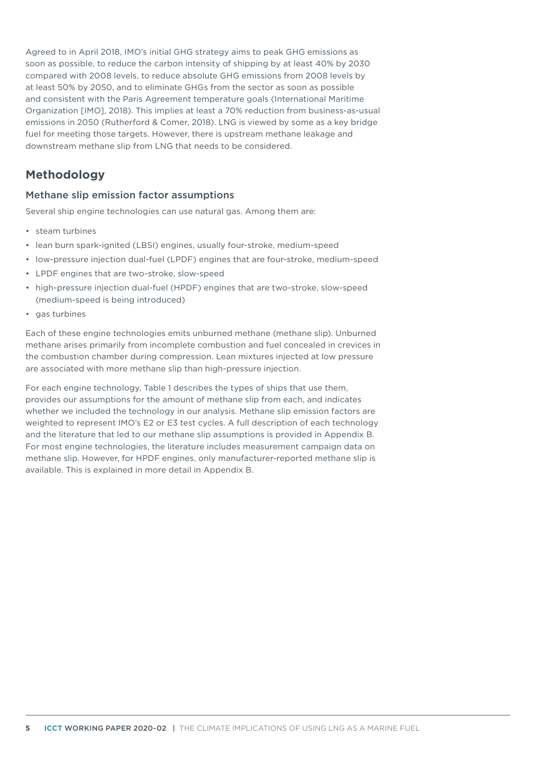Agreed to in April 2018, IMO's initial GHG strategy aims to peak GHG emissions as soon as possible, to reduce the carbon intensity of shipping by at least 40% by 2030 compared with 2008 levels, to reduce absolute GHG emissions from 2008 levels by at least 50% by 2050, and to eliminate GHGs from the sector as soon as possible and consistent with the Paris Agreement temperature goals (International Maritime Organization [IMO], 2018). This implies at least a 70% reduction from business-as-usual emissions in 2050 (Rutherford & Comer, 2018). LNG is viewed by some as a key bridge fuel for meeting those targets. However, there is upstream methane leakage and downstream methane slip from LNG that needs to be considered.

## Methodology

### Methane slip emission factor assumptions

Several ship engine technologies can use natural gas. Among them are:

- steam turbines
- lean burn spark-ignited (LBSI) engines, usually four-stroke, medium-speed
- low-pressure injection dual-fuel (LPDF) engines that are four-stroke, medium-speed
- LPDF engines that are two-stroke, slow-speed
- high-pressure injection dual-fuel (HPDF) engines that are two-stroke, slow-speed (medium-speed is being introduced)
- gas turbines

Each of these engine technologies emits unburned methane (methane slip). Unburned methane arises primarily from incomplete combustion and fuel concealed in crevices in the combustion chamber during compression. Lean mixtures injected at low pressure are associated with more methane slip than high-pressure injection.

For each engine technology, Table 1 describes the types of ships that use them, provides our assumptions for the amount of methane slip from each, and indicates whether we included the technology in our analysis. Methane slip emission factors are weighted to represent IMO's E2 or E3 test cycles. A full description of each technology and the literature that led to our methane slip assumptions is provided in Appendix B. For most engine technologies, the literature includes measurement campaign data on methane slip. However, for HPDF engines, only manufacturer-reported methane slip is available. This is explained in more detail in Appendix B.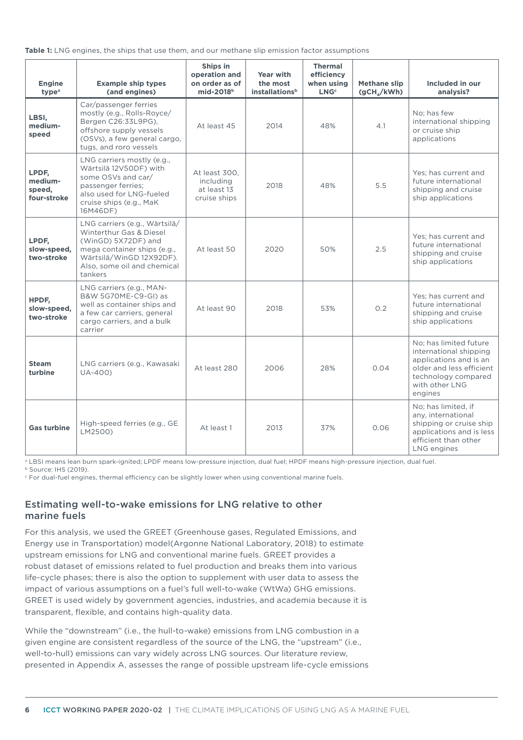**Table 1:** LNG engines, the ships that use them, and our methane slip emission factor assumptions

| Engine type[a] | Example ship types (and engines) | Ships in operation and on order as of mid-2018[b] | Year with the most installations[b] | Thermal efficiency when using LNG[c] | Methane slip ($gCH_4$/kWh) | Included in our analysis? |
|---|---|---|---|---|---|---|
| **LBSI, medium-speed** | Car/passenger ferries mostly (e.g., Rolls-Royce/Bergen C26:33L9PG), offshore supply vessels (OSVs), a few general cargo, tugs, and roro vessels | At least 45 | 2014 | 48% | 4.1 | No; has few international shipping or cruise ship applications |
| **LPDF, medium-speed, four-stroke** | LNG carriers mostly (e.g., Wärtsilä 12V50DF) with some OSVs and car/passenger ferries; also used for LNG-fueled cruise ships (e.g., MaK 16M46DF) | At least 300, including at least 13 cruise ships | 2018 | 48% | 5.5 | Yes; has current and future international shipping and cruise ship applications |
| **LPDF, slow-speed, two-stroke** | LNG carriers (e.g., Wärtsilä/Winterthur Gas & Diesel (WinGD) 5X72DF) and mega container ships (e.g., Wärtsilä/WinGD 12X92DF). Also, some oil and chemical tankers | At least 50 | 2020 | 50% | 2.5 | Yes; has current and future international shipping and cruise ship applications |
| **HPDF, slow-speed, two-stroke** | LNG carriers (e.g., MAN-B&W 5G70ME-C9-GI) as well as container ships and a few car carriers, general cargo carriers, and a bulk carrier | At least 90 | 2018 | 53% | 0.2 | Yes; has current and future international shipping and cruise ship applications |
| **Steam turbine** | LNG carriers (e.g., Kawasaki UA-400) | At least 280 | 2006 | 28% | 0.04 | No; has limited future international shipping applications and is an older and less efficient technology compared with other LNG engines |
| **Gas turbine** | High-speed ferries (e.g., GE LM2500) | At least 1 | 2013 | 37% | 0.06 | No; has limited, if any, international shipping or cruise ship applications and is less efficient than other LNG engines |

[a] LBSI means lean burn spark-ignited; LPDF means low-pressure injection, dual fuel; HPDF means high-pressure injection, dual fuel.
[b] Source: IHS (2019).
[c] For dual-fuel engines, thermal efficiency can be slightly lower when using conventional marine fuels.

## Estimating well-to-wake emissions for LNG relative to other marine fuels

For this analysis, we used the GREET (Greenhouse gases, Regulated Emissions, and Energy use in Transportation) model(Argonne National Laboratory, 2018) to estimate upstream emissions for LNG and conventional marine fuels. GREET provides a robust dataset of emissions related to fuel production and breaks them into various life-cycle phases; there is also the option to supplement with user data to assess the impact of various assumptions on a fuel's full well-to-wake (WtWa) GHG emissions. GREET is used widely by government agencies, industries, and academia because it is transparent, flexible, and contains high-quality data.

While the "downstream" (i.e., the hull-to-wake) emissions from LNG combustion in a given engine are consistent regardless of the source of the LNG, the "upstream" (i.e., well-to-hull) emissions can vary widely across LNG sources. Our literature review, presented in Appendix A, assesses the range of possible upstream life-cycle emissions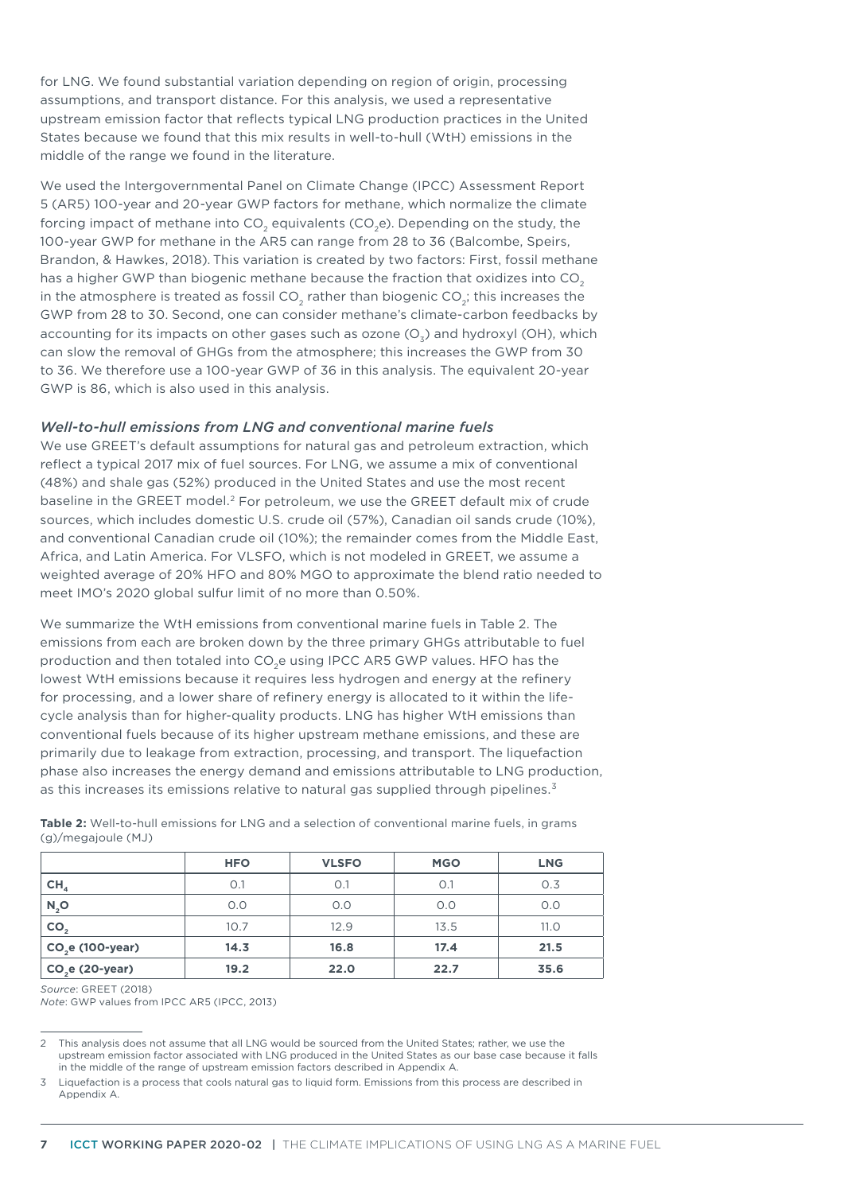for LNG. We found substantial variation depending on region of origin, processing assumptions, and transport distance. For this analysis, we used a representative upstream emission factor that reflects typical LNG production practices in the United States because we found that this mix results in well-to-hull (WtH) emissions in the middle of the range we found in the literature.

We used the Intergovernmental Panel on Climate Change (IPCC) Assessment Report 5 (AR5) 100-year and 20-year GWP factors for methane, which normalize the climate forcing impact of methane into $CO_2$ equivalents ($CO_2$e). Depending on the study, the 100-year GWP for methane in the AR5 can range from 28 to 36 (Balcombe, Speirs, Brandon, & Hawkes, 2018). This variation is created by two factors: First, fossil methane has a higher GWP than biogenic methane because the fraction that oxidizes into $CO_2$ in the atmosphere is treated as fossil $CO_2$ rather than biogenic $CO_2$; this increases the GWP from 28 to 30. Second, one can consider methane's climate-carbon feedbacks by accounting for its impacts on other gases such as ozone ($O_3$) and hydroxyl (OH), which can slow the removal of GHGs from the atmosphere; this increases the GWP from 30 to 36. We therefore use a 100-year GWP of 36 in this analysis. The equivalent 20-year GWP is 86, which is also used in this analysis.

### *Well-to-hull emissions from LNG and conventional marine fuels*

We use GREET's default assumptions for natural gas and petroleum extraction, which reflect a typical 2017 mix of fuel sources. For LNG, we assume a mix of conventional (48%) and shale gas (52%) produced in the United States and use the most recent baseline in the GREET model.[2] For petroleum, we use the GREET default mix of crude sources, which includes domestic U.S. crude oil (57%), Canadian oil sands crude (10%), and conventional Canadian crude oil (10%); the remainder comes from the Middle East, Africa, and Latin America. For VLSFO, which is not modeled in GREET, we assume a weighted average of 20% HFO and 80% MGO to approximate the blend ratio needed to meet IMO's 2020 global sulfur limit of no more than 0.50%.

We summarize the WtH emissions from conventional marine fuels in Table 2. The emissions from each are broken down by the three primary GHGs attributable to fuel production and then totaled into $CO_2$e using IPCC AR5 GWP values. HFO has the lowest WtH emissions because it requires less hydrogen and energy at the refinery for processing, and a lower share of refinery energy is allocated to it within the life-cycle analysis than for higher-quality products. LNG has higher WtH emissions than conventional fuels because of its higher upstream methane emissions, and these are primarily due to leakage from extraction, processing, and transport. The liquefaction phase also increases the energy demand and emissions attributable to LNG production, as this increases its emissions relative to natural gas supplied through pipelines.[3]

**Table 2:** Well-to-hull emissions for LNG and a selection of conventional marine fuels, in grams (g)/megajoule (MJ)

| | **HFO** | **VLSFO** | **MGO** | **LNG** |
|---|---|---|---|---|
| $CH_4$ | 0.1 | 0.1 | 0.1 | 0.3 |
| $N_2O$ | 0.0 | 0.0 | 0.0 | 0.0 |
| $CO_2$ | 10.7 | 12.9 | 13.5 | 11.0 |
| **$CO_2$e (100-year)** | **14.3** | **16.8** | **17.4** | **21.5** |
| **$CO_2$e (20-year)** | **19.2** | **22.0** | **22.7** | **35.6** |

*Source*: GREET (2018)
*Note*: GWP values from IPCC AR5 (IPCC, 2013)

2 This analysis does not assume that all LNG would be sourced from the United States; rather, we use the upstream emission factor associated with LNG produced in the United States as our base case because it falls in the middle of the range of upstream emission factors described in Appendix A.

3 Liquefaction is a process that cools natural gas to liquid form. Emissions from this process are described in Appendix A.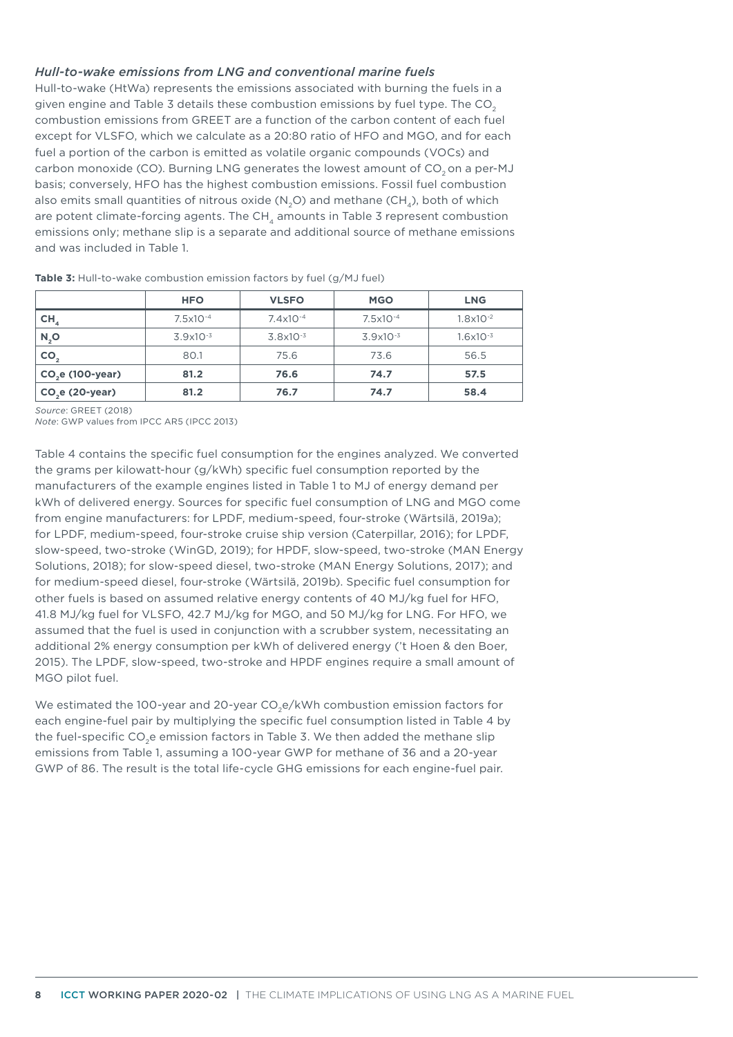*Hull-to-wake emissions from LNG and conventional marine fuels*

Hull-to-wake (HtWa) represents the emissions associated with burning the fuels in a given engine and Table 3 details these combustion emissions by fuel type. The $CO_2$ combustion emissions from GREET are a function of the carbon content of each fuel except for VLSFO, which we calculate as a 20:80 ratio of HFO and MGO, and for each fuel a portion of the carbon is emitted as volatile organic compounds (VOCs) and carbon monoxide (CO). Burning LNG generates the lowest amount of $CO_2$ on a per-MJ basis; conversely, HFO has the highest combustion emissions. Fossil fuel combustion also emits small quantities of nitrous oxide ($N_2O$) and methane ($CH_4$), both of which are potent climate-forcing agents. The $CH_4$ amounts in Table 3 represent combustion emissions only; methane slip is a separate and additional source of methane emissions and was included in Table 1.

**Table 3:** Hull-to-wake combustion emission factors by fuel (g/MJ fuel)

| | HFO | VLSFO | MGO | LNG |
|---|---|---|---|---|
| **$CH_4$** | $7.5x10^{-4}$ | $7.4x10^{-4}$ | $7.5x10^{-4}$ | $1.8x10^{-2}$ |
| **$N_2O$** | $3.9x10^{-3}$ | $3.8x10^{-3}$ | $3.9x10^{-3}$ | $1.6x10^{-3}$ |
| **$CO_2$** | 80.1 | 75.6 | 73.6 | 56.5 |
| **$CO_2e$ (100-year)** | **81.2** | **76.6** | **74.7** | **57.5** |
| **$CO_2e$ (20-year)** | **81.2** | **76.7** | **74.7** | **58.4** |

*Source*: GREET (2018)

*Note*: GWP values from IPCC AR5 (IPCC 2013)

Table 4 contains the specific fuel consumption for the engines analyzed. We converted the grams per kilowatt-hour (g/kWh) specific fuel consumption reported by the manufacturers of the example engines listed in Table 1 to MJ of energy demand per kWh of delivered energy. Sources for specific fuel consumption of LNG and MGO come from engine manufacturers: for LPDF, medium-speed, four-stroke (Wärtsilä, 2019a); for LPDF, medium-speed, four-stroke cruise ship version (Caterpillar, 2016); for LPDF, slow-speed, two-stroke (WinGD, 2019); for HPDF, slow-speed, two-stroke (MAN Energy Solutions, 2018); for slow-speed diesel, two-stroke (MAN Energy Solutions, 2017); and for medium-speed diesel, four-stroke (Wärtsilä, 2019b). Specific fuel consumption for other fuels is based on assumed relative energy contents of 40 MJ/kg fuel for HFO, 41.8 MJ/kg fuel for VLSFO, 42.7 MJ/kg for MGO, and 50 MJ/kg for LNG. For HFO, we assumed that the fuel is used in conjunction with a scrubber system, necessitating an additional 2% energy consumption per kWh of delivered energy ('t Hoen & den Boer, 2015). The LPDF, slow-speed, two-stroke and HPDF engines require a small amount of MGO pilot fuel.

We estimated the 100-year and 20-year $CO_2e$/kWh combustion emission factors for each engine-fuel pair by multiplying the specific fuel consumption listed in Table 4 by the fuel-specific $CO_2e$ emission factors in Table 3. We then added the methane slip emissions from Table 1, assuming a 100-year GWP for methane of 36 and a 20-year GWP of 86. The result is the total life-cycle GHG emissions for each engine-fuel pair.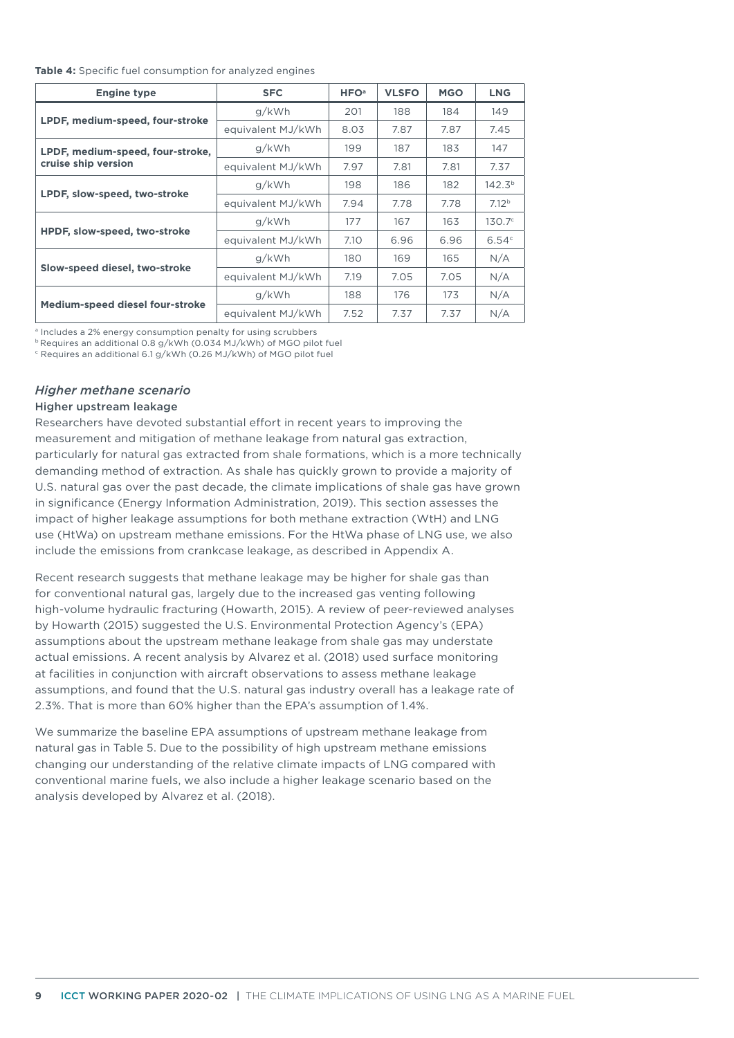**Table 4:** Specific fuel consumption for analyzed engines

| Engine type | SFC | HFO[a] | VLSFO | MGO | LNG |
|---|---|---|---|---|---|
| **LPDF, medium-speed, four-stroke** | g/kWh | 201 | 188 | 184 | 149 |
| | equivalent MJ/kWh | 8.03 | 7.87 | 7.87 | 7.45 |
| **LPDF, medium-speed, four-stroke, cruise ship version** | g/kWh | 199 | 187 | 183 | 147 |
| | equivalent MJ/kWh | 7.97 | 7.81 | 7.81 | 7.37 |
| **LPDF, slow-speed, two-stroke** | g/kWh | 198 | 186 | 182 | 142.3[b] |
| | equivalent MJ/kWh | 7.94 | 7.78 | 7.78 | 7.12[b] |
| **HPDF, slow-speed, two-stroke** | g/kWh | 177 | 167 | 163 | 130.7[c] |
| | equivalent MJ/kWh | 7.10 | 6.96 | 6.96 | 6.54[c] |
| **Slow-speed diesel, two-stroke** | g/kWh | 180 | 169 | 165 | N/A |
| | equivalent MJ/kWh | 7.19 | 7.05 | 7.05 | N/A |
| **Medium-speed diesel four-stroke** | g/kWh | 188 | 176 | 173 | N/A |
| | equivalent MJ/kWh | 7.52 | 7.37 | 7.37 | N/A |

[a] Includes a 2% energy consumption penalty for using scrubbers
[b] Requires an additional 0.8 g/kWh (0.034 MJ/kWh) of MGO pilot fuel
[c] Requires an additional 6.1 g/kWh (0.26 MJ/kWh) of MGO pilot fuel

### *Higher methane scenario*

#### Higher upstream leakage

Researchers have devoted substantial effort in recent years to improving the measurement and mitigation of methane leakage from natural gas extraction, particularly for natural gas extracted from shale formations, which is a more technically demanding method of extraction. As shale has quickly grown to provide a majority of U.S. natural gas over the past decade, the climate implications of shale gas have grown in significance (Energy Information Administration, 2019). This section assesses the impact of higher leakage assumptions for both methane extraction (WtH) and LNG use (HtWa) on upstream methane emissions. For the HtWa phase of LNG use, we also include the emissions from crankcase leakage, as described in Appendix A.

Recent research suggests that methane leakage may be higher for shale gas than for conventional natural gas, largely due to the increased gas venting following high-volume hydraulic fracturing (Howarth, 2015). A review of peer-reviewed analyses by Howarth (2015) suggested the U.S. Environmental Protection Agency's (EPA) assumptions about the upstream methane leakage from shale gas may understate actual emissions. A recent analysis by Alvarez et al. (2018) used surface monitoring at facilities in conjunction with aircraft observations to assess methane leakage assumptions, and found that the U.S. natural gas industry overall has a leakage rate of 2.3%. That is more than 60% higher than the EPA's assumption of 1.4%.

We summarize the baseline EPA assumptions of upstream methane leakage from natural gas in Table 5. Due to the possibility of high upstream methane emissions changing our understanding of the relative climate impacts of LNG compared with conventional marine fuels, we also include a higher leakage scenario based on the analysis developed by Alvarez et al. (2018).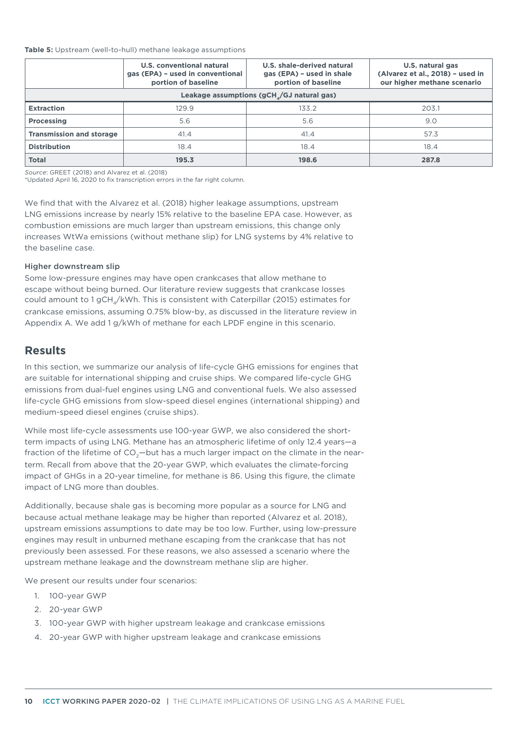**Table 5:** Upstream (well-to-hull) methane leakage assumptions

| | U.S. conventional natural gas (EPA) – used in conventional portion of baseline | U.S. shale-derived natural gas (EPA) – used in shale portion of baseline | U.S. natural gas (Alvarez et al., 2018) – used in our higher methane scenario |
|---|---|---|---|
| **Leakage assumptions ($gCH_4$/GJ natural gas)** | | | |
| **Extraction** | 129.9 | 133.2 | 203.1 |
| **Processing** | 5.6 | 5.6 | 9.0 |
| **Transmission and storage** | 41.4 | 41.4 | 57.3 |
| **Distribution** | 18.4 | 18.4 | 18.4 |
| **Total** | **195.3** | **198.6** | **287.8** |

*Source*: GREET (2018) and Alvarez et al. (2018)
*Updated April 16, 2020 to fix transcription errors in the far right column.

We find that with the Alvarez et al. (2018) higher leakage assumptions, upstream LNG emissions increase by nearly 15% relative to the baseline EPA case. However, as combustion emissions are much larger than upstream emissions, this change only increases WtWa emissions (without methane slip) for LNG systems by 4% relative to the baseline case.

### Higher downstream slip

Some low-pressure engines may have open crankcases that allow methane to escape without being burned. Our literature review suggests that crankcase losses could amount to 1 $gCH_4$/kWh. This is consistent with Caterpillar (2015) estimates for crankcase emissions, assuming 0.75% blow-by, as discussed in the literature review in Appendix A. We add 1 g/kWh of methane for each LPDF engine in this scenario.

## Results

In this section, we summarize our analysis of life-cycle GHG emissions for engines that are suitable for international shipping and cruise ships. We compared life-cycle GHG emissions from dual-fuel engines using LNG and conventional fuels. We also assessed life-cycle GHG emissions from slow-speed diesel engines (international shipping) and medium-speed diesel engines (cruise ships).

While most life-cycle assessments use 100-year GWP, we also considered the short-term impacts of using LNG. Methane has an atmospheric lifetime of only 12.4 years—a fraction of the lifetime of $CO_2$—but has a much larger impact on the climate in the near-term. Recall from above that the 20-year GWP, which evaluates the climate-forcing impact of GHGs in a 20-year timeline, for methane is 86. Using this figure, the climate impact of LNG more than doubles.

Additionally, because shale gas is becoming more popular as a source for LNG and because actual methane leakage may be higher than reported (Alvarez et al. 2018), upstream emissions assumptions to date may be too low. Further, using low-pressure engines may result in unburned methane escaping from the crankcase that has not previously been assessed. For these reasons, we also assessed a scenario where the upstream methane leakage and the downstream methane slip are higher.

We present our results under four scenarios:

1. 100-year GWP
2. 20-year GWP
3. 100-year GWP with higher upstream leakage and crankcase emissions
4. 20-year GWP with higher upstream leakage and crankcase emissions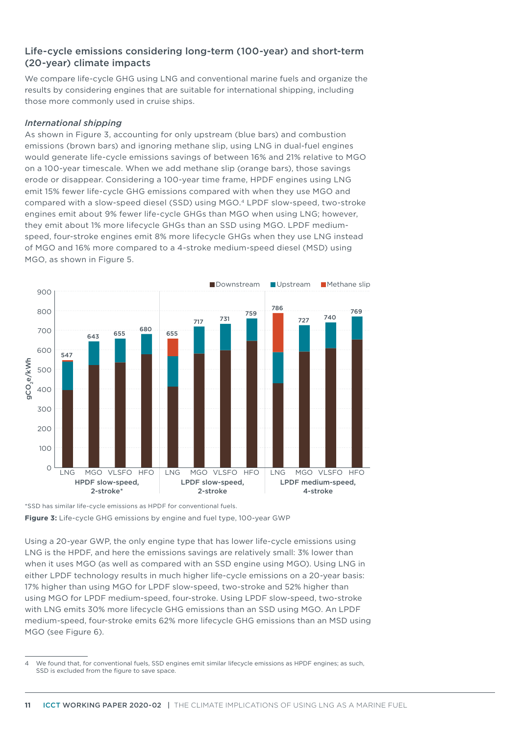## Life-cycle emissions considering long-term (100-year) and short-term (20-year) climate impacts

We compare life-cycle GHG using LNG and conventional marine fuels and organize the results by considering engines that are suitable for international shipping, including those more commonly used in cruise ships.

### *International shipping*

As shown in Figure 3, accounting for only upstream (blue bars) and combustion emissions (brown bars) and ignoring methane slip, using LNG in dual-fuel engines would generate life-cycle emissions savings of between 16% and 21% relative to MGO on a 100-year timescale. When we add methane slip (orange bars), those savings erode or disappear. Considering a 100-year time frame, HPDF engines using LNG emit 15% fewer life-cycle GHG emissions compared with when they use MGO and compared with a slow-speed diesel (SSD) using MGO.[4] LPDF slow-speed, two-stroke engines emit about 9% fewer life-cycle GHGs than MGO when using LNG; however, they emit about 1% more lifecycle GHGs than an SSD using MGO. LPDF medium-speed, four-stroke engines emit 8% more lifecycle GHGs when they use LNG instead of MGO and 16% more compared to a 4-stroke medium-speed diesel (MSD) using MGO, as shown in Figure 5.

| Engine | Fuel | Total life-cycle emissions ($gCO_2e/kWh$) |
|---|---|---|
| HPDF slow-speed, 2-stroke* | LNG | 547 |
| | MGO | 643 |
| | VLSFO | 655 |
| | HFO | 680 |
| LPDF slow-speed, 2-stroke | LNG | 655 |
| | MGO | 717 |
| | VLSFO | 731 |
| | HFO | 759 |
| LPDF medium-speed, 4-stroke | LNG | 786 |
| | MGO | 727 |
| | VLSFO | 740 |
| | HFO | 769 |

Legend: Downstream, Upstream, Methane slip

*SSD has similar life-cycle emissions as HPDF for conventional fuels.

**Figure 3:** Life-cycle GHG emissions by engine and fuel type, 100-year GWP

Using a 20-year GWP, the only engine type that has lower life-cycle emissions using LNG is the HPDF, and here the emissions savings are relatively small: 3% lower than when it uses MGO (as well as compared with an SSD engine using MGO). Using LNG in either LPDF technology results in much higher life-cycle emissions on a 20-year basis: 17% higher than using MGO for LPDF slow-speed, two-stroke and 52% higher than using MGO for LPDF medium-speed, four-stroke. Using LPDF slow-speed, two-stroke with LNG emits 30% more lifecycle GHG emissions than an SSD using MGO. An LPDF medium-speed, four-stroke emits 62% more lifecycle GHG emissions than an MSD using MGO (see Figure 6).

---

4 We found that, for conventional fuels, SSD engines emit similar lifecycle emissions as HPDF engines; as such, SSD is excluded from the figure to save space.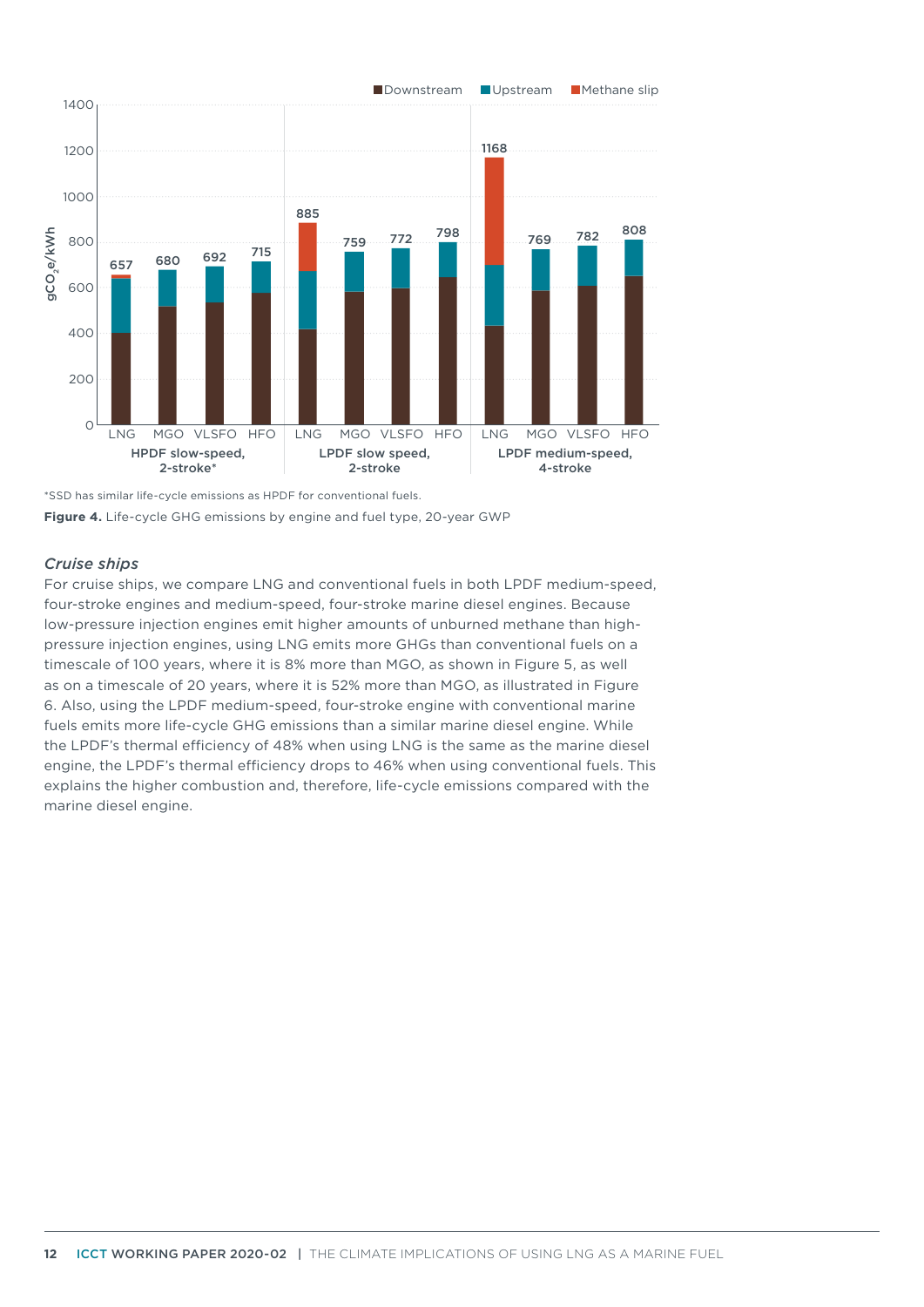*SSD has similar life-cycle emissions as HPDF for conventional fuels.

**Figure 4.** Life-cycle GHG emissions by engine and fuel type, 20-year GWP

### *Cruise ships*

For cruise ships, we compare LNG and conventional fuels in both LPDF medium-speed, four-stroke engines and medium-speed, four-stroke marine diesel engines. Because low-pressure injection engines emit higher amounts of unburned methane than high-pressure injection engines, using LNG emits more GHGs than conventional fuels on a timescale of 100 years, where it is 8% more than MGO, as shown in Figure 5, as well as on a timescale of 20 years, where it is 52% more than MGO, as illustrated in Figure 6. Also, using the LPDF medium-speed, four-stroke engine with conventional marine fuels emits more life-cycle GHG emissions than a similar marine diesel engine. While the LPDF's thermal efficiency of 48% when using LNG is the same as the marine diesel engine, the LPDF's thermal efficiency drops to 46% when using conventional fuels. This explains the higher combustion and, therefore, life-cycle emissions compared with the marine diesel engine.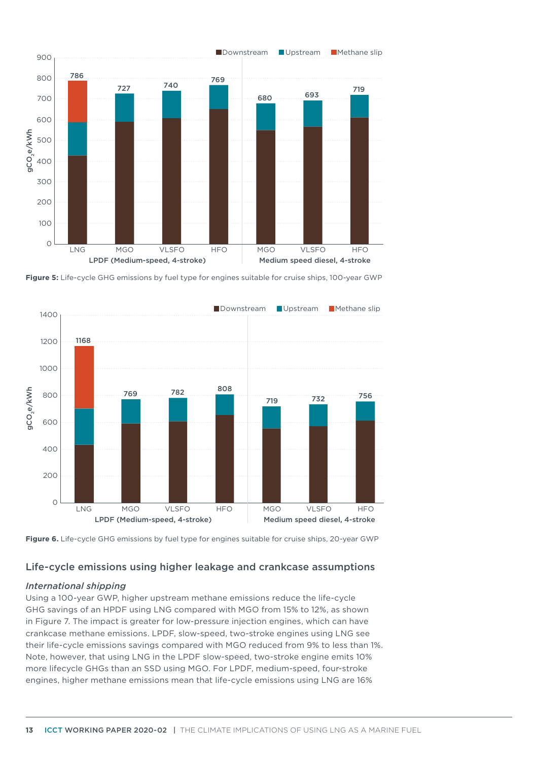Figure 5: Life-cycle GHG emissions by fuel type for engines suitable for cruise ships, 100-year GWP

Figure 6. Life-cycle GHG emissions by fuel type for engines suitable for cruise ships, 20-year GWP

## Life-cycle emissions using higher leakage and crankcase assumptions

### *International shipping*

Using a 100-year GWP, higher upstream methane emissions reduce the life-cycle GHG savings of an HPDF using LNG compared with MGO from 15% to 12%, as shown in Figure 7. The impact is greater for low-pressure injection engines, which can have crankcase methane emissions. LPDF, slow-speed, two-stroke engines using LNG see their life-cycle emissions savings compared with MGO reduced from 9% to less than 1%. Note, however, that using LNG in the LPDF slow-speed, two-stroke engine emits 10% more lifecycle GHGs than an SSD using MGO. For LPDF, medium-speed, four-stroke engines, higher methane emissions mean that life-cycle emissions using LNG are 16%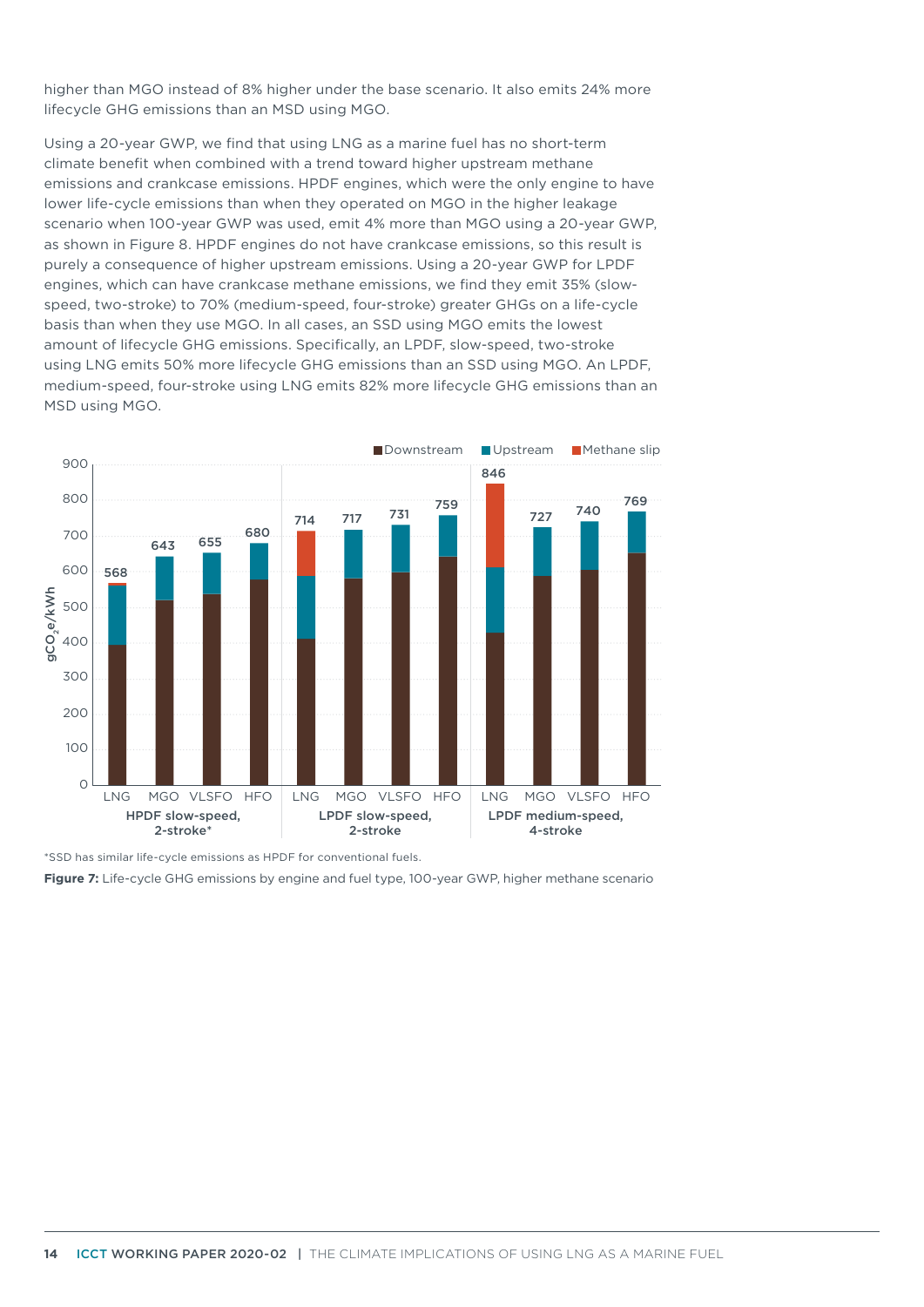higher than MGO instead of 8% higher under the base scenario. It also emits 24% more lifecycle GHG emissions than an MSD using MGO.

Using a 20-year GWP, we find that using LNG as a marine fuel has no short-term climate benefit when combined with a trend toward higher upstream methane emissions and crankcase emissions. HPDF engines, which were the only engine to have lower life-cycle emissions than when they operated on MGO in the higher leakage scenario when 100-year GWP was used, emit 4% more than MGO using a 20-year GWP, as shown in Figure 8. HPDF engines do not have crankcase emissions, so this result is purely a consequence of higher upstream emissions. Using a 20-year GWP for LPDF engines, which can have crankcase methane emissions, we find they emit 35% (slow-speed, two-stroke) to 70% (medium-speed, four-stroke) greater GHGs on a life-cycle basis than when they use MGO. In all cases, an SSD using MGO emits the lowest amount of lifecycle GHG emissions. Specifically, an LPDF, slow-speed, two-stroke using LNG emits 50% more lifecycle GHG emissions than an SSD using MGO. An LPDF, medium-speed, four-stroke using LNG emits 82% more lifecycle GHG emissions than an MSD using MGO.

| Engine | Fuel | Total life-cycle GHG ($gCO_2e/kWh$) |
|---|---|---|
| HPDF slow-speed, 2-stroke* | LNG | 568 |
| | MGO | 643 |
| | VLSFO | 655 |
| | HFO | 680 |
| LPDF slow-speed, 2-stroke | LNG | 714 |
| | MGO | 717 |
| | VLSFO | 731 |
| | HFO | 759 |
| LPDF medium-speed, 4-stroke | LNG | 846 |
| | MGO | 727 |
| | VLSFO | 740 |
| | HFO | 769 |

*SSD has similar life-cycle emissions as HPDF for conventional fuels.

**Figure 7:** Life-cycle GHG emissions by engine and fuel type, 100-year GWP, higher methane scenario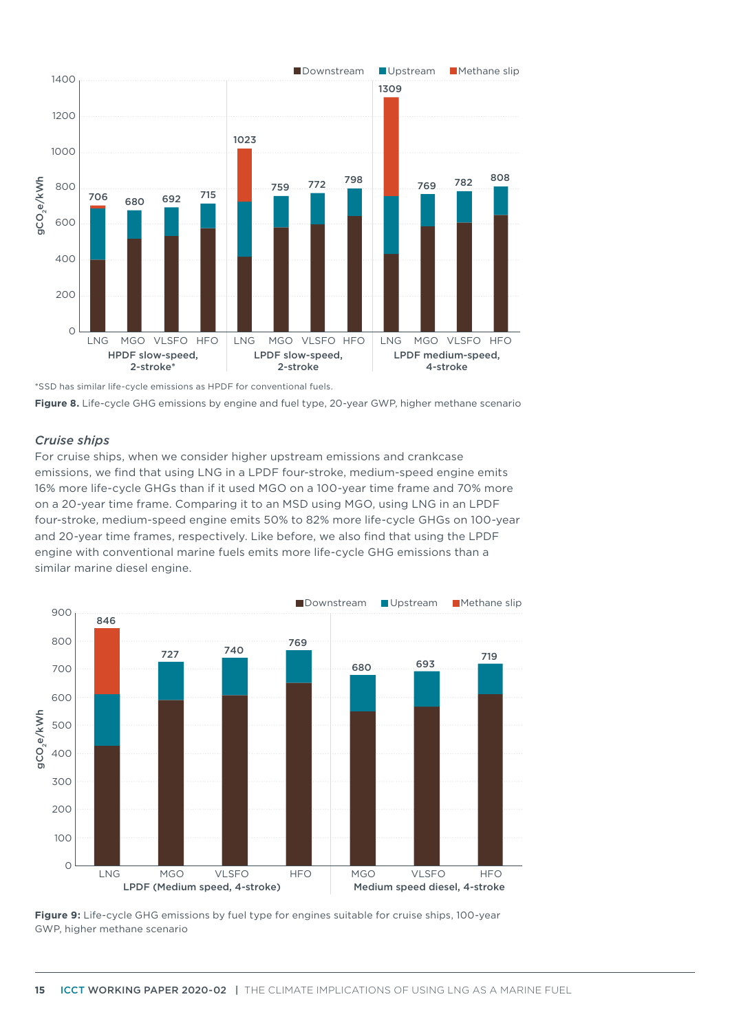*SSD has similar life-cycle emissions as HPDF for conventional fuels.

**Figure 8.** Life-cycle GHG emissions by engine and fuel type, 20-year GWP, higher methane scenario

### *Cruise ships*

For cruise ships, when we consider higher upstream emissions and crankcase emissions, we find that using LNG in a LPDF four-stroke, medium-speed engine emits 16% more life-cycle GHGs than if it used MGO on a 100-year time frame and 70% more on a 20-year time frame. Comparing it to an MSD using MGO, using LNG in an LPDF four-stroke, medium-speed engine emits 50% to 82% more life-cycle GHGs on 100-year and 20-year time frames, respectively. Like before, we also find that using the LPDF engine with conventional marine fuels emits more life-cycle GHG emissions than a similar marine diesel engine.

**Figure 9:** Life-cycle GHG emissions by fuel type for engines suitable for cruise ships, 100-year GWP, higher methane scenario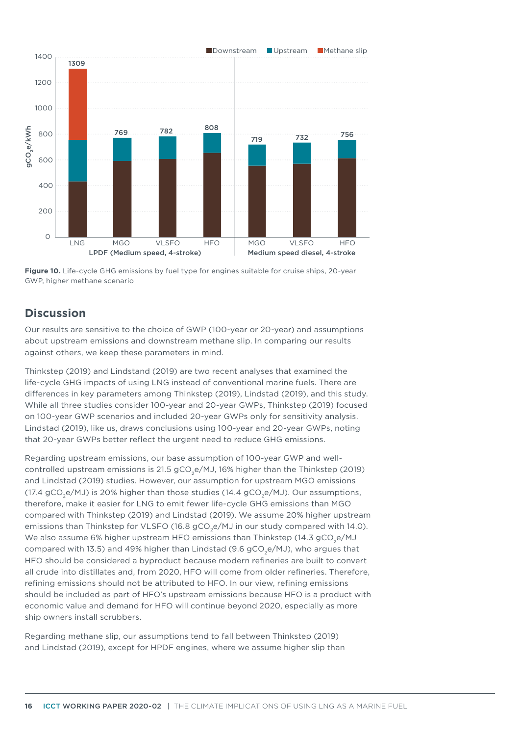**Figure 10.** Life-cycle GHG emissions by fuel type for engines suitable for cruise ships, 20-year GWP, higher methane scenario

## Discussion

Our results are sensitive to the choice of GWP (100-year or 20-year) and assumptions about upstream emissions and downstream methane slip. In comparing our results against others, we keep these parameters in mind.

Thinkstep (2019) and Lindstand (2019) are two recent analyses that examined the life-cycle GHG impacts of using LNG instead of conventional marine fuels. There are differences in key parameters among Thinkstep (2019), Lindstad (2019), and this study. While all three studies consider 100-year and 20-year GWPs, Thinkstep (2019) focused on 100-year GWP scenarios and included 20-year GWPs only for sensitivity analysis. Lindstad (2019), like us, draws conclusions using 100-year and 20-year GWPs, noting that 20-year GWPs better reflect the urgent need to reduce GHG emissions.

Regarding upstream emissions, our base assumption of 100-year GWP and well-controlled upstream emissions is 21.5 $gCO_2e/MJ$, 16% higher than the Thinkstep (2019) and Lindstad (2019) studies. However, our assumption for upstream MGO emissions (17.4 $gCO_2e/MJ$) is 20% higher than those studies (14.4 $gCO_2e/MJ$). Our assumptions, therefore, make it easier for LNG to emit fewer life-cycle GHG emissions than MGO compared with Thinkstep (2019) and Lindstad (2019). We assume 20% higher upstream emissions than Thinkstep for VLSFO (16.8 $gCO_2e/MJ$ in our study compared with 14.0). We also assume 6% higher upstream HFO emissions than Thinkstep (14.3 $gCO_2e/MJ$ compared with 13.5) and 49% higher than Lindstad (9.6 $gCO_2e/MJ$), who argues that HFO should be considered a byproduct because modern refineries are built to convert all crude into distillates and, from 2020, HFO will come from older refineries. Therefore, refining emissions should not be attributed to HFO. In our view, refining emissions should be included as part of HFO's upstream emissions because HFO is a product with economic value and demand for HFO will continue beyond 2020, especially as more ship owners install scrubbers.

Regarding methane slip, our assumptions tend to fall between Thinkstep (2019) and Lindstad (2019), except for HPDF engines, where we assume higher slip than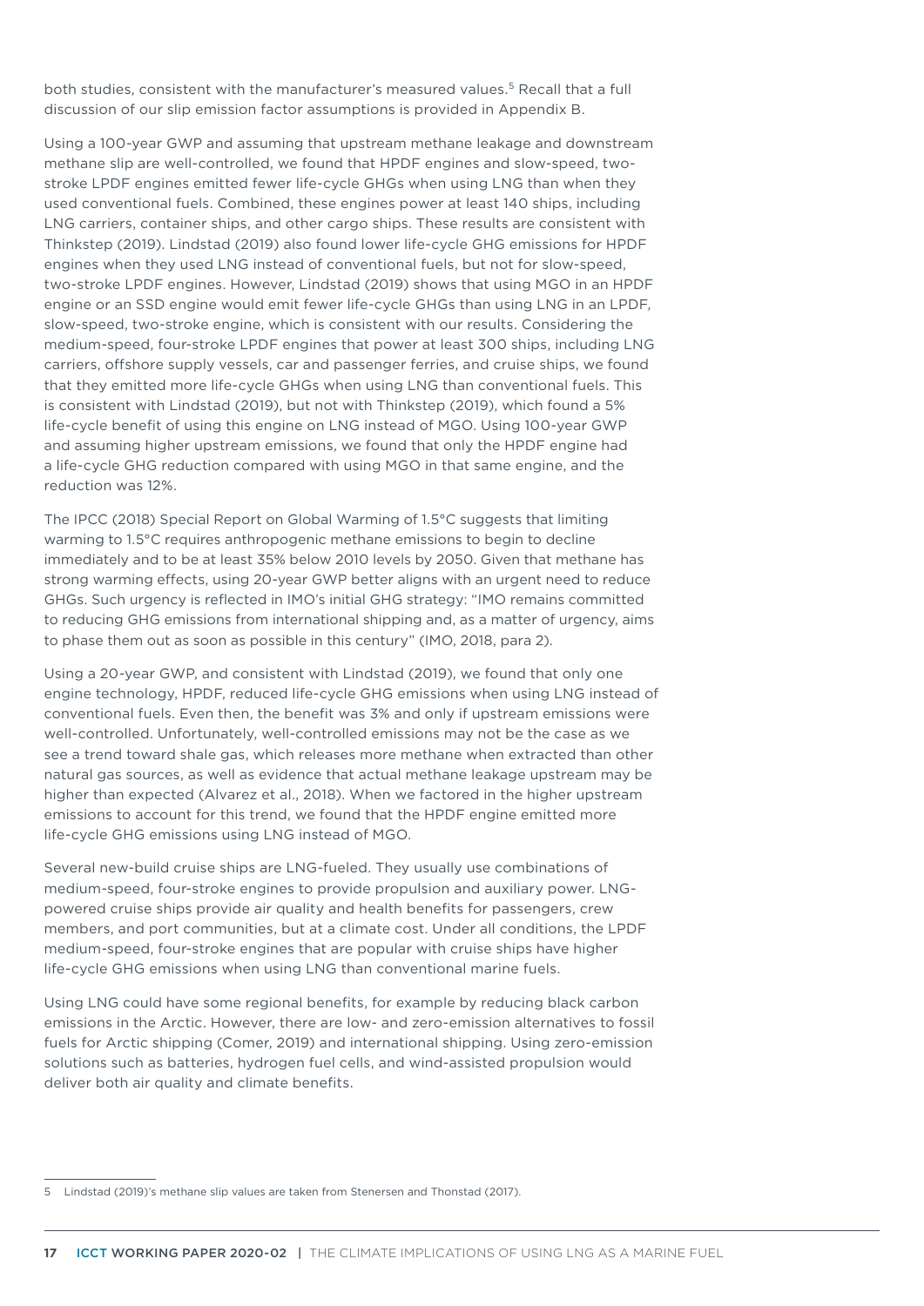both studies, consistent with the manufacturer's measured values.[5] Recall that a full discussion of our slip emission factor assumptions is provided in Appendix B.

Using a 100-year GWP and assuming that upstream methane leakage and downstream methane slip are well-controlled, we found that HPDF engines and slow-speed, two-stroke LPDF engines emitted fewer life-cycle GHGs when using LNG than when they used conventional fuels. Combined, these engines power at least 140 ships, including LNG carriers, container ships, and other cargo ships. These results are consistent with Thinkstep (2019). Lindstad (2019) also found lower life-cycle GHG emissions for HPDF engines when they used LNG instead of conventional fuels, but not for slow-speed, two-stroke LPDF engines. However, Lindstad (2019) shows that using MGO in an HPDF engine or an SSD engine would emit fewer life-cycle GHGs than using LNG in an LPDF, slow-speed, two-stroke engine, which is consistent with our results. Considering the medium-speed, four-stroke LPDF engines that power at least 300 ships, including LNG carriers, offshore supply vessels, car and passenger ferries, and cruise ships, we found that they emitted more life-cycle GHGs when using LNG than conventional fuels. This is consistent with Lindstad (2019), but not with Thinkstep (2019), which found a 5% life-cycle benefit of using this engine on LNG instead of MGO. Using 100-year GWP and assuming higher upstream emissions, we found that only the HPDF engine had a life-cycle GHG reduction compared with using MGO in that same engine, and the reduction was 12%.

The IPCC (2018) Special Report on Global Warming of 1.5°C suggests that limiting warming to 1.5°C requires anthropogenic methane emissions to begin to decline immediately and to be at least 35% below 2010 levels by 2050. Given that methane has strong warming effects, using 20-year GWP better aligns with an urgent need to reduce GHGs. Such urgency is reflected in IMO's initial GHG strategy: "IMO remains committed to reducing GHG emissions from international shipping and, as a matter of urgency, aims to phase them out as soon as possible in this century" (IMO, 2018, para 2).

Using a 20-year GWP, and consistent with Lindstad (2019), we found that only one engine technology, HPDF, reduced life-cycle GHG emissions when using LNG instead of conventional fuels. Even then, the benefit was 3% and only if upstream emissions were well-controlled. Unfortunately, well-controlled emissions may not be the case as we see a trend toward shale gas, which releases more methane when extracted than other natural gas sources, as well as evidence that actual methane leakage upstream may be higher than expected (Alvarez et al., 2018). When we factored in the higher upstream emissions to account for this trend, we found that the HPDF engine emitted more life-cycle GHG emissions using LNG instead of MGO.

Several new-build cruise ships are LNG-fueled. They usually use combinations of medium-speed, four-stroke engines to provide propulsion and auxiliary power. LNG-powered cruise ships provide air quality and health benefits for passengers, crew members, and port communities, but at a climate cost. Under all conditions, the LPDF medium-speed, four-stroke engines that are popular with cruise ships have higher life-cycle GHG emissions when using LNG than conventional marine fuels.

Using LNG could have some regional benefits, for example by reducing black carbon emissions in the Arctic. However, there are low- and zero-emission alternatives to fossil fuels for Arctic shipping (Comer, 2019) and international shipping. Using zero-emission solutions such as batteries, hydrogen fuel cells, and wind-assisted propulsion would deliver both air quality and climate benefits.

---

5 Lindstad (2019)'s methane slip values are taken from Stenersen and Thonstad (2017).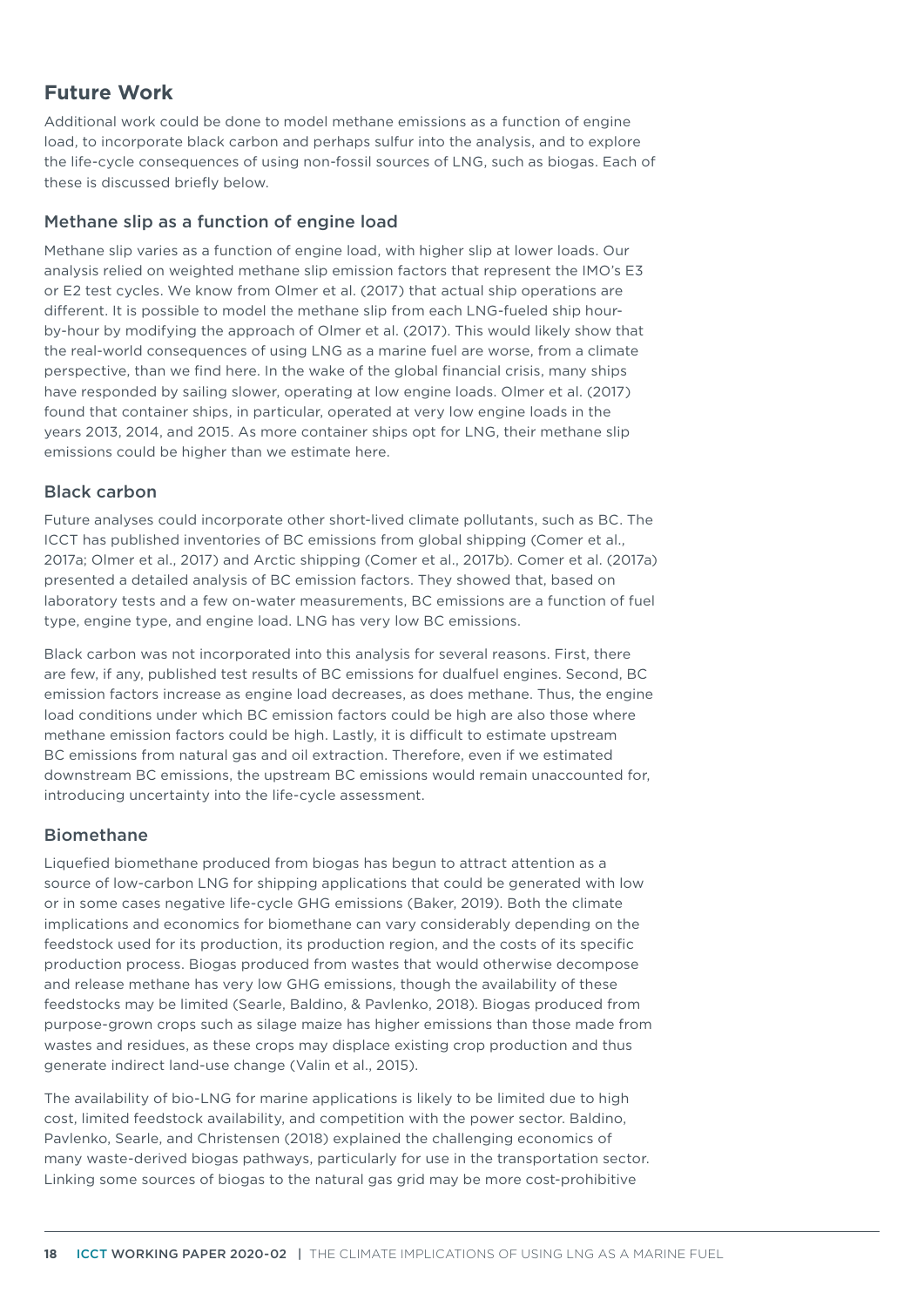## Future Work

Additional work could be done to model methane emissions as a function of engine load, to incorporate black carbon and perhaps sulfur into the analysis, and to explore the life-cycle consequences of using non-fossil sources of LNG, such as biogas. Each of these is discussed briefly below.

### Methane slip as a function of engine load

Methane slip varies as a function of engine load, with higher slip at lower loads. Our analysis relied on weighted methane slip emission factors that represent the IMO's E3 or E2 test cycles. We know from Olmer et al. (2017) that actual ship operations are different. It is possible to model the methane slip from each LNG-fueled ship hour-by-hour by modifying the approach of Olmer et al. (2017). This would likely show that the real-world consequences of using LNG as a marine fuel are worse, from a climate perspective, than we find here. In the wake of the global financial crisis, many ships have responded by sailing slower, operating at low engine loads. Olmer et al. (2017) found that container ships, in particular, operated at very low engine loads in the years 2013, 2014, and 2015. As more container ships opt for LNG, their methane slip emissions could be higher than we estimate here.

### Black carbon

Future analyses could incorporate other short-lived climate pollutants, such as BC. The ICCT has published inventories of BC emissions from global shipping (Comer et al., 2017a; Olmer et al., 2017) and Arctic shipping (Comer et al., 2017b). Comer et al. (2017a) presented a detailed analysis of BC emission factors. They showed that, based on laboratory tests and a few on-water measurements, BC emissions are a function of fuel type, engine type, and engine load. LNG has very low BC emissions.

Black carbon was not incorporated into this analysis for several reasons. First, there are few, if any, published test results of BC emissions for dualfuel engines. Second, BC emission factors increase as engine load decreases, as does methane. Thus, the engine load conditions under which BC emission factors could be high are also those where methane emission factors could be high. Lastly, it is difficult to estimate upstream BC emissions from natural gas and oil extraction. Therefore, even if we estimated downstream BC emissions, the upstream BC emissions would remain unaccounted for, introducing uncertainty into the life-cycle assessment.

### Biomethane

Liquefied biomethane produced from biogas has begun to attract attention as a source of low-carbon LNG for shipping applications that could be generated with low or in some cases negative life-cycle GHG emissions (Baker, 2019). Both the climate implications and economics for biomethane can vary considerably depending on the feedstock used for its production, its production region, and the costs of its specific production process. Biogas produced from wastes that would otherwise decompose and release methane has very low GHG emissions, though the availability of these feedstocks may be limited (Searle, Baldino, & Pavlenko, 2018). Biogas produced from purpose-grown crops such as silage maize has higher emissions than those made from wastes and residues, as these crops may displace existing crop production and thus generate indirect land-use change (Valin et al., 2015).

The availability of bio-LNG for marine applications is likely to be limited due to high cost, limited feedstock availability, and competition with the power sector. Baldino, Pavlenko, Searle, and Christensen (2018) explained the challenging economics of many waste-derived biogas pathways, particularly for use in the transportation sector. Linking some sources of biogas to the natural gas grid may be more cost-prohibitive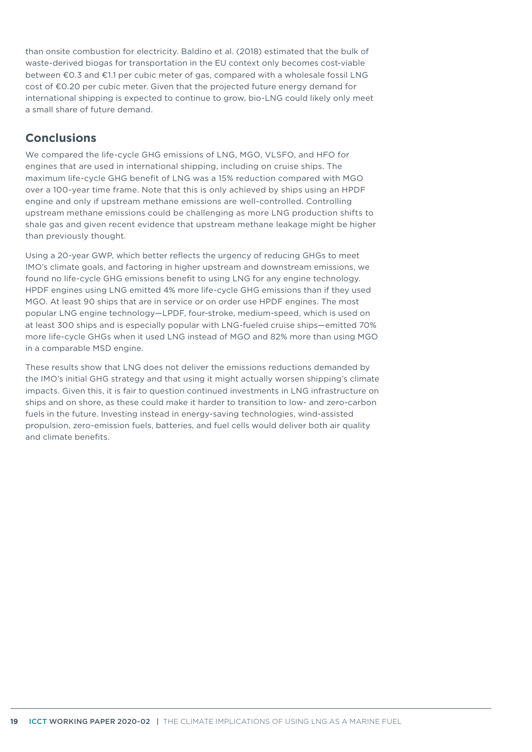than onsite combustion for electricity. Baldino et al. (2018) estimated that the bulk of waste-derived biogas for transportation in the EU context only becomes cost-viable between €0.3 and €1.1 per cubic meter of gas, compared with a wholesale fossil LNG cost of €0.20 per cubic meter. Given that the projected future energy demand for international shipping is expected to continue to grow, bio-LNG could likely only meet a small share of future demand.

## Conclusions

We compared the life-cycle GHG emissions of LNG, MGO, VLSFO, and HFO for engines that are used in international shipping, including on cruise ships. The maximum life-cycle GHG benefit of LNG was a 15% reduction compared with MGO over a 100-year time frame. Note that this is only achieved by ships using an HPDF engine and only if upstream methane emissions are well-controlled. Controlling upstream methane emissions could be challenging as more LNG production shifts to shale gas and given recent evidence that upstream methane leakage might be higher than previously thought.

Using a 20-year GWP, which better reflects the urgency of reducing GHGs to meet IMO's climate goals, and factoring in higher upstream and downstream emissions, we found no life-cycle GHG emissions benefit to using LNG for any engine technology. HPDF engines using LNG emitted 4% more life-cycle GHG emissions than if they used MGO. At least 90 ships that are in service or on order use HPDF engines. The most popular LNG engine technology—LPDF, four-stroke, medium-speed, which is used on at least 300 ships and is especially popular with LNG-fueled cruise ships—emitted 70% more life-cycle GHGs when it used LNG instead of MGO and 82% more than using MGO in a comparable MSD engine.

These results show that LNG does not deliver the emissions reductions demanded by the IMO's initial GHG strategy and that using it might actually worsen shipping's climate impacts. Given this, it is fair to question continued investments in LNG infrastructure on ships and on shore, as these could make it harder to transition to low- and zero-carbon fuels in the future. Investing instead in energy-saving technologies, wind-assisted propulsion, zero-emission fuels, batteries, and fuel cells would deliver both air quality and climate benefits.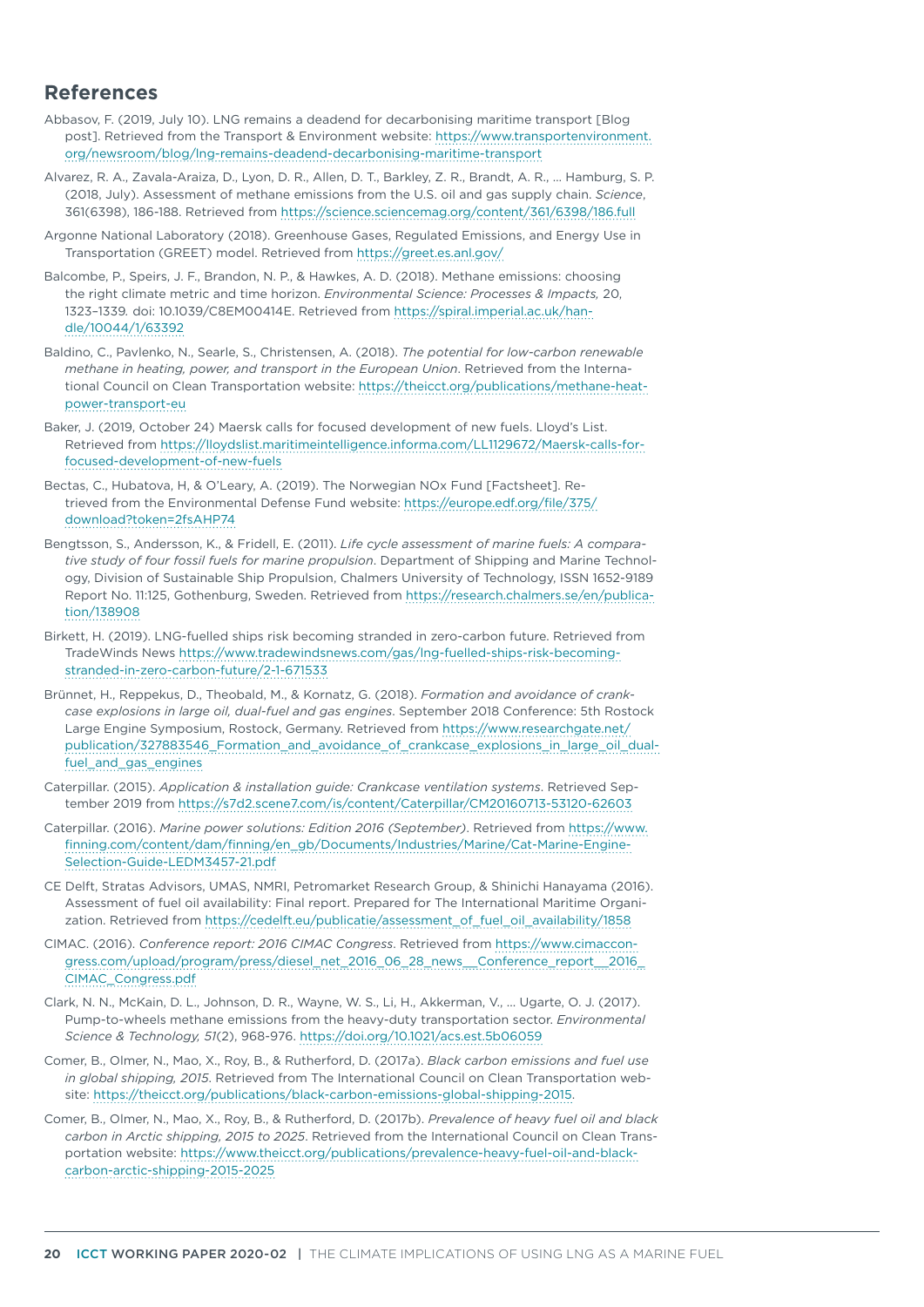## References

Abbasov, F. (2019, July 10). LNG remains a deadend for decarbonising maritime transport [Blog post]. Retrieved from the Transport & Environment website: https://www.transportenvironment.org/newsroom/blog/lng-remains-deadend-decarbonising-maritime-transport

Alvarez, R. A., Zavala-Araiza, D., Lyon, D. R., Allen, D. T., Barkley, Z. R., Brandt, A. R., … Hamburg, S. P. (2018, July). Assessment of methane emissions from the U.S. oil and gas supply chain. *Science*, 361(6398), 186-188. Retrieved from https://science.sciencemag.org/content/361/6398/186.full

Argonne National Laboratory (2018). Greenhouse Gases, Regulated Emissions, and Energy Use in Transportation (GREET) model. Retrieved from https://greet.es.anl.gov/

Balcombe, P., Speirs, J. F., Brandon, N. P., & Hawkes, A. D. (2018). Methane emissions: choosing the right climate metric and time horizon. *Environmental Science: Processes & Impacts,* 20, 1323–1339. doi: 10.1039/C8EM00414E. Retrieved from https://spiral.imperial.ac.uk/handle/10044/1/63392

Baldino, C., Pavlenko, N., Searle, S., Christensen, A. (2018). *The potential for low-carbon renewable methane in heating, power, and transport in the European Union*. Retrieved from the International Council on Clean Transportation website: https://theicct.org/publications/methane-heat-power-transport-eu

Baker, J. (2019, October 24) Maersk calls for focused development of new fuels. Lloyd's List. Retrieved from https://lloydslist.maritimeintelligence.informa.com/LL1129672/Maersk-calls-for-focused-development-of-new-fuels

Bectas, C., Hubatova, H, & O'Leary, A. (2019). The Norwegian NOx Fund [Factsheet]. Retrieved from the Environmental Defense Fund website: https://europe.edf.org/file/375/download?token=2fsAHP74

Bengtsson, S., Andersson, K., & Fridell, E. (2011). *Life cycle assessment of marine fuels: A comparative study of four fossil fuels for marine propulsion*. Department of Shipping and Marine Technology, Division of Sustainable Ship Propulsion, Chalmers University of Technology, ISSN 1652-9189 Report No. 11:125, Gothenburg, Sweden. Retrieved from https://research.chalmers.se/en/publication/138908

Birkett, H. (2019). LNG-fuelled ships risk becoming stranded in zero-carbon future. Retrieved from TradeWinds News https://www.tradewindsnews.com/gas/lng-fuelled-ships-risk-becoming-stranded-in-zero-carbon-future/2-1-671533

Brünnet, H., Reppekus, D., Theobald, M., & Kornatz, G. (2018). *Formation and avoidance of crankcase explosions in large oil, dual-fuel and gas engines*. September 2018 Conference: 5th Rostock Large Engine Symposium, Rostock, Germany. Retrieved from https://www.researchgate.net/publication/327883546_Formation_and_avoidance_of_crankcase_explosions_in_large_oil_dual-fuel_and_gas_engines

Caterpillar. (2015). *Application & installation guide: Crankcase ventilation systems*. Retrieved September 2019 from https://s7d2.scene7.com/is/content/Caterpillar/CM20160713-53120-62603

Caterpillar. (2016). *Marine power solutions: Edition 2016 (September)*. Retrieved from https://www.finning.com/content/dam/finning/en_gb/Documents/Industries/Marine/Cat-Marine-Engine-Selection-Guide-LEDM3457-21.pdf

CE Delft, Stratas Advisors, UMAS, NMRI, Petromarket Research Group, & Shinichi Hanayama (2016). Assessment of fuel oil availability: Final report. Prepared for The International Maritime Organization. Retrieved from https://cedelft.eu/publicatie/assessment_of_fuel_oil_availability/1858

CIMAC. (2016). *Conference report: 2016 CIMAC Congress*. Retrieved from https://www.cimaccongress.com/upload/program/press/diesel_net_2016_06_28_news__Conference_report__2016_CIMAC_Congress.pdf

Clark, N. N., McKain, D. L., Johnson, D. R., Wayne, W. S., Li, H., Akkerman, V., … Ugarte, O. J. (2017). Pump-to-wheels methane emissions from the heavy-duty transportation sector. *Environmental Science & Technology, 51*(2), 968-976. https://doi.org/10.1021/acs.est.5b06059

Comer, B., Olmer, N., Mao, X., Roy, B., & Rutherford, D. (2017a). *Black carbon emissions and fuel use in global shipping, 2015*. Retrieved from The International Council on Clean Transportation website: https://theicct.org/publications/black-carbon-emissions-global-shipping-2015.

Comer, B., Olmer, N., Mao, X., Roy, B., & Rutherford, D. (2017b). *Prevalence of heavy fuel oil and black carbon in Arctic shipping, 2015 to 2025*. Retrieved from the International Council on Clean Transportation website: https://www.theicct.org/publications/prevalence-heavy-fuel-oil-and-black-carbon-arctic-shipping-2015-2025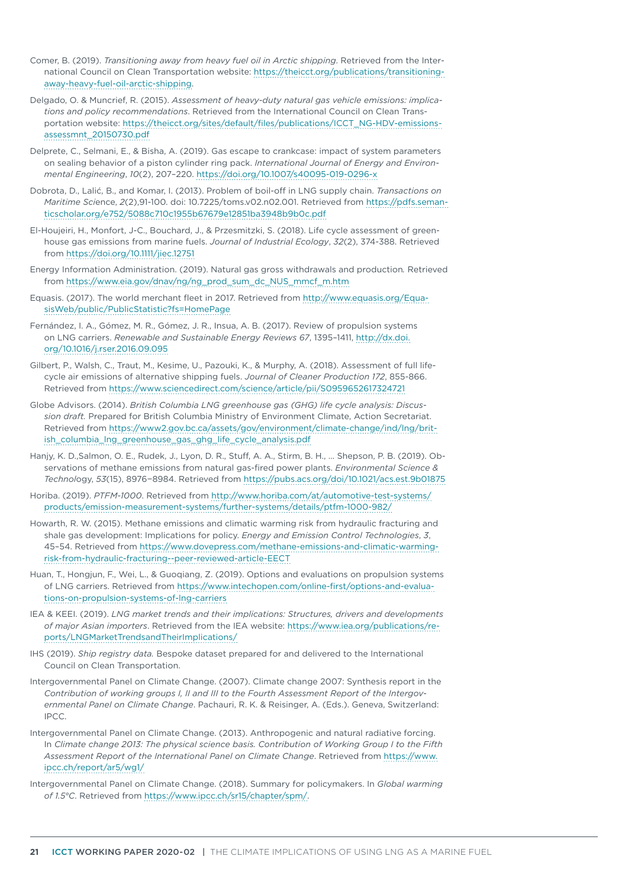Comer, B. (2019). *Transitioning away from heavy fuel oil in Arctic shipping*. Retrieved from the International Council on Clean Transportation website: https://theicct.org/publications/transitioning-away-heavy-fuel-oil-arctic-shipping.

Delgado, O. & Muncrief, R. (2015). *Assessment of heavy-duty natural gas vehicle emissions: implications and policy recommendations*. Retrieved from the International Council on Clean Transportation website: https://theicct.org/sites/default/files/publications/ICCT_NG-HDV-emissions-assessmnt_20150730.pdf

Delprete, C., Selmani, E., & Bisha, A. (2019). Gas escape to crankcase: impact of system parameters on sealing behavior of a piston cylinder ring pack. *International Journal of Energy and Environmental Engineering*, *10*(2), 207–220. https://doi.org/10.1007/s40095-019-0296-x

Dobrota, D., Lalić, B., and Komar, I. (2013). Problem of boil-off in LNG supply chain. *Transactions on Maritime Science*, *2*(2),91-100. doi: 10.7225/toms.v02.n02.001. Retrieved from https://pdfs.semanticscholar.org/e752/5088c710c1955b67679e12851ba3948b9b0c.pdf

El-Houjeiri, H., Monfort, J-C., Bouchard, J., & Przesmitzki, S. (2018). Life cycle assessment of greenhouse gas emissions from marine fuels. *Journal of Industrial Ecology*, *32*(2), 374-388. Retrieved from https://doi.org/10.1111/jiec.12751

Energy Information Administration. (2019). Natural gas gross withdrawals and production. Retrieved from https://www.eia.gov/dnav/ng/ng_prod_sum_dc_NUS_mmcf_m.htm

Equasis. (2017). The world merchant fleet in 2017. Retrieved from http://www.equasis.org/EquasisWeb/public/PublicStatistic?fs=HomePage

Fernández, I. A., Gómez, M. R., Gómez, J. R., Insua, A. B. (2017). Review of propulsion systems on LNG carriers. *Renewable and Sustainable Energy Reviews 67*, 1395–1411, http://dx.doi.org/10.1016/j.rser.2016.09.095

Gilbert, P., Walsh, C., Traut, M., Kesime, U., Pazouki, K., & Murphy, A. (2018). Assessment of full life-cycle air emissions of alternative shipping fuels. *Journal of Cleaner Production 172*, 855-866. Retrieved from https://www.sciencedirect.com/science/article/pii/S0959652617324721

Globe Advisors. (2014). *British Columbia LNG greenhouse gas (GHG) life cycle analysis: Discussion draft.* Prepared for British Columbia Ministry of Environment Climate, Action Secretariat. Retrieved from https://www2.gov.bc.ca/assets/gov/environment/climate-change/ind/lng/british_columbia_lng_greenhouse_gas_ghg_life_cycle_analysis.pdf

Hanjy, K. D.,Salmon, O. E., Rudek, J., Lyon, D. R., Stuff, A. A., Stirm, B. H., … Shepson, P. B. (2019). Observations of methane emissions from natural gas-fired power plants. *Environmental Science & Technology*, *53*(15), 8976−8984. Retrieved from https://pubs.acs.org/doi/10.1021/acs.est.9b01875

Horiba. (2019). *PTFM-1000*. Retrieved from http://www.horiba.com/at/automotive-test-systems/products/emission-measurement-systems/further-systems/details/ptfm-1000-982/

Howarth, R. W. (2015). Methane emissions and climatic warming risk from hydraulic fracturing and shale gas development: Implications for policy. *Energy and Emission Control Technologies*, *3*, 45–54. Retrieved from https://www.dovepress.com/methane-emissions-and-climatic-warming-risk-from-hydraulic-fracturing--peer-reviewed-article-EECT

Huan, T., Hongjun, F., Wei, L., & Guoqiang, Z. (2019). Options and evaluations on propulsion systems of LNG carriers. Retrieved from https://www.intechopen.com/online-first/options-and-evaluations-on-propulsion-systems-of-lng-carriers

IEA & KEEI. (2019). *LNG market trends and their implications: Structures, drivers and developments of major Asian importers*. Retrieved from the IEA website: https://www.iea.org/publications/reports/LNGMarketTrendsandTheirImplications/

IHS (2019). *Ship registry data.* Bespoke dataset prepared for and delivered to the International Council on Clean Transportation.

Intergovernmental Panel on Climate Change. (2007). Climate change 2007: Synthesis report in the *Contribution of working groups I, II and III to the Fourth Assessment Report of the Intergovernmental Panel on Climate Change*. Pachauri, R. K. & Reisinger, A. (Eds.). Geneva, Switzerland: IPCC.

Intergovernmental Panel on Climate Change. (2013). Anthropogenic and natural radiative forcing. In *Climate change 2013: The physical science basis. Contribution of Working Group I to the Fifth Assessment Report of the International Panel on Climate Change*. Retrieved from https://www.ipcc.ch/report/ar5/wg1/

Intergovernmental Panel on Climate Change. (2018). Summary for policymakers. In *Global warming of 1.5°C*. Retrieved from https://www.ipcc.ch/sr15/chapter/spm/.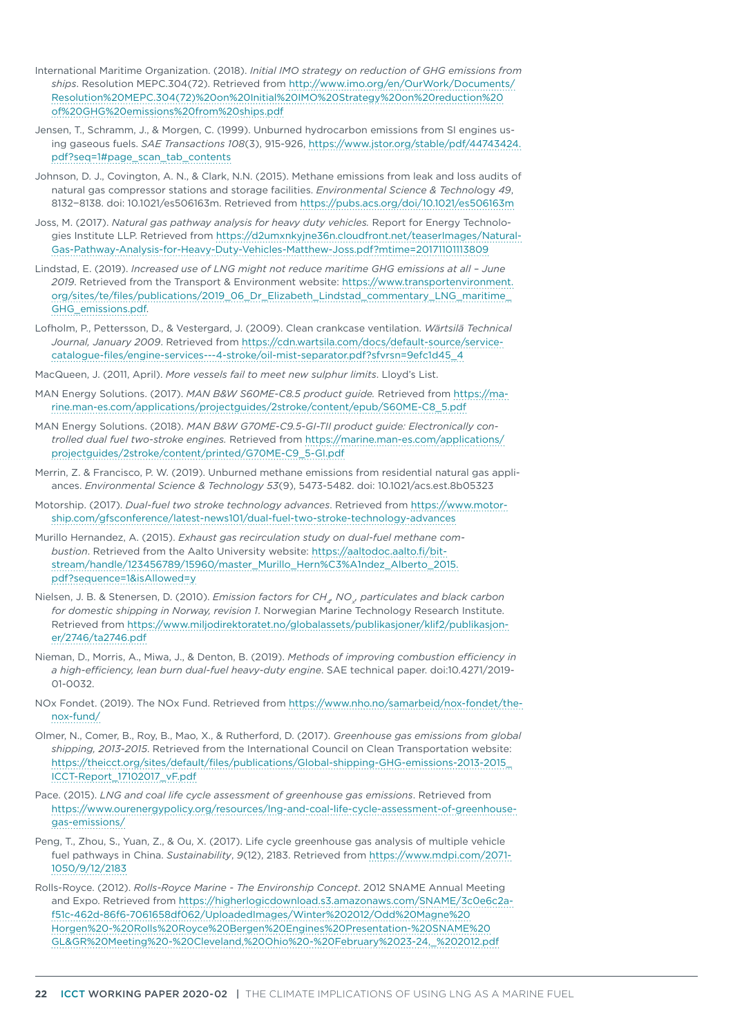International Maritime Organization. (2018). *Initial IMO strategy on reduction of GHG emissions from ships*. Resolution MEPC.304(72). Retrieved from http://www.imo.org/en/OurWork/Documents/Resolution%20MEPC.304(72)%20on%20Initial%20IMO%20Strategy%20on%20reduction%20of%20GHG%20emissions%20from%20ships.pdf

Jensen, T., Schramm, J., & Morgen, C. (1999). Unburned hydrocarbon emissions from SI engines using gaseous fuels. *SAE Transactions 108*(3), 915-926, https://www.jstor.org/stable/pdf/44743424.pdf?seq=1#page_scan_tab_contents

Johnson, D. J., Covington, A. N., & Clark, N.N. (2015). Methane emissions from leak and loss audits of natural gas compressor stations and storage facilities. *Environmental Science & Technology 49*, 8132–8138. doi: 10.1021/es506163m. Retrieved from https://pubs.acs.org/doi/10.1021/es506163m

Joss, M. (2017). *Natural gas pathway analysis for heavy duty vehicles.* Report for Energy Technologies Institute LLP. Retrieved from https://d2umxnkyjne36n.cloudfront.net/teaserImages/Natural-Gas-Pathway-Analysis-for-Heavy-Duty-Vehicles-Matthew-Joss.pdf?mtime=20171101113809

Lindstad, E. (2019). *Increased use of LNG might not reduce maritime GHG emissions at all – June 2019*. Retrieved from the Transport & Environment website: https://www.transportenvironment.org/sites/te/files/publications/2019_06_Dr_Elizabeth_Lindstad_commentary_LNG_maritime_GHG_emissions.pdf.

Lofholm, P., Pettersson, D., & Vestergard, J. (2009). Clean crankcase ventilation. *Wärtsilä Technical Journal, January 2009*. Retrieved from https://cdn.wartsila.com/docs/default-source/service-catalogue-files/engine-services---4-stroke/oil-mist-separator.pdf?sfvrsn=9efc1d45_4

MacQueen, J. (2011, April). *More vessels fail to meet new sulphur limits*. Lloyd's List.

MAN Energy Solutions. (2017). *MAN B&W S60ME-C8.5 product guide.* Retrieved from https://marine.man-es.com/applications/projectguides/2stroke/content/epub/S60ME-C8_5.pdf

MAN Energy Solutions. (2018). *MAN B&W G70ME-C9.5-GI-TII product guide: Electronically controlled dual fuel two-stroke engines.* Retrieved from https://marine.man-es.com/applications/projectguides/2stroke/content/printed/G70ME-C9_5-GI.pdf

Merrin, Z. & Francisco, P. W. (2019). Unburned methane emissions from residential natural gas appliances. *Environmental Science & Technology 53*(9), 5473-5482. doi: 10.1021/acs.est.8b05323

Motorship. (2017). *Dual-fuel two stroke technology advances*. Retrieved from https://www.motorship.com/gfsconference/latest-news101/dual-fuel-two-stroke-technology-advances

Murillo Hernandez, A. (2015). *Exhaust gas recirculation study on dual-fuel methane combustion*. Retrieved from the Aalto University website: https://aaltodoc.aalto.fi/bitstream/handle/123456789/15960/master_Murillo_Hern%C3%A1ndez_Alberto_2015.pdf?sequence=1&isAllowed=y

Nielsen, J. B. & Stenersen, D. (2010). *Emission factors for $CH_4$, $NO_x$, particulates and black carbon for domestic shipping in Norway, revision 1*. Norwegian Marine Technology Research Institute. Retrieved from https://www.miljodirektoratet.no/globalassets/publikasjoner/klif2/publikasjoner/2746/ta2746.pdf

Nieman, D., Morris, A., Miwa, J., & Denton, B. (2019). *Methods of improving combustion efficiency in a high-efficiency, lean burn dual-fuel heavy-duty engine*. SAE technical paper. doi:10.4271/2019-01-0032.

NOx Fondet. (2019). The NOx Fund. Retrieved from https://www.nho.no/samarbeid/nox-fondet/the-nox-fund/

Olmer, N., Comer, B., Roy, B., Mao, X., & Rutherford, D. (2017). *Greenhouse gas emissions from global shipping, 2013-2015*. Retrieved from the International Council on Clean Transportation website: https://theicct.org/sites/default/files/publications/Global-shipping-GHG-emissions-2013-2015_ICCT-Report_17102017_vF.pdf

Pace. (2015). *LNG and coal life cycle assessment of greenhouse gas emissions*. Retrieved from https://www.ourenergypolicy.org/resources/lng-and-coal-life-cycle-assessment-of-greenhouse-gas-emissions/

Peng, T., Zhou, S., Yuan, Z., & Ou, X. (2017). Life cycle greenhouse gas analysis of multiple vehicle fuel pathways in China. *Sustainability*, *9*(12), 2183. Retrieved from https://www.mdpi.com/2071-1050/9/12/2183

Rolls-Royce. (2012). *Rolls-Royce Marine - The Environship Concept*. 2012 SNAME Annual Meeting and Expo. Retrieved from https://higherlogicdownload.s3.amazonaws.com/SNAME/3c0e6c2a-f51c-462d-86f6-7061658df062/UploadedImages/Winter%202012/Odd%20Magne%20Horgen%20-%20Rolls%20Royce%20Bergen%20Engines%20Presentation-%20SNAME%20GL&GR%20Meeting%20-%20Cleveland,%20Ohio%20-%20February%2023-24,_%202012.pdf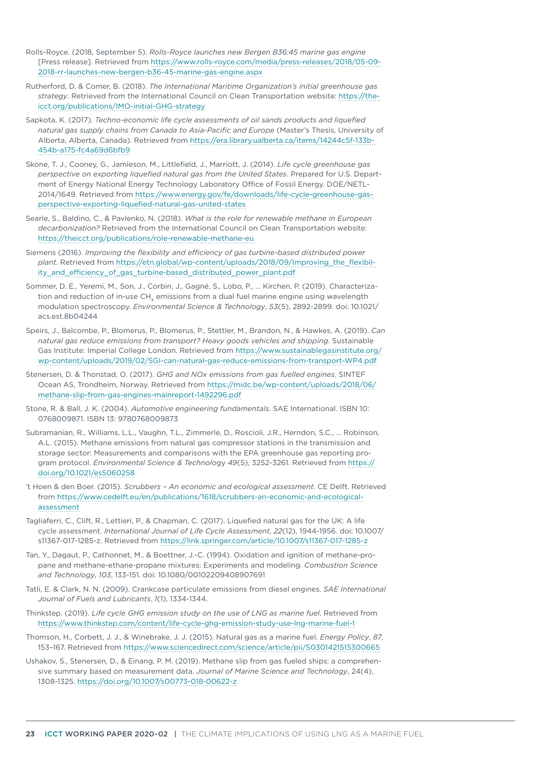Rolls-Royce. (2018, September 5). *Rolls-Royce launches new Bergen B36:45 marine gas engine* [Press release]. Retrieved from https://www.rolls-royce.com/media/press-releases/2018/05-09-2018-rr-launches-new-bergen-b36-45-marine-gas-engine.aspx

Rutherford, D. & Comer, B. (2018). *The International Maritime Organization's initial greenhouse gas strategy*. Retrieved from the International Council on Clean Transportation website: https://theicct.org/publications/IMO-initial-GHG-strategy

Sapkota, K. (2017). *Techno-economic life cycle assessments of oil sands products and liquefied natural gas supply chains from Canada to Asia-Pacific and Europe* (Master's Thesis, University of Alberta, Alberta, Canada). Retrieved from https://era.library.ualberta.ca/items/14244c5f-133b-454b-a175-fc4a69d6bfb9

Skone, T. J., Cooney, G., Jamieson, M., Littlefield, J., Marriott, J. (2014). *Life cycle greenhouse gas perspective on exporting liquefied natural gas from the United States*. Prepared for U.S. Department of Energy National Energy Technology Laboratory Office of Fossil Energy. DOE/NETL-2014/1649. Retrieved from https://www.energy.gov/fe/downloads/life-cycle-greenhouse-gas-perspective-exporting-liquefied-natural-gas-united-states

Searle, S., Baldino, C., & Pavlenko, N. (2018). *What is the role for renewable methane in European decarbonization?* Retrieved from the International Council on Clean Transportation website: https://theicct.org/publications/role-renewable-methane-eu

Siemens (2016). *Improving the flexibility and efficiency of gas turbine-based distributed power plant*. Retrieved from https://etn.global/wp-content/uploads/2018/09/Improving_the_flexibility_and_efficiency_of_gas_turbine-based_distributed_power_plant.pdf

Sommer, D. E., Yeremi, M., Son, J., Corbin, J., Gagné, S., Lobo, P., ... Kirchen, P. (2019). Characterization and reduction of in-use $CH_4$ emissions from a dual fuel marine engine using wavelength modulation spectroscopy. *Environmental Science & Technology*, *53*(5), 2892-2899. doi: 10.1021/acs.est.8b04244

Speirs, J., Balcombe, P., Blomerus, P., Blomerus, P., Stettler, M., Brandon, N., & Hawkes, A. (2019). *Can natural gas reduce emissions from transport? Heavy goods vehicles and shipping*. Sustainable Gas Institute: Imperial College London. Retrieved from https://www.sustainablegasinstitute.org/wp-content/uploads/2019/02/SGI-can-natural-gas-reduce-emissions-from-transport-WP4.pdf

Stenersen, D. & Thonstad, O. (2017). *GHG and NOx emissions from gas fuelled engines*. SINTEF Ocean AS, Trondheim, Norway. Retrieved from https://midc.be/wp-content/uploads/2018/06/methane-slip-from-gas-engines-mainreport-1492296.pdf

Stone, R. & Ball, J. K. (2004). *Automotive engineering fundamentals*. SAE International. ISBN 10: 0768009871. ISBN 13: 9780768009873

Subramanian, R., Williams, L.L., Vaughn, T.L., Zimmerle, D., Roscioli, J.R., Herndon, S.C., ... Robinson, A.L. (2015). Methane emissions from natural gas compressor stations in the transmission and storage sector: Measurements and comparisons with the EPA greenhouse gas reporting program protocol. *Environmental Science & Technology 49*(5), 3252-3261. Retrieved from https://doi.org/10.1021/es5060258

't Hoen & den Boer. (2015). *Scrubbers – An economic and ecological assessment*. CE Delft. Retrieved from https://www.cedelft.eu/en/publications/1618/scrubbers-an-economic-and-ecological-assessment

Tagliaferri, C., Clift, R., Lettieri, P., & Chapman, C. (2017). Liquefied natural gas for the UK: A life cycle assessment. *International Journal of Life Cycle Assessment*, *22*(12), 1944-1956. doi: 10.1007/s11367-017-1285-z. Retrieved from https://link.springer.com/article/10.1007/s11367-017-1285-z

Tan, Y., Dagaut, P., Cathonnet, M., & Boettner, J.-C. (1994). Oxidation and ignition of methane-propane and methane-ethane-propane mixtures: Experiments and modeling. *Combustion Science and Technology*, *103*, 133-151. doi: 10.1080/00102209408907691

Tatli, E. & Clark, N. N. (2009). Crankcase particulate emissions from diesel engines. *SAE International Journal of Fuels and Lubricants*, *1*(1), 1334-1344.

Thinkstep. (2019). *Life cycle GHG emission study on the use of LNG as marine fuel*. Retrieved from https://www.thinkstep.com/content/life-cycle-ghg-emission-study-use-lng-marine-fuel-1

Thomson, H., Corbett, J. J., & Winebrake, J. J. (2015). Natural gas as a marine fuel. *Energy Policy*, *87*, 153–167. Retrieved from https://www.sciencedirect.com/science/article/pii/S0301421515300665

Ushakov, S., Stenersen, D., & Einang, P. M. (2019). Methane slip from gas fueled ships: a comprehensive summary based on measurement data. *Journal of Marine Science and Technology*, 24(4), 1308-1325. https://doi.org/10.1007/s00773-018-00622-z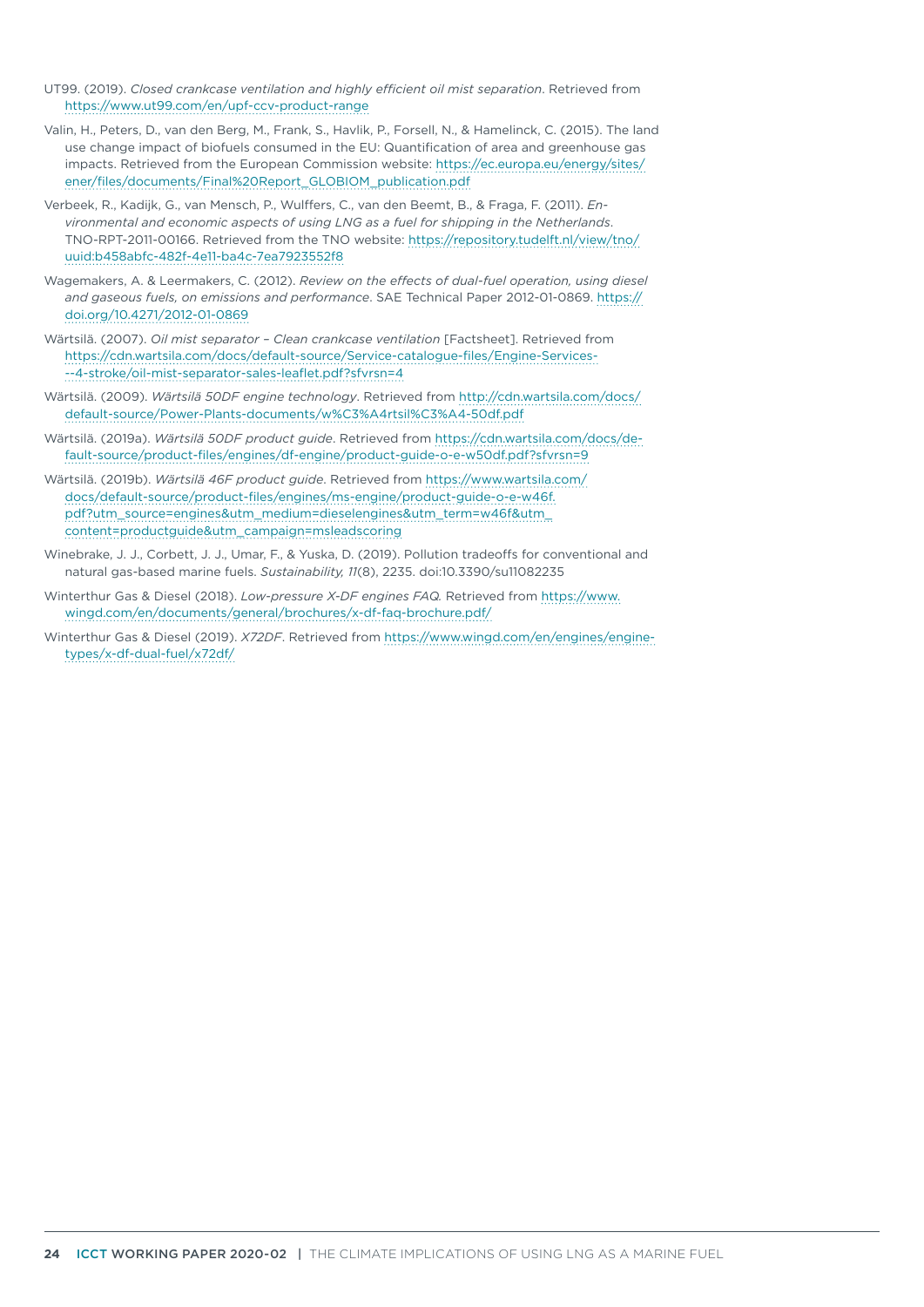UT99. (2019). *Closed crankcase ventilation and highly efficient oil mist separation*. Retrieved from https://www.ut99.com/en/upf-ccv-product-range

Valin, H., Peters, D., van den Berg, M., Frank, S., Havlik, P., Forsell, N., & Hamelinck, C. (2015). The land use change impact of biofuels consumed in the EU: Quantification of area and greenhouse gas impacts. Retrieved from the European Commission website: https://ec.europa.eu/energy/sites/ener/files/documents/Final%20Report_GLOBIOM_publication.pdf

Verbeek, R., Kadijk, G., van Mensch, P., Wulffers, C., van den Beemt, B., & Fraga, F. (2011). *Environmental and economic aspects of using LNG as a fuel for shipping in the Netherlands*. TNO-RPT-2011-00166. Retrieved from the TNO website: https://repository.tudelft.nl/view/tno/uuid:b458abfc-482f-4e11-ba4c-7ea7923552f8

Wagemakers, A. & Leermakers, C. (2012). *Review on the effects of dual-fuel operation, using diesel and gaseous fuels, on emissions and performance*. SAE Technical Paper 2012-01-0869. https://doi.org/10.4271/2012-01-0869

Wärtsilä. (2007). *Oil mist separator – Clean crankcase ventilation* [Factsheet]. Retrieved from https://cdn.wartsila.com/docs/default-source/Service-catalogue-files/Engine-Services---4-stroke/oil-mist-separator-sales-leaflet.pdf?sfvrsn=4

Wärtsilä. (2009). *Wärtsilä 50DF engine technology*. Retrieved from http://cdn.wartsila.com/docs/default-source/Power-Plants-documents/w%C3%A4rtsil%C3%A4-50df.pdf

Wärtsilä. (2019a). *Wärtsilä 50DF product guide*. Retrieved from https://cdn.wartsila.com/docs/default-source/product-files/engines/df-engine/product-guide-o-e-w50df.pdf?sfvrsn=9

Wärtsilä. (2019b). *Wärtsilä 46F product guide*. Retrieved from https://www.wartsila.com/docs/default-source/product-files/engines/ms-engine/product-guide-o-e-w46f.pdf?utm_source=engines&utm_medium=dieselengines&utm_term=w46f&utm_content=productguide&utm_campaign=msleadscoring

Winebrake, J. J., Corbett, J. J., Umar, F., & Yuska, D. (2019). Pollution tradeoffs for conventional and natural gas-based marine fuels. *Sustainability, 11*(8), 2235. doi:10.3390/su11082235

Winterthur Gas & Diesel (2018). *Low-pressure X-DF engines FAQ.* Retrieved from https://www.wingd.com/en/documents/general/brochures/x-df-faq-brochure.pdf/

Winterthur Gas & Diesel (2019). *X72DF*. Retrieved from https://www.wingd.com/en/engines/engine-types/x-df-dual-fuel/x72df/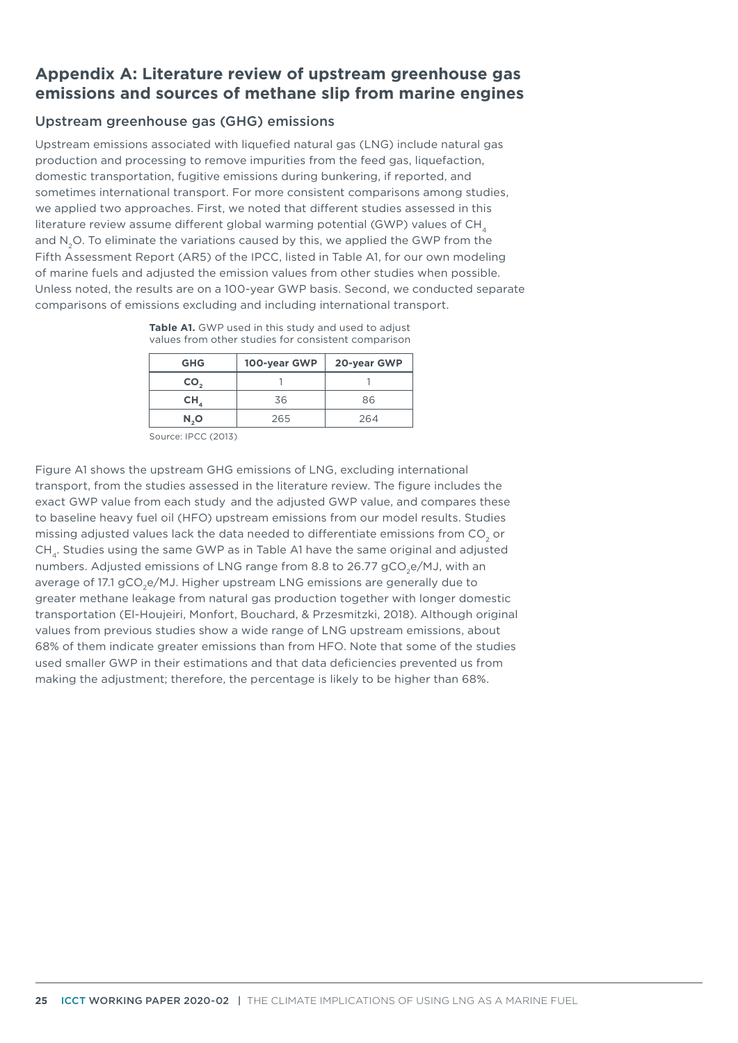## Appendix A: Literature review of upstream greenhouse gas emissions and sources of methane slip from marine engines

### Upstream greenhouse gas (GHG) emissions

Upstream emissions associated with liquefied natural gas (LNG) include natural gas production and processing to remove impurities from the feed gas, liquefaction, domestic transportation, fugitive emissions during bunkering, if reported, and sometimes international transport. For more consistent comparisons among studies, we applied two approaches. First, we noted that different studies assessed in this literature review assume different global warming potential (GWP) values of $CH_4$ and $N_2O$. To eliminate the variations caused by this, we applied the GWP from the Fifth Assessment Report (AR5) of the IPCC, listed in Table A1, for our own modeling of marine fuels and adjusted the emission values from other studies when possible. Unless noted, the results are on a 100-year GWP basis. Second, we conducted separate comparisons of emissions excluding and including international transport.

**Table A1.** GWP used in this study and used to adjust values from other studies for consistent comparison

| GHG | 100-year GWP | 20-year GWP |
|---|---|---|
| $CO_2$ | 1 | 1 |
| $CH_4$ | 36 | 86 |
| $N_2O$ | 265 | 264 |

Source: IPCC (2013)

Figure A1 shows the upstream GHG emissions of LNG, excluding international transport, from the studies assessed in the literature review. The figure includes the exact GWP value from each study and the adjusted GWP value, and compares these to baseline heavy fuel oil (HFO) upstream emissions from our model results. Studies missing adjusted values lack the data needed to differentiate emissions from $CO_2$ or $CH_4$. Studies using the same GWP as in Table A1 have the same original and adjusted numbers. Adjusted emissions of LNG range from 8.8 to 26.77 $gCO_2e$/MJ, with an average of 17.1 $gCO_2e$/MJ. Higher upstream LNG emissions are generally due to greater methane leakage from natural gas production together with longer domestic transportation (El-Houjeiri, Monfort, Bouchard, & Przesmitzki, 2018). Although original values from previous studies show a wide range of LNG upstream emissions, about 68% of them indicate greater emissions than from HFO. Note that some of the studies used smaller GWP in their estimations and that data deficiencies prevented us from making the adjustment; therefore, the percentage is likely to be higher than 68%.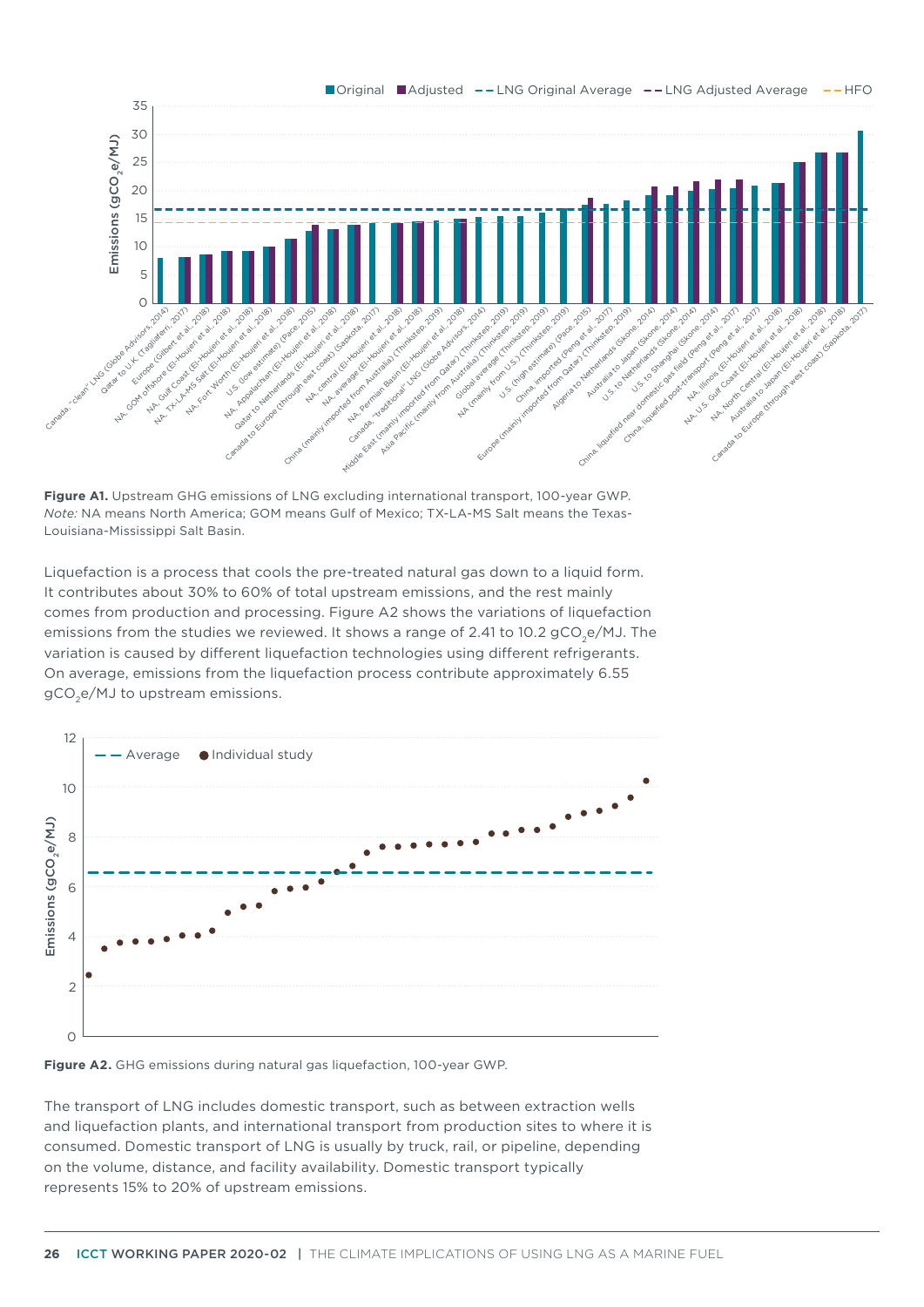**Figure A1.** Upstream GHG emissions of LNG excluding international transport, 100-year GWP. *Note:* NA means North America; GOM means Gulf of Mexico; TX-LA-MS Salt means the Texas-Louisiana-Mississippi Salt Basin.

Liquefaction is a process that cools the pre-treated natural gas down to a liquid form. It contributes about 30% to 60% of total upstream emissions, and the rest mainly comes from production and processing. Figure A2 shows the variations of liquefaction emissions from the studies we reviewed. It shows a range of 2.41 to 10.2 $gCO_2e/MJ$. The variation is caused by different liquefaction technologies using different refrigerants. On average, emissions from the liquefaction process contribute approximately 6.55 $gCO_2e/MJ$ to upstream emissions.

**Figure A2.** GHG emissions during natural gas liquefaction, 100-year GWP.

The transport of LNG includes domestic transport, such as between extraction wells and liquefaction plants, and international transport from production sites to where it is consumed. Domestic transport of LNG is usually by truck, rail, or pipeline, depending on the volume, distance, and facility availability. Domestic transport typically represents 15% to 20% of upstream emissions.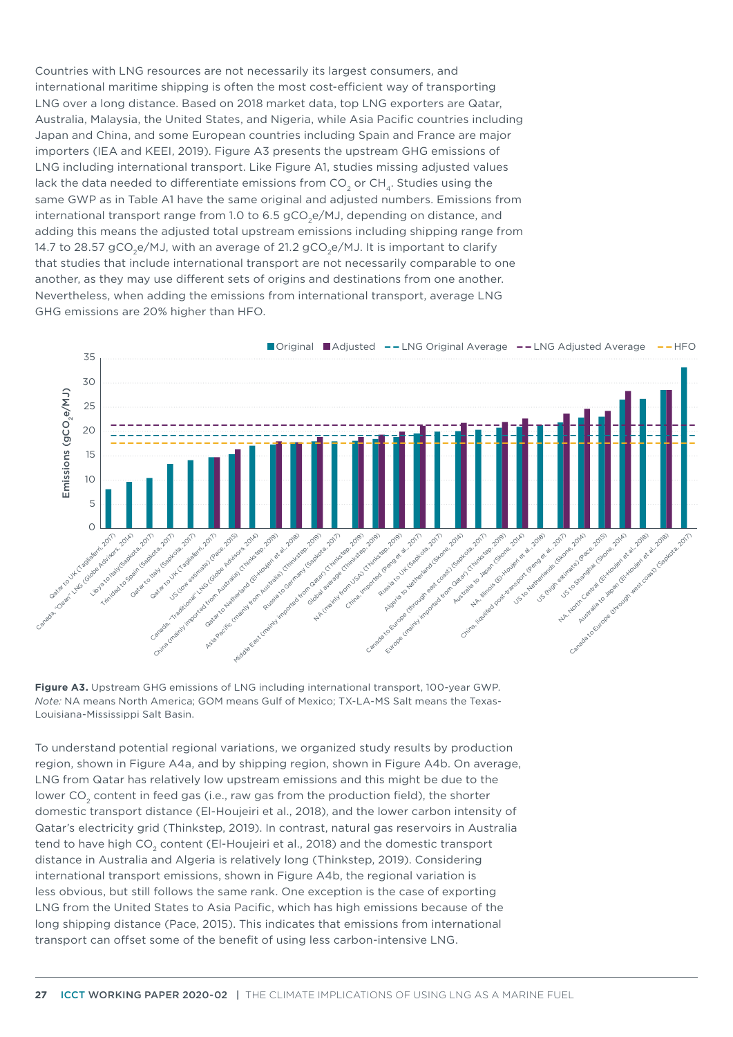Countries with LNG resources are not necessarily its largest consumers, and international maritime shipping is often the most cost-efficient way of transporting LNG over a long distance. Based on 2018 market data, top LNG exporters are Qatar, Australia, Malaysia, the United States, and Nigeria, while Asia Pacific countries including Japan and China, and some European countries including Spain and France are major importers (IEA and KEEI, 2019). Figure A3 presents the upstream GHG emissions of LNG including international transport. Like Figure A1, studies missing adjusted values lack the data needed to differentiate emissions from $CO_2$ or $CH_4$. Studies using the same GWP as in Table A1 have the same original and adjusted numbers. Emissions from international transport range from 1.0 to 6.5 $gCO_2e/MJ$, depending on distance, and adding this means the adjusted total upstream emissions including shipping range from 14.7 to 28.57 $gCO_2e/MJ$, with an average of 21.2 $gCO_2e/MJ$. It is important to clarify that studies that include international transport are not necessarily comparable to one another, as they may use different sets of origins and destinations from one another. Nevertheless, when adding the emissions from international transport, average LNG GHG emissions are 20% higher than HFO.

**Figure A3.** Upstream GHG emissions of LNG including international transport, 100-year GWP.
*Note:* NA means North America; GOM means Gulf of Mexico; TX-LA-MS Salt means the Texas-Louisiana-Mississippi Salt Basin.

To understand potential regional variations, we organized study results by production region, shown in Figure A4a, and by shipping region, shown in Figure A4b. On average, LNG from Qatar has relatively low upstream emissions and this might be due to the lower $CO_2$ content in feed gas (i.e., raw gas from the production field), the shorter domestic transport distance (El-Houjeiri et al., 2018), and the lower carbon intensity of Qatar's electricity grid (Thinkstep, 2019). In contrast, natural gas reservoirs in Australia tend to have high $CO_2$ content (El-Houjeiri et al., 2018) and the domestic transport distance in Australia and Algeria is relatively long (Thinkstep, 2019). Considering international transport emissions, shown in Figure A4b, the regional variation is less obvious, but still follows the same rank. One exception is the case of exporting LNG from the United States to Asia Pacific, which has high emissions because of the long shipping distance (Pace, 2015). This indicates that emissions from international transport can offset some of the benefit of using less carbon-intensive LNG.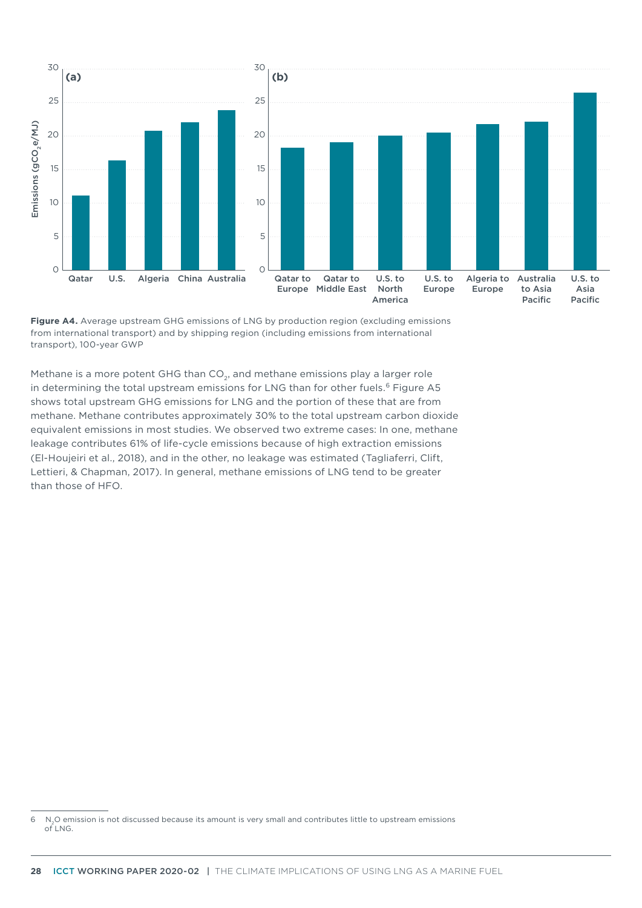Figure A4. Average upstream GHG emissions of LNG by production region (excluding emissions from international transport) and by shipping region (including emissions from international transport), 100-year GWP

Methane is a more potent GHG than $CO_2$, and methane emissions play a larger role in determining the total upstream emissions for LNG than for other fuels.[6] Figure A5 shows total upstream GHG emissions for LNG and the portion of these that are from methane. Methane contributes approximately 30% to the total upstream carbon dioxide equivalent emissions in most studies. We observed two extreme cases: In one, methane leakage contributes 61% of life-cycle emissions because of high extraction emissions (El-Houjeiri et al., 2018), and in the other, no leakage was estimated (Tagliaferri, Clift, Lettieri, & Chapman, 2017). In general, methane emissions of LNG tend to be greater than those of HFO.

6 $N_2O$ emission is not discussed because its amount is very small and contributes little to upstream emissions of LNG.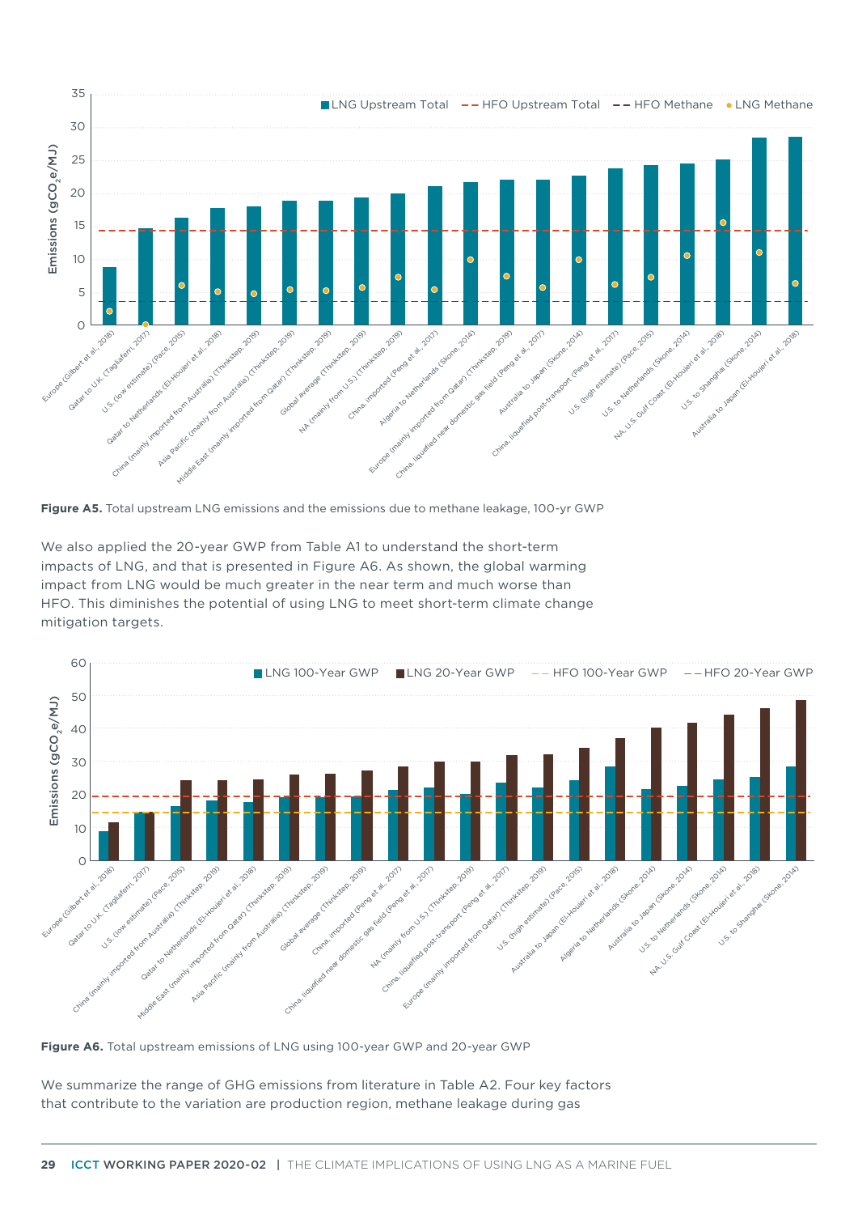**Figure A5.** Total upstream LNG emissions and the emissions due to methane leakage, 100-yr GWP

We also applied the 20-year GWP from Table A1 to understand the short-term impacts of LNG, and that is presented in Figure A6. As shown, the global warming impact from LNG would be much greater in the near term and much worse than HFO. This diminishes the potential of using LNG to meet short-term climate change mitigation targets.

**Figure A6.** Total upstream emissions of LNG using 100-year GWP and 20-year GWP

We summarize the range of GHG emissions from literature in Table A2. Four key factors that contribute to the variation are production region, methane leakage during gas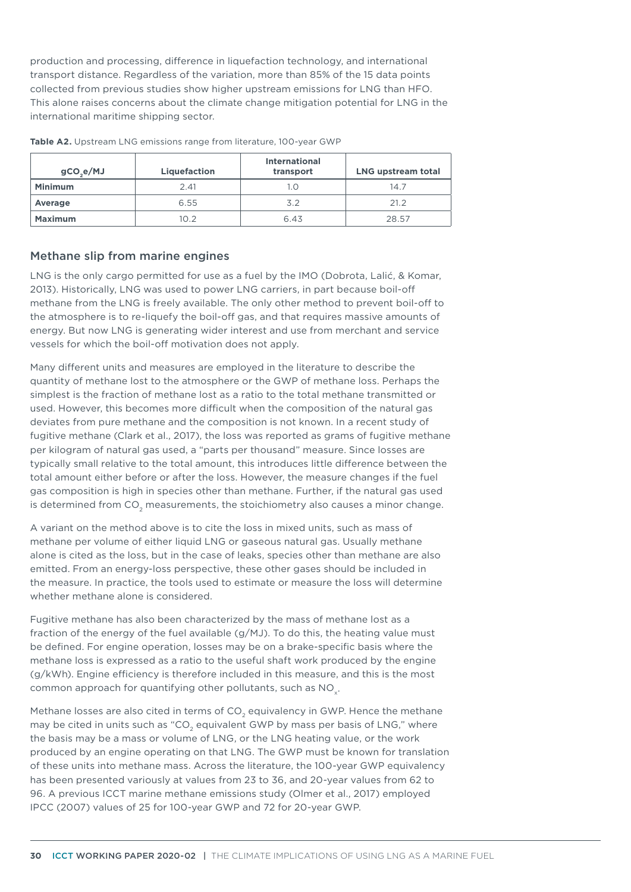production and processing, difference in liquefaction technology, and international transport distance. Regardless of the variation, more than 85% of the 15 data points collected from previous studies show higher upstream emissions for LNG than HFO. This alone raises concerns about the climate change mitigation potential for LNG in the international maritime shipping sector.

**Table A2.** Upstream LNG emissions range from literature, 100-year GWP

| $gCO_2e/MJ$ | Liquefaction | International transport | LNG upstream total |
|---|---|---|---|
| **Minimum** | 2.41 | 1.0 | 14.7 |
| **Average** | 6.55 | 3.2 | 21.2 |
| **Maximum** | 10.2 | 6.43 | 28.57 |

## Methane slip from marine engines

LNG is the only cargo permitted for use as a fuel by the IMO (Dobrota, Lalić, & Komar, 2013). Historically, LNG was used to power LNG carriers, in part because boil-off methane from the LNG is freely available. The only other method to prevent boil-off to the atmosphere is to re-liquefy the boil-off gas, and that requires massive amounts of energy. But now LNG is generating wider interest and use from merchant and service vessels for which the boil-off motivation does not apply.

Many different units and measures are employed in the literature to describe the quantity of methane lost to the atmosphere or the GWP of methane loss. Perhaps the simplest is the fraction of methane lost as a ratio to the total methane transmitted or used. However, this becomes more difficult when the composition of the natural gas deviates from pure methane and the composition is not known. In a recent study of fugitive methane (Clark et al., 2017), the loss was reported as grams of fugitive methane per kilogram of natural gas used, a "parts per thousand" measure. Since losses are typically small relative to the total amount, this introduces little difference between the total amount either before or after the loss. However, the measure changes if the fuel gas composition is high in species other than methane. Further, if the natural gas used is determined from $CO_2$ measurements, the stoichiometry also causes a minor change.

A variant on the method above is to cite the loss in mixed units, such as mass of methane per volume of either liquid LNG or gaseous natural gas. Usually methane alone is cited as the loss, but in the case of leaks, species other than methane are also emitted. From an energy-loss perspective, these other gases should be included in the measure. In practice, the tools used to estimate or measure the loss will determine whether methane alone is considered.

Fugitive methane has also been characterized by the mass of methane lost as a fraction of the energy of the fuel available (g/MJ). To do this, the heating value must be defined. For engine operation, losses may be on a brake-specific basis where the methane loss is expressed as a ratio to the useful shaft work produced by the engine (g/kWh). Engine efficiency is therefore included in this measure, and this is the most common approach for quantifying other pollutants, such as $NO_x$.

Methane losses are also cited in terms of $CO_2$ equivalency in GWP. Hence the methane may be cited in units such as "$CO_2$ equivalent GWP by mass per basis of LNG," where the basis may be a mass or volume of LNG, or the LNG heating value, or the work produced by an engine operating on that LNG. The GWP must be known for translation of these units into methane mass. Across the literature, the 100-year GWP equivalency has been presented variously at values from 23 to 36, and 20-year values from 62 to 96. A previous ICCT marine methane emissions study (Olmer et al., 2017) employed IPCC (2007) values of 25 for 100-year GWP and 72 for 20-year GWP.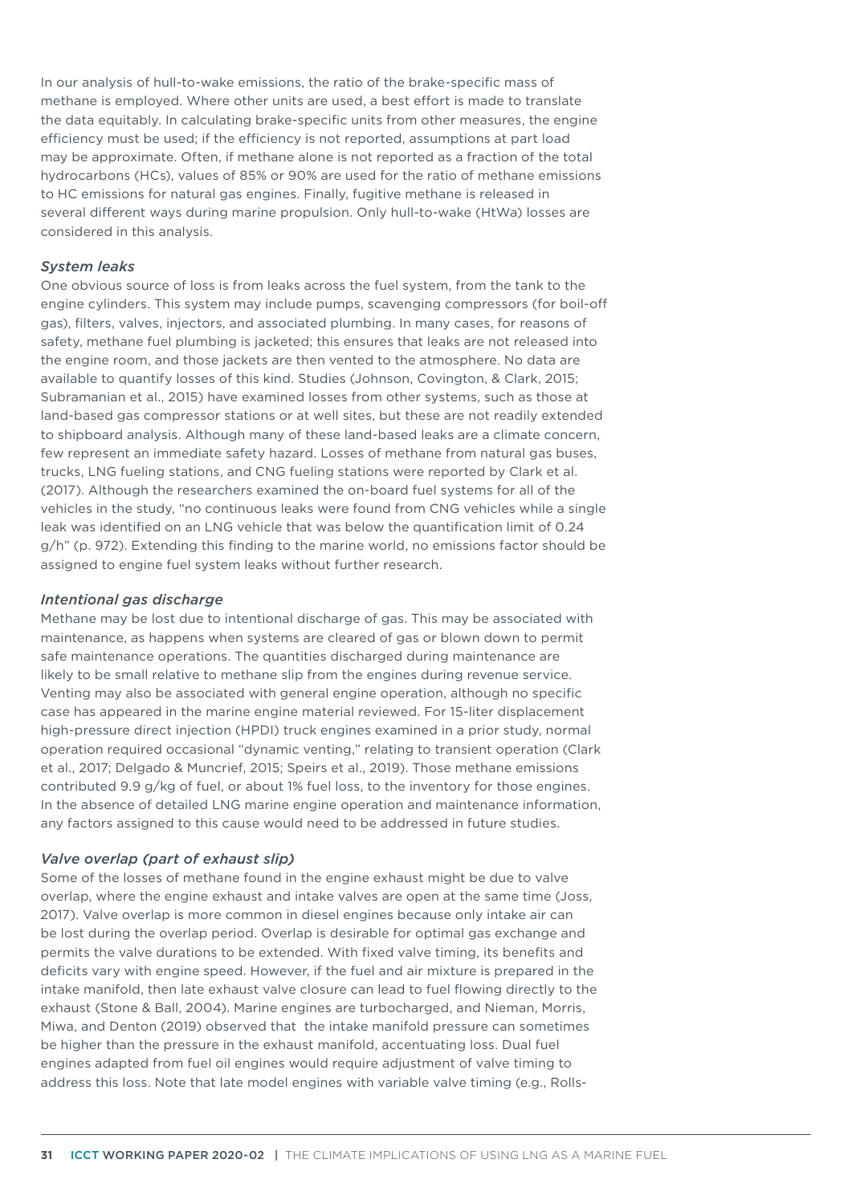In our analysis of hull-to-wake emissions, the ratio of the brake-specific mass of methane is employed. Where other units are used, a best effort is made to translate the data equitably. In calculating brake-specific units from other measures, the engine efficiency must be used; if the efficiency is not reported, assumptions at part load may be approximate. Often, if methane alone is not reported as a fraction of the total hydrocarbons (HCs), values of 85% or 90% are used for the ratio of methane emissions to HC emissions for natural gas engines. Finally, fugitive methane is released in several different ways during marine propulsion. Only hull-to-wake (HtWa) losses are considered in this analysis.

*System leaks*

One obvious source of loss is from leaks across the fuel system, from the tank to the engine cylinders. This system may include pumps, scavenging compressors (for boil-off gas), filters, valves, injectors, and associated plumbing. In many cases, for reasons of safety, methane fuel plumbing is jacketed; this ensures that leaks are not released into the engine room, and those jackets are then vented to the atmosphere. No data are available to quantify losses of this kind. Studies (Johnson, Covington, & Clark, 2015; Subramanian et al., 2015) have examined losses from other systems, such as those at land-based gas compressor stations or at well sites, but these are not readily extended to shipboard analysis. Although many of these land-based leaks are a climate concern, few represent an immediate safety hazard. Losses of methane from natural gas buses, trucks, LNG fueling stations, and CNG fueling stations were reported by Clark et al. (2017). Although the researchers examined the on-board fuel systems for all of the vehicles in the study, "no continuous leaks were found from CNG vehicles while a single leak was identified on an LNG vehicle that was below the quantification limit of 0.24 g/h" (p. 972). Extending this finding to the marine world, no emissions factor should be assigned to engine fuel system leaks without further research.

*Intentional gas discharge*

Methane may be lost due to intentional discharge of gas. This may be associated with maintenance, as happens when systems are cleared of gas or blown down to permit safe maintenance operations. The quantities discharged during maintenance are likely to be small relative to methane slip from the engines during revenue service. Venting may also be associated with general engine operation, although no specific case has appeared in the marine engine material reviewed. For 15-liter displacement high-pressure direct injection (HPDI) truck engines examined in a prior study, normal operation required occasional "dynamic venting," relating to transient operation (Clark et al., 2017; Delgado & Muncrief, 2015; Speirs et al., 2019). Those methane emissions contributed 9.9 g/kg of fuel, or about 1% fuel loss, to the inventory for those engines. In the absence of detailed LNG marine engine operation and maintenance information, any factors assigned to this cause would need to be addressed in future studies.

*Valve overlap (part of exhaust slip)*

Some of the losses of methane found in the engine exhaust might be due to valve overlap, where the engine exhaust and intake valves are open at the same time (Joss, 2017). Valve overlap is more common in diesel engines because only intake air can be lost during the overlap period. Overlap is desirable for optimal gas exchange and permits the valve durations to be extended. With fixed valve timing, its benefits and deficits vary with engine speed. However, if the fuel and air mixture is prepared in the intake manifold, then late exhaust valve closure can lead to fuel flowing directly to the exhaust (Stone & Ball, 2004). Marine engines are turbocharged, and Nieman, Morris, Miwa, and Denton (2019) observed that the intake manifold pressure can sometimes be higher than the pressure in the exhaust manifold, accentuating loss. Dual fuel engines adapted from fuel oil engines would require adjustment of valve timing to address this loss. Note that late model engines with variable valve timing (e.g., Rolls-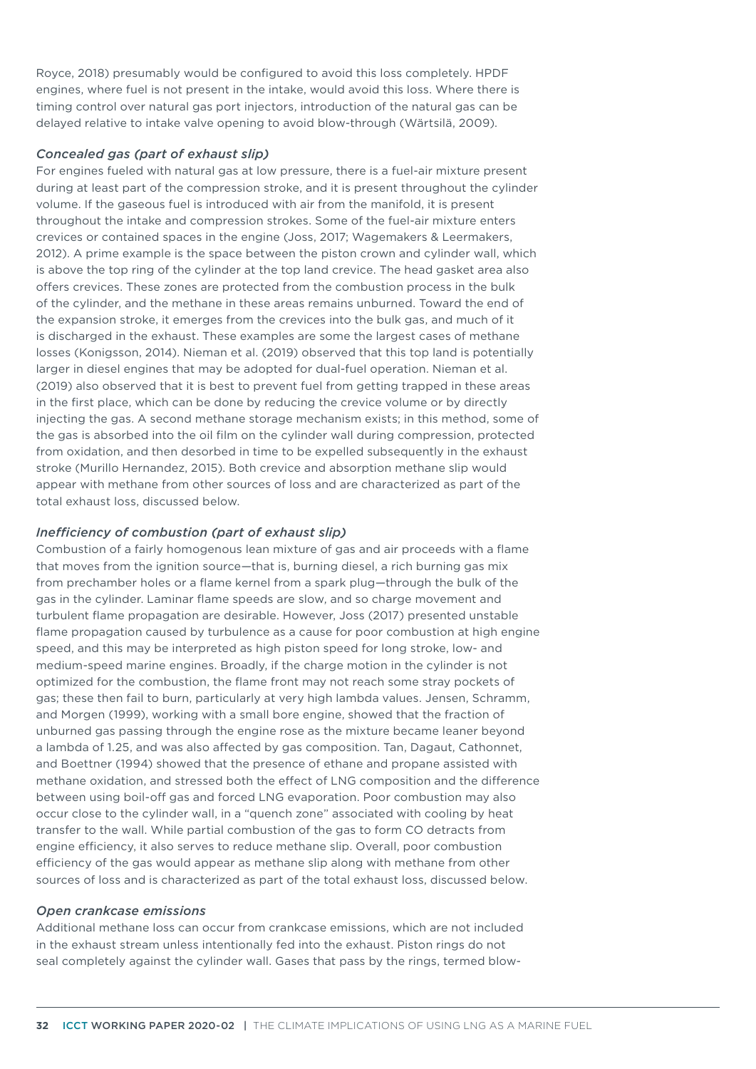Royce, 2018) presumably would be configured to avoid this loss completely. HPDF engines, where fuel is not present in the intake, would avoid this loss. Where there is timing control over natural gas port injectors, introduction of the natural gas can be delayed relative to intake valve opening to avoid blow-through (Wärtsilä, 2009).

### *Concealed gas (part of exhaust slip)*

For engines fueled with natural gas at low pressure, there is a fuel-air mixture present during at least part of the compression stroke, and it is present throughout the cylinder volume. If the gaseous fuel is introduced with air from the manifold, it is present throughout the intake and compression strokes. Some of the fuel-air mixture enters crevices or contained spaces in the engine (Joss, 2017; Wagemakers & Leermakers, 2012). A prime example is the space between the piston crown and cylinder wall, which is above the top ring of the cylinder at the top land crevice. The head gasket area also offers crevices. These zones are protected from the combustion process in the bulk of the cylinder, and the methane in these areas remains unburned. Toward the end of the expansion stroke, it emerges from the crevices into the bulk gas, and much of it is discharged in the exhaust. These examples are some the largest cases of methane losses (Konigsson, 2014). Nieman et al. (2019) observed that this top land is potentially larger in diesel engines that may be adopted for dual-fuel operation. Nieman et al. (2019) also observed that it is best to prevent fuel from getting trapped in these areas in the first place, which can be done by reducing the crevice volume or by directly injecting the gas. A second methane storage mechanism exists; in this method, some of the gas is absorbed into the oil film on the cylinder wall during compression, protected from oxidation, and then desorbed in time to be expelled subsequently in the exhaust stroke (Murillo Hernandez, 2015). Both crevice and absorption methane slip would appear with methane from other sources of loss and are characterized as part of the total exhaust loss, discussed below.

### *Inefficiency of combustion (part of exhaust slip)*

Combustion of a fairly homogenous lean mixture of gas and air proceeds with a flame that moves from the ignition source—that is, burning diesel, a rich burning gas mix from prechamber holes or a flame kernel from a spark plug—through the bulk of the gas in the cylinder. Laminar flame speeds are slow, and so charge movement and turbulent flame propagation are desirable. However, Joss (2017) presented unstable flame propagation caused by turbulence as a cause for poor combustion at high engine speed, and this may be interpreted as high piston speed for long stroke, low- and medium-speed marine engines. Broadly, if the charge motion in the cylinder is not optimized for the combustion, the flame front may not reach some stray pockets of gas; these then fail to burn, particularly at very high lambda values. Jensen, Schramm, and Morgen (1999), working with a small bore engine, showed that the fraction of unburned gas passing through the engine rose as the mixture became leaner beyond a lambda of 1.25, and was also affected by gas composition. Tan, Dagaut, Cathonnet, and Boettner (1994) showed that the presence of ethane and propane assisted with methane oxidation, and stressed both the effect of LNG composition and the difference between using boil-off gas and forced LNG evaporation. Poor combustion may also occur close to the cylinder wall, in a "quench zone" associated with cooling by heat transfer to the wall. While partial combustion of the gas to form CO detracts from engine efficiency, it also serves to reduce methane slip. Overall, poor combustion efficiency of the gas would appear as methane slip along with methane from other sources of loss and is characterized as part of the total exhaust loss, discussed below.

### *Open crankcase emissions*

Additional methane loss can occur from crankcase emissions, which are not included in the exhaust stream unless intentionally fed into the exhaust. Piston rings do not seal completely against the cylinder wall. Gases that pass by the rings, termed blow-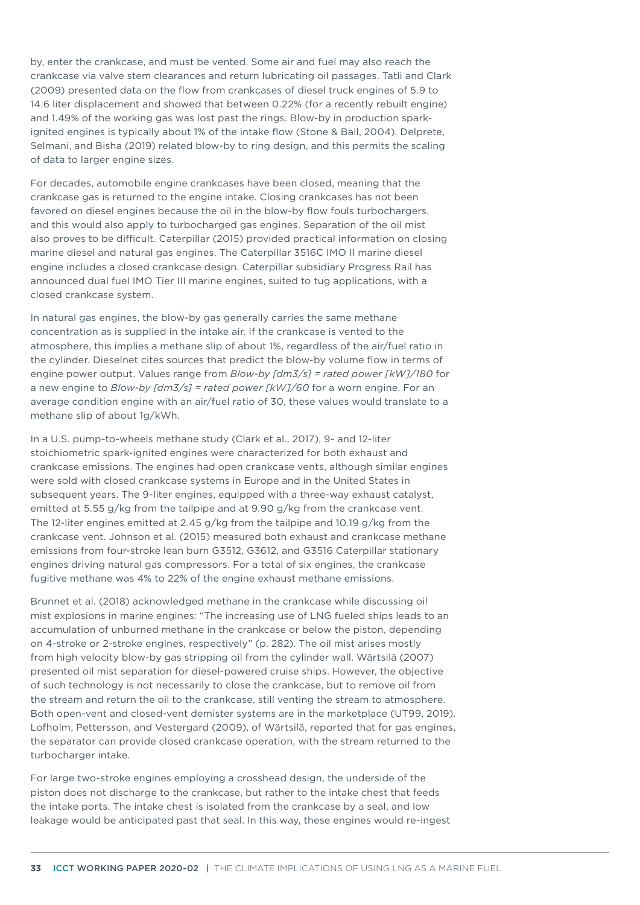by, enter the crankcase, and must be vented. Some air and fuel may also reach the crankcase via valve stem clearances and return lubricating oil passages. Tatli and Clark (2009) presented data on the flow from crankcases of diesel truck engines of 5.9 to 14.6 liter displacement and showed that between 0.22% (for a recently rebuilt engine) and 1.49% of the working gas was lost past the rings. Blow-by in production spark-ignited engines is typically about 1% of the intake flow (Stone & Ball, 2004). Delprete, Selmani, and Bisha (2019) related blow-by to ring design, and this permits the scaling of data to larger engine sizes.

For decades, automobile engine crankcases have been closed, meaning that the crankcase gas is returned to the engine intake. Closing crankcases has not been favored on diesel engines because the oil in the blow-by flow fouls turbochargers, and this would also apply to turbocharged gas engines. Separation of the oil mist also proves to be difficult. Caterpillar (2015) provided practical information on closing marine diesel and natural gas engines. The Caterpillar 3516C IMO II marine diesel engine includes a closed crankcase design. Caterpillar subsidiary Progress Rail has announced dual fuel IMO Tier III marine engines, suited to tug applications, with a closed crankcase system.

In natural gas engines, the blow-by gas generally carries the same methane concentration as is supplied in the intake air. If the crankcase is vented to the atmosphere, this implies a methane slip of about 1%, regardless of the air/fuel ratio in the cylinder. Dieselnet cites sources that predict the blow-by volume flow in terms of engine power output. Values range from *Blow-by [dm3/s] = rated power [kW]/180* for a new engine to *Blow-by [dm3/s] = rated power [kW]/60* for a worn engine. For an average condition engine with an air/fuel ratio of 30, these values would translate to a methane slip of about 1g/kWh.

In a U.S. pump-to-wheels methane study (Clark et al., 2017), 9- and 12-liter stoichiometric spark-ignited engines were characterized for both exhaust and crankcase emissions. The engines had open crankcase vents, although similar engines were sold with closed crankcase systems in Europe and in the United States in subsequent years. The 9-liter engines, equipped with a three-way exhaust catalyst, emitted at 5.55 g/kg from the tailpipe and at 9.90 g/kg from the crankcase vent. The 12-liter engines emitted at 2.45 g/kg from the tailpipe and 10.19 g/kg from the crankcase vent. Johnson et al. (2015) measured both exhaust and crankcase methane emissions from four-stroke lean burn G3512, G3612, and G3516 Caterpillar stationary engines driving natural gas compressors. For a total of six engines, the crankcase fugitive methane was 4% to 22% of the engine exhaust methane emissions.

Brunnet et al. (2018) acknowledged methane in the crankcase while discussing oil mist explosions in marine engines: "The increasing use of LNG fueled ships leads to an accumulation of unburned methane in the crankcase or below the piston, depending on 4-stroke or 2-stroke engines, respectively" (p. 282). The oil mist arises mostly from high velocity blow-by gas stripping oil from the cylinder wall. Wärtsilä (2007) presented oil mist separation for diesel-powered cruise ships. However, the objective of such technology is not necessarily to close the crankcase, but to remove oil from the stream and return the oil to the crankcase, still venting the stream to atmosphere. Both open-vent and closed-vent demister systems are in the marketplace (UT99, 2019). Lofholm, Pettersson, and Vestergard (2009), of Wärtsilä, reported that for gas engines, the separator can provide closed crankcase operation, with the stream returned to the turbocharger intake.

For large two-stroke engines employing a crosshead design, the underside of the piston does not discharge to the crankcase, but rather to the intake chest that feeds the intake ports. The intake chest is isolated from the crankcase by a seal, and low leakage would be anticipated past that seal. In this way, these engines would re-ingest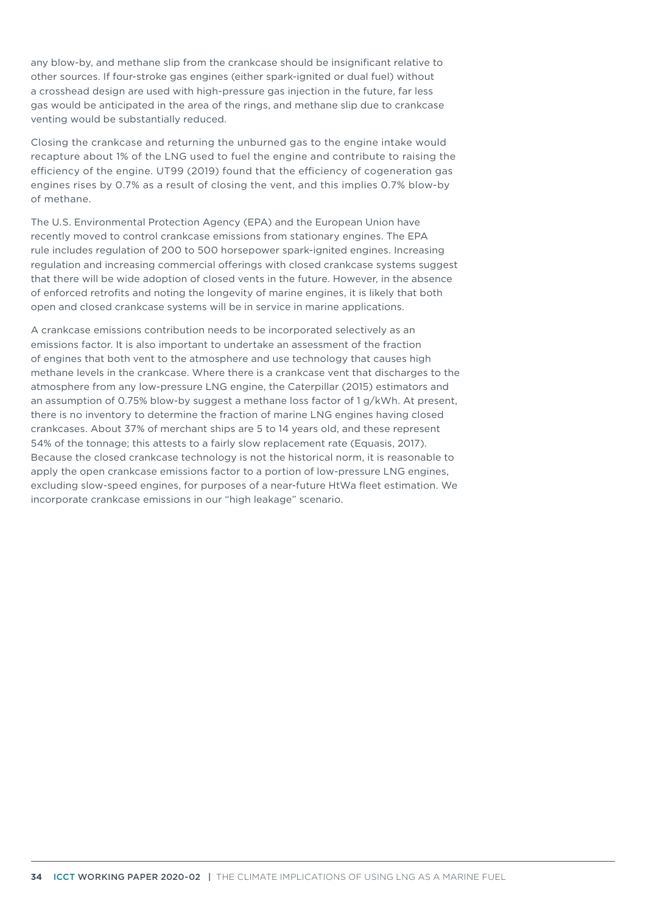any blow-by, and methane slip from the crankcase should be insignificant relative to other sources. If four-stroke gas engines (either spark-ignited or dual fuel) without a crosshead design are used with high-pressure gas injection in the future, far less gas would be anticipated in the area of the rings, and methane slip due to crankcase venting would be substantially reduced.

Closing the crankcase and returning the unburned gas to the engine intake would recapture about 1% of the LNG used to fuel the engine and contribute to raising the efficiency of the engine. UT99 (2019) found that the efficiency of cogeneration gas engines rises by 0.7% as a result of closing the vent, and this implies 0.7% blow-by of methane.

The U.S. Environmental Protection Agency (EPA) and the European Union have recently moved to control crankcase emissions from stationary engines. The EPA rule includes regulation of 200 to 500 horsepower spark-ignited engines. Increasing regulation and increasing commercial offerings with closed crankcase systems suggest that there will be wide adoption of closed vents in the future. However, in the absence of enforced retrofits and noting the longevity of marine engines, it is likely that both open and closed crankcase systems will be in service in marine applications.

A crankcase emissions contribution needs to be incorporated selectively as an emissions factor. It is also important to undertake an assessment of the fraction of engines that both vent to the atmosphere and use technology that causes high methane levels in the crankcase. Where there is a crankcase vent that discharges to the atmosphere from any low-pressure LNG engine, the Caterpillar (2015) estimators and an assumption of 0.75% blow-by suggest a methane loss factor of 1 g/kWh. At present, there is no inventory to determine the fraction of marine LNG engines having closed crankcases. About 37% of merchant ships are 5 to 14 years old, and these represent 54% of the tonnage; this attests to a fairly slow replacement rate (Equasis, 2017). Because the closed crankcase technology is not the historical norm, it is reasonable to apply the open crankcase emissions factor to a portion of low-pressure LNG engines, excluding slow-speed engines, for purposes of a near-future HtWa fleet estimation. We incorporate crankcase emissions in our "high leakage" scenario.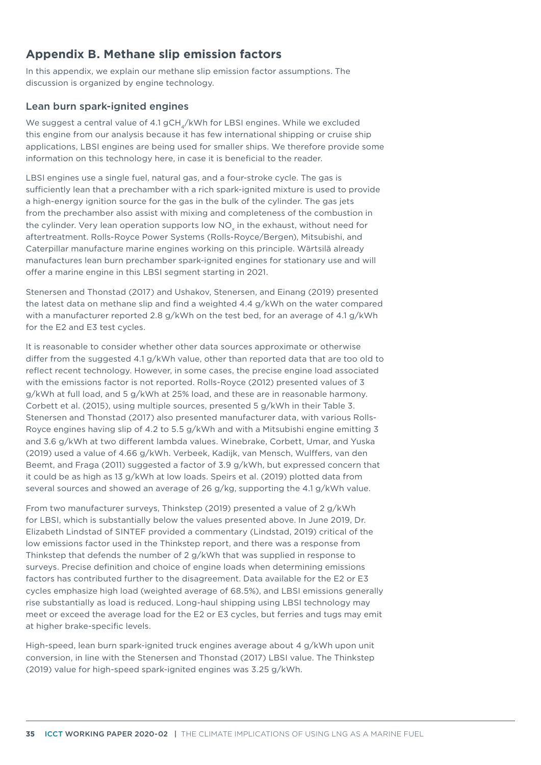## Appendix B. Methane slip emission factors

In this appendix, we explain our methane slip emission factor assumptions. The discussion is organized by engine technology.

### Lean burn spark-ignited engines

We suggest a central value of 4.1 $gCH_4$/kWh for LBSI engines. While we excluded this engine from our analysis because it has few international shipping or cruise ship applications, LBSI engines are being used for smaller ships. We therefore provide some information on this technology here, in case it is beneficial to the reader.

LBSI engines use a single fuel, natural gas, and a four-stroke cycle. The gas is sufficiently lean that a prechamber with a rich spark-ignited mixture is used to provide a high-energy ignition source for the gas in the bulk of the cylinder. The gas jets from the prechamber also assist with mixing and completeness of the combustion in the cylinder. Very lean operation supports low $NO_x$ in the exhaust, without need for aftertreatment. Rolls-Royce Power Systems (Rolls-Royce/Bergen), Mitsubishi, and Caterpillar manufacture marine engines working on this principle. Wärtsilä already manufactures lean burn prechamber spark-ignited engines for stationary use and will offer a marine engine in this LBSI segment starting in 2021.

Stenersen and Thonstad (2017) and Ushakov, Stenersen, and Einang (2019) presented the latest data on methane slip and find a weighted 4.4 g/kWh on the water compared with a manufacturer reported 2.8 g/kWh on the test bed, for an average of 4.1 g/kWh for the E2 and E3 test cycles.

It is reasonable to consider whether other data sources approximate or otherwise differ from the suggested 4.1 g/kWh value, other than reported data that are too old to reflect recent technology. However, in some cases, the precise engine load associated with the emissions factor is not reported. Rolls-Royce (2012) presented values of 3 g/kWh at full load, and 5 g/kWh at 25% load, and these are in reasonable harmony. Corbett et al. (2015), using multiple sources, presented 5 g/kWh in their Table 3. Stenersen and Thonstad (2017) also presented manufacturer data, with various Rolls-Royce engines having slip of 4.2 to 5.5 g/kWh and with a Mitsubishi engine emitting 3 and 3.6 g/kWh at two different lambda values. Winebrake, Corbett, Umar, and Yuska (2019) used a value of 4.66 g/kWh. Verbeek, Kadijk, van Mensch, Wulffers, van den Beemt, and Fraga (2011) suggested a factor of 3.9 g/kWh, but expressed concern that it could be as high as 13 g/kWh at low loads. Speirs et al. (2019) plotted data from several sources and showed an average of 26 g/kg, supporting the 4.1 g/kWh value.

From two manufacturer surveys, Thinkstep (2019) presented a value of 2 g/kWh for LBSI, which is substantially below the values presented above. In June 2019, Dr. Elizabeth Lindstad of SINTEF provided a commentary (Lindstad, 2019) critical of the low emissions factor used in the Thinkstep report, and there was a response from Thinkstep that defends the number of 2 g/kWh that was supplied in response to surveys. Precise definition and choice of engine loads when determining emissions factors has contributed further to the disagreement. Data available for the E2 or E3 cycles emphasize high load (weighted average of 68.5%), and LBSI emissions generally rise substantially as load is reduced. Long-haul shipping using LBSI technology may meet or exceed the average load for the E2 or E3 cycles, but ferries and tugs may emit at higher brake-specific levels.

High-speed, lean burn spark-ignited truck engines average about 4 g/kWh upon unit conversion, in line with the Stenersen and Thonstad (2017) LBSI value. The Thinkstep (2019) value for high-speed spark-ignited engines was 3.25 g/kWh.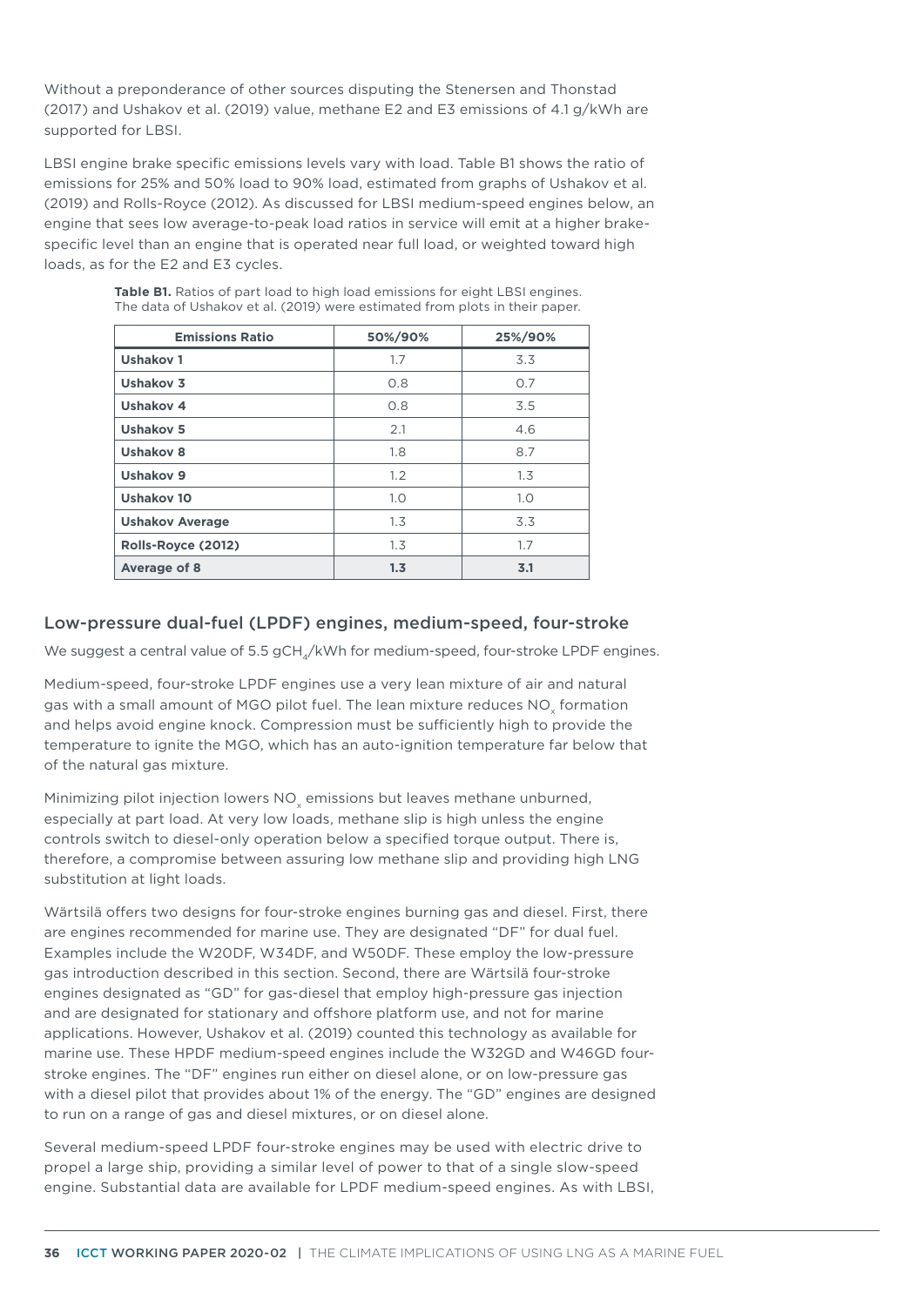Without a preponderance of other sources disputing the Stenersen and Thonstad (2017) and Ushakov et al. (2019) value, methane E2 and E3 emissions of 4.1 g/kWh are supported for LBSI.

LBSI engine brake specific emissions levels vary with load. Table B1 shows the ratio of emissions for 25% and 50% load to 90% load, estimated from graphs of Ushakov et al. (2019) and Rolls-Royce (2012). As discussed for LBSI medium-speed engines below, an engine that sees low average-to-peak load ratios in service will emit at a higher brake-specific level than an engine that is operated near full load, or weighted toward high loads, as for the E2 and E3 cycles.

**Table B1.** Ratios of part load to high load emissions for eight LBSI engines. The data of Ushakov et al. (2019) were estimated from plots in their paper.

| Emissions Ratio | 50%/90% | 25%/90% |
|---|---|---|
| **Ushakov 1** | 1.7 | 3.3 |
| **Ushakov 3** | 0.8 | 0.7 |
| **Ushakov 4** | 0.8 | 3.5 |
| **Ushakov 5** | 2.1 | 4.6 |
| **Ushakov 8** | 1.8 | 8.7 |
| **Ushakov 9** | 1.2 | 1.3 |
| **Ushakov 10** | 1.0 | 1.0 |
| **Ushakov Average** | 1.3 | 3.3 |
| **Rolls-Royce (2012)** | 1.3 | 1.7 |
| **Average of 8** | **1.3** | **3.1** |

## Low-pressure dual-fuel (LPDF) engines, medium-speed, four-stroke

We suggest a central value of 5.5 $gCH_4$/kWh for medium-speed, four-stroke LPDF engines.

Medium-speed, four-stroke LPDF engines use a very lean mixture of air and natural gas with a small amount of MGO pilot fuel. The lean mixture reduces $NO_x$ formation and helps avoid engine knock. Compression must be sufficiently high to provide the temperature to ignite the MGO, which has an auto-ignition temperature far below that of the natural gas mixture.

Minimizing pilot injection lowers $NO_x$ emissions but leaves methane unburned, especially at part load. At very low loads, methane slip is high unless the engine controls switch to diesel-only operation below a specified torque output. There is, therefore, a compromise between assuring low methane slip and providing high LNG substitution at light loads.

Wärtsilä offers two designs for four-stroke engines burning gas and diesel. First, there are engines recommended for marine use. They are designated "DF" for dual fuel. Examples include the W20DF, W34DF, and W50DF. These employ the low-pressure gas introduction described in this section. Second, there are Wärtsilä four-stroke engines designated as "GD" for gas-diesel that employ high-pressure gas injection and are designated for stationary and offshore platform use, and not for marine applications. However, Ushakov et al. (2019) counted this technology as available for marine use. These HPDF medium-speed engines include the W32GD and W46GD four-stroke engines. The "DF" engines run either on diesel alone, or on low-pressure gas with a diesel pilot that provides about 1% of the energy. The "GD" engines are designed to run on a range of gas and diesel mixtures, or on diesel alone.

Several medium-speed LPDF four-stroke engines may be used with electric drive to propel a large ship, providing a similar level of power to that of a single slow-speed engine. Substantial data are available for LPDF medium-speed engines. As with LBSI,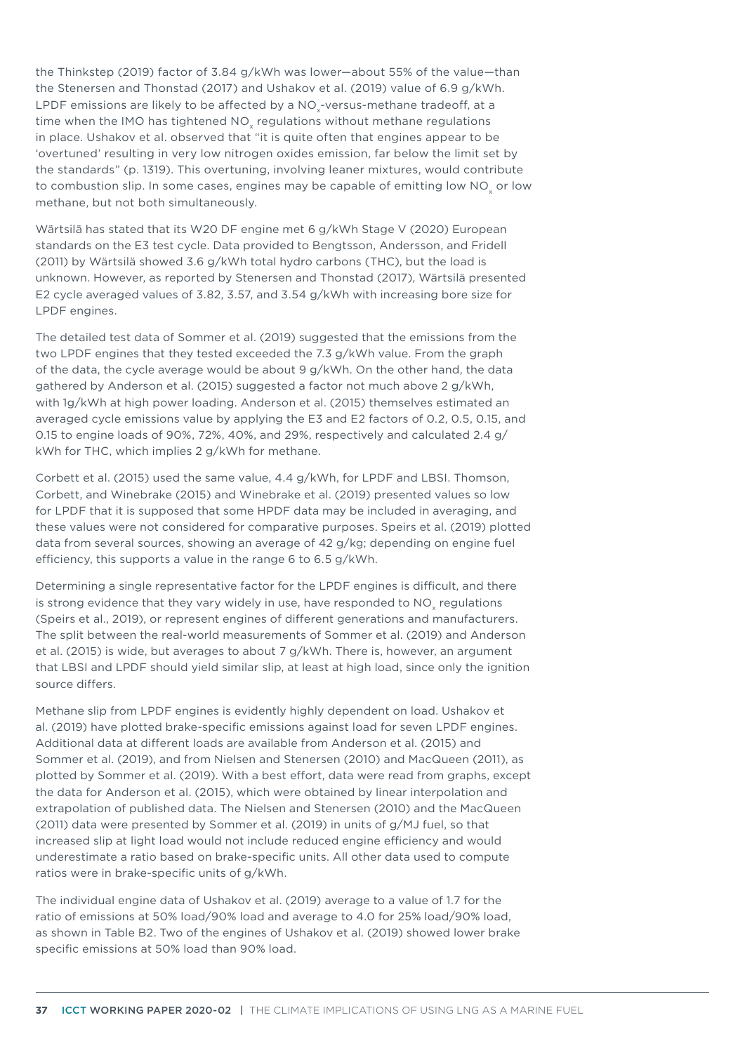the Thinkstep (2019) factor of 3.84 g/kWh was lower—about 55% of the value—than the Stenersen and Thonstad (2017) and Ushakov et al. (2019) value of 6.9 g/kWh. LPDF emissions are likely to be affected by a $NO_x$-versus-methane tradeoff, at a time when the IMO has tightened $NO_x$ regulations without methane regulations in place. Ushakov et al. observed that "it is quite often that engines appear to be 'overtuned' resulting in very low nitrogen oxides emission, far below the limit set by the standards" (p. 1319). This overtuning, involving leaner mixtures, would contribute to combustion slip. In some cases, engines may be capable of emitting low $NO_x$ or low methane, but not both simultaneously.

Wärtsilä has stated that its W20 DF engine met 6 g/kWh Stage V (2020) European standards on the E3 test cycle. Data provided to Bengtsson, Andersson, and Fridell (2011) by Wärtsilä showed 3.6 g/kWh total hydro carbons (THC), but the load is unknown. However, as reported by Stenersen and Thonstad (2017), Wärtsilä presented E2 cycle averaged values of 3.82, 3.57, and 3.54 g/kWh with increasing bore size for LPDF engines.

The detailed test data of Sommer et al. (2019) suggested that the emissions from the two LPDF engines that they tested exceeded the 7.3 g/kWh value. From the graph of the data, the cycle average would be about 9 g/kWh. On the other hand, the data gathered by Anderson et al. (2015) suggested a factor not much above 2 g/kWh, with 1g/kWh at high power loading. Anderson et al. (2015) themselves estimated an averaged cycle emissions value by applying the E3 and E2 factors of 0.2, 0.5, 0.15, and 0.15 to engine loads of 90%, 72%, 40%, and 29%, respectively and calculated 2.4 g/kWh for THC, which implies 2 g/kWh for methane.

Corbett et al. (2015) used the same value, 4.4 g/kWh, for LPDF and LBSI. Thomson, Corbett, and Winebrake (2015) and Winebrake et al. (2019) presented values so low for LPDF that it is supposed that some HPDF data may be included in averaging, and these values were not considered for comparative purposes. Speirs et al. (2019) plotted data from several sources, showing an average of 42 g/kg; depending on engine fuel efficiency, this supports a value in the range 6 to 6.5 g/kWh.

Determining a single representative factor for the LPDF engines is difficult, and there is strong evidence that they vary widely in use, have responded to $NO_x$ regulations (Speirs et al., 2019), or represent engines of different generations and manufacturers. The split between the real-world measurements of Sommer et al. (2019) and Anderson et al. (2015) is wide, but averages to about 7 g/kWh. There is, however, an argument that LBSI and LPDF should yield similar slip, at least at high load, since only the ignition source differs.

Methane slip from LPDF engines is evidently highly dependent on load. Ushakov et al. (2019) have plotted brake-specific emissions against load for seven LPDF engines. Additional data at different loads are available from Anderson et al. (2015) and Sommer et al. (2019), and from Nielsen and Stenersen (2010) and MacQueen (2011), as plotted by Sommer et al. (2019). With a best effort, data were read from graphs, except the data for Anderson et al. (2015), which were obtained by linear interpolation and extrapolation of published data. The Nielsen and Stenersen (2010) and the MacQueen (2011) data were presented by Sommer et al. (2019) in units of g/MJ fuel, so that increased slip at light load would not include reduced engine efficiency and would underestimate a ratio based on brake-specific units. All other data used to compute ratios were in brake-specific units of g/kWh.

The individual engine data of Ushakov et al. (2019) average to a value of 1.7 for the ratio of emissions at 50% load/90% load and average to 4.0 for 25% load/90% load, as shown in Table B2. Two of the engines of Ushakov et al. (2019) showed lower brake specific emissions at 50% load than 90% load.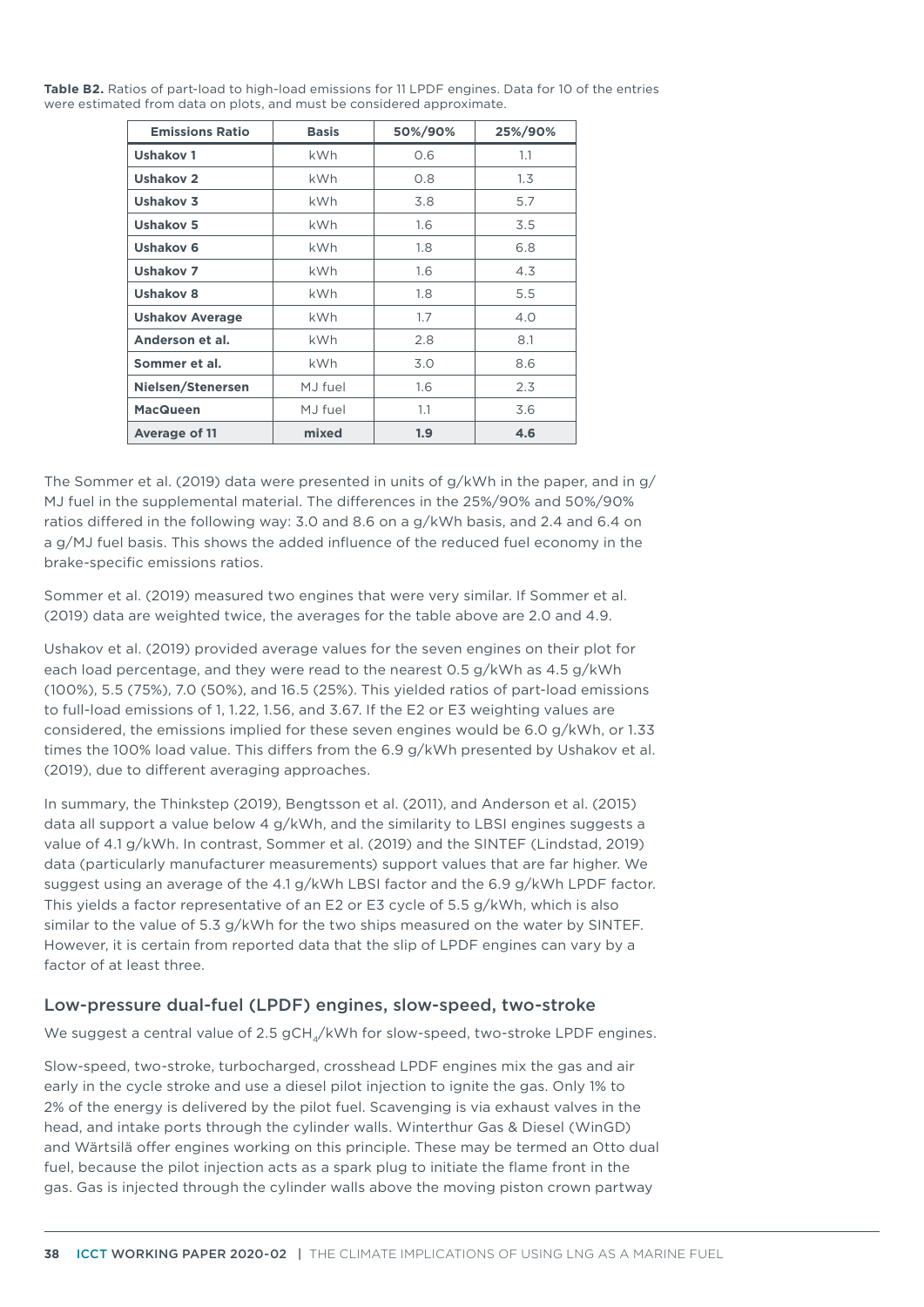**Table B2.** Ratios of part-load to high-load emissions for 11 LPDF engines. Data for 10 of the entries were estimated from data on plots, and must be considered approximate.

| Emissions Ratio | Basis | 50%/90% | 25%/90% |
|---|---|---|---|
| **Ushakov 1** | kWh | 0.6 | 1.1 |
| **Ushakov 2** | kWh | 0.8 | 1.3 |
| **Ushakov 3** | kWh | 3.8 | 5.7 |
| **Ushakov 5** | kWh | 1.6 | 3.5 |
| **Ushakov 6** | kWh | 1.8 | 6.8 |
| **Ushakov 7** | kWh | 1.6 | 4.3 |
| **Ushakov 8** | kWh | 1.8 | 5.5 |
| **Ushakov Average** | kWh | 1.7 | 4.0 |
| **Anderson et al.** | kWh | 2.8 | 8.1 |
| **Sommer et al.** | kWh | 3.0 | 8.6 |
| **Nielsen/Stenersen** | MJ fuel | 1.6 | 2.3 |
| **MacQueen** | MJ fuel | 1.1 | 3.6 |
| **Average of 11** | **mixed** | **1.9** | **4.6** |

The Sommer et al. (2019) data were presented in units of g/kWh in the paper, and in g/MJ fuel in the supplemental material. The differences in the 25%/90% and 50%/90% ratios differed in the following way: 3.0 and 8.6 on a g/kWh basis, and 2.4 and 6.4 on a g/MJ fuel basis. This shows the added influence of the reduced fuel economy in the brake-specific emissions ratios.

Sommer et al. (2019) measured two engines that were very similar. If Sommer et al. (2019) data are weighted twice, the averages for the table above are 2.0 and 4.9.

Ushakov et al. (2019) provided average values for the seven engines on their plot for each load percentage, and they were read to the nearest 0.5 g/kWh as 4.5 g/kWh (100%), 5.5 (75%), 7.0 (50%), and 16.5 (25%). This yielded ratios of part-load emissions to full-load emissions of 1, 1.22, 1.56, and 3.67. If the E2 or E3 weighting values are considered, the emissions implied for these seven engines would be 6.0 g/kWh, or 1.33 times the 100% load value. This differs from the 6.9 g/kWh presented by Ushakov et al. (2019), due to different averaging approaches.

In summary, the Thinkstep (2019), Bengtsson et al. (2011), and Anderson et al. (2015) data all support a value below 4 g/kWh, and the similarity to LBSI engines suggests a value of 4.1 g/kWh. In contrast, Sommer et al. (2019) and the SINTEF (Lindstad, 2019) data (particularly manufacturer measurements) support values that are far higher. We suggest using an average of the 4.1 g/kWh LBSI factor and the 6.9 g/kWh LPDF factor. This yields a factor representative of an E2 or E3 cycle of 5.5 g/kWh, which is also similar to the value of 5.3 g/kWh for the two ships measured on the water by SINTEF. However, it is certain from reported data that the slip of LPDF engines can vary by a factor of at least three.

## Low-pressure dual-fuel (LPDF) engines, slow-speed, two-stroke

We suggest a central value of 2.5 $gCH_4$/kWh for slow-speed, two-stroke LPDF engines.

Slow-speed, two-stroke, turbocharged, crosshead LPDF engines mix the gas and air early in the cycle stroke and use a diesel pilot injection to ignite the gas. Only 1% to 2% of the energy is delivered by the pilot fuel. Scavenging is via exhaust valves in the head, and intake ports through the cylinder walls. Winterthur Gas & Diesel (WinGD) and Wärtsilä offer engines working on this principle. These may be termed an Otto dual fuel, because the pilot injection acts as a spark plug to initiate the flame front in the gas. Gas is injected through the cylinder walls above the moving piston crown partway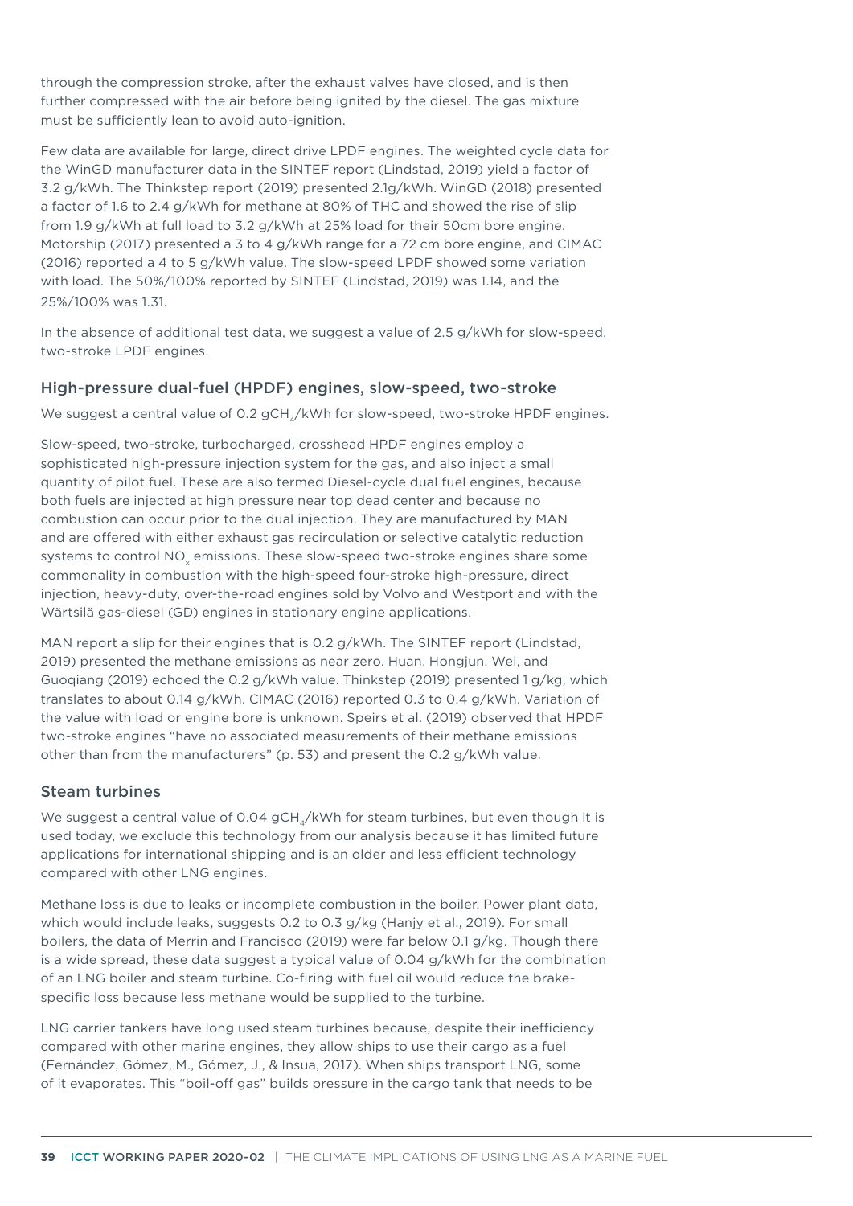through the compression stroke, after the exhaust valves have closed, and is then further compressed with the air before being ignited by the diesel. The gas mixture must be sufficiently lean to avoid auto-ignition.

Few data are available for large, direct drive LPDF engines. The weighted cycle data for the WinGD manufacturer data in the SINTEF report (Lindstad, 2019) yield a factor of 3.2 g/kWh. The Thinkstep report (2019) presented 2.1g/kWh. WinGD (2018) presented a factor of 1.6 to 2.4 g/kWh for methane at 80% of THC and showed the rise of slip from 1.9 g/kWh at full load to 3.2 g/kWh at 25% load for their 50cm bore engine. Motorship (2017) presented a 3 to 4 g/kWh range for a 72 cm bore engine, and CIMAC (2016) reported a 4 to 5 g/kWh value. The slow-speed LPDF showed some variation with load. The 50%/100% reported by SINTEF (Lindstad, 2019) was 1.14, and the 25%/100% was 1.31.

In the absence of additional test data, we suggest a value of 2.5 g/kWh for slow-speed, two-stroke LPDF engines.

## High-pressure dual-fuel (HPDF) engines, slow-speed, two-stroke

We suggest a central value of 0.2 $gCH_4$/kWh for slow-speed, two-stroke HPDF engines.

Slow-speed, two-stroke, turbocharged, crosshead HPDF engines employ a sophisticated high-pressure injection system for the gas, and also inject a small quantity of pilot fuel. These are also termed Diesel-cycle dual fuel engines, because both fuels are injected at high pressure near top dead center and because no combustion can occur prior to the dual injection. They are manufactured by MAN and are offered with either exhaust gas recirculation or selective catalytic reduction systems to control $NO_x$ emissions. These slow-speed two-stroke engines share some commonality in combustion with the high-speed four-stroke high-pressure, direct injection, heavy-duty, over-the-road engines sold by Volvo and Westport and with the Wärtsilä gas-diesel (GD) engines in stationary engine applications.

MAN report a slip for their engines that is 0.2 g/kWh. The SINTEF report (Lindstad, 2019) presented the methane emissions as near zero. Huan, Hongjun, Wei, and Guoqiang (2019) echoed the 0.2 g/kWh value. Thinkstep (2019) presented 1 g/kg, which translates to about 0.14 g/kWh. CIMAC (2016) reported 0.3 to 0.4 g/kWh. Variation of the value with load or engine bore is unknown. Speirs et al. (2019) observed that HPDF two-stroke engines "have no associated measurements of their methane emissions other than from the manufacturers" (p. 53) and present the 0.2 g/kWh value.

## Steam turbines

We suggest a central value of 0.04 $gCH_4$/kWh for steam turbines, but even though it is used today, we exclude this technology from our analysis because it has limited future applications for international shipping and is an older and less efficient technology compared with other LNG engines.

Methane loss is due to leaks or incomplete combustion in the boiler. Power plant data, which would include leaks, suggests 0.2 to 0.3 g/kg (Hanjy et al., 2019). For small boilers, the data of Merrin and Francisco (2019) were far below 0.1 g/kg. Though there is a wide spread, these data suggest a typical value of 0.04 g/kWh for the combination of an LNG boiler and steam turbine. Co-firing with fuel oil would reduce the brake-specific loss because less methane would be supplied to the turbine.

LNG carrier tankers have long used steam turbines because, despite their inefficiency compared with other marine engines, they allow ships to use their cargo as a fuel (Fernández, Gómez, M., Gómez, J., & Insua, 2017). When ships transport LNG, some of it evaporates. This "boil-off gas" builds pressure in the cargo tank that needs to be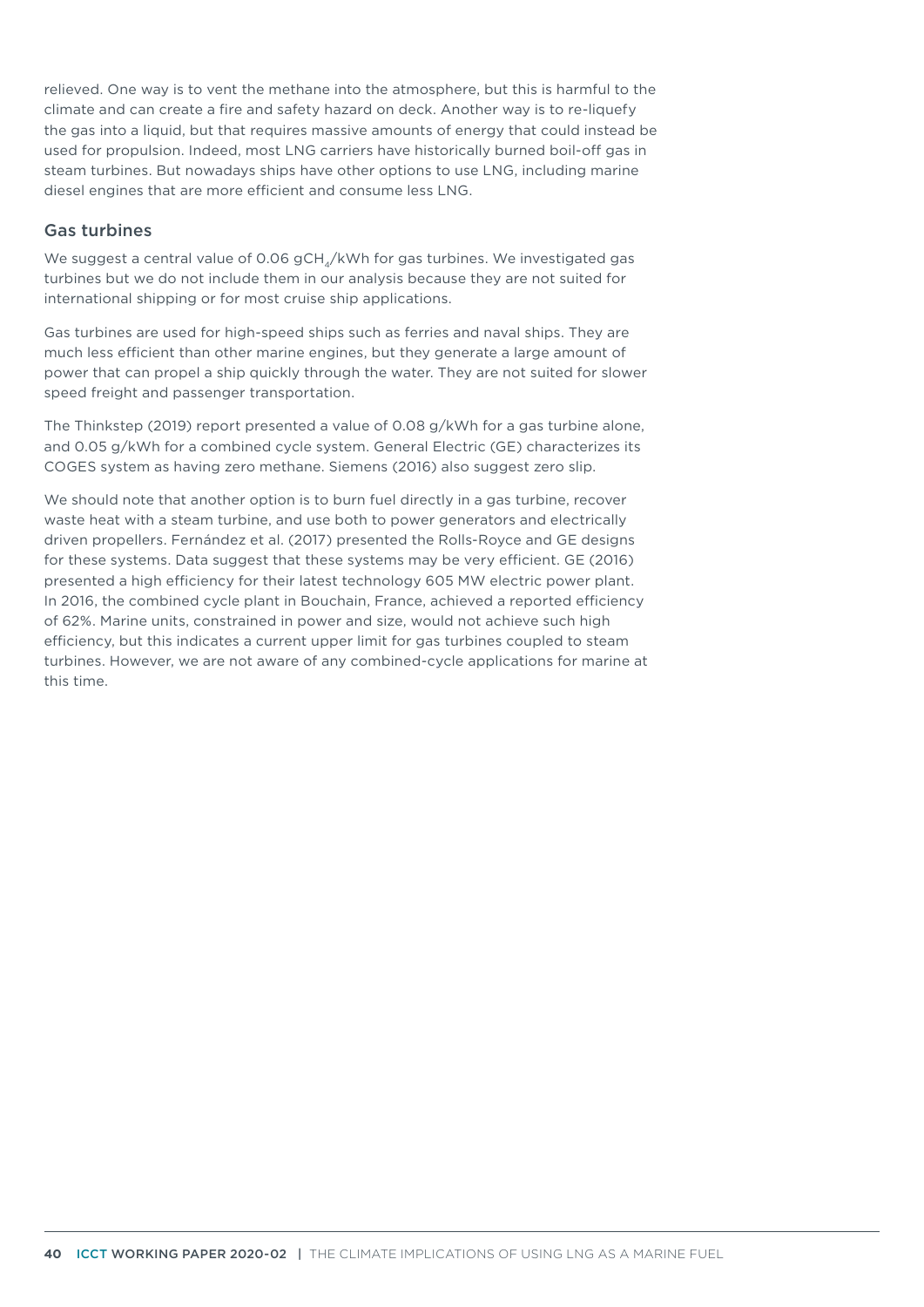relieved. One way is to vent the methane into the atmosphere, but this is harmful to the climate and can create a fire and safety hazard on deck. Another way is to re-liquefy the gas into a liquid, but that requires massive amounts of energy that could instead be used for propulsion. Indeed, most LNG carriers have historically burned boil-off gas in steam turbines. But nowadays ships have other options to use LNG, including marine diesel engines that are more efficient and consume less LNG.

## Gas turbines

We suggest a central value of 0.06 $gCH_4$/kWh for gas turbines. We investigated gas turbines but we do not include them in our analysis because they are not suited for international shipping or for most cruise ship applications.

Gas turbines are used for high-speed ships such as ferries and naval ships. They are much less efficient than other marine engines, but they generate a large amount of power that can propel a ship quickly through the water. They are not suited for slower speed freight and passenger transportation.

The Thinkstep (2019) report presented a value of 0.08 g/kWh for a gas turbine alone, and 0.05 g/kWh for a combined cycle system. General Electric (GE) characterizes its COGES system as having zero methane. Siemens (2016) also suggest zero slip.

We should note that another option is to burn fuel directly in a gas turbine, recover waste heat with a steam turbine, and use both to power generators and electrically driven propellers. Fernández et al. (2017) presented the Rolls-Royce and GE designs for these systems. Data suggest that these systems may be very efficient. GE (2016) presented a high efficiency for their latest technology 605 MW electric power plant. In 2016, the combined cycle plant in Bouchain, France, achieved a reported efficiency of 62%. Marine units, constrained in power and size, would not achieve such high efficiency, but this indicates a current upper limit for gas turbines coupled to steam turbines. However, we are not aware of any combined-cycle applications for marine at this time.